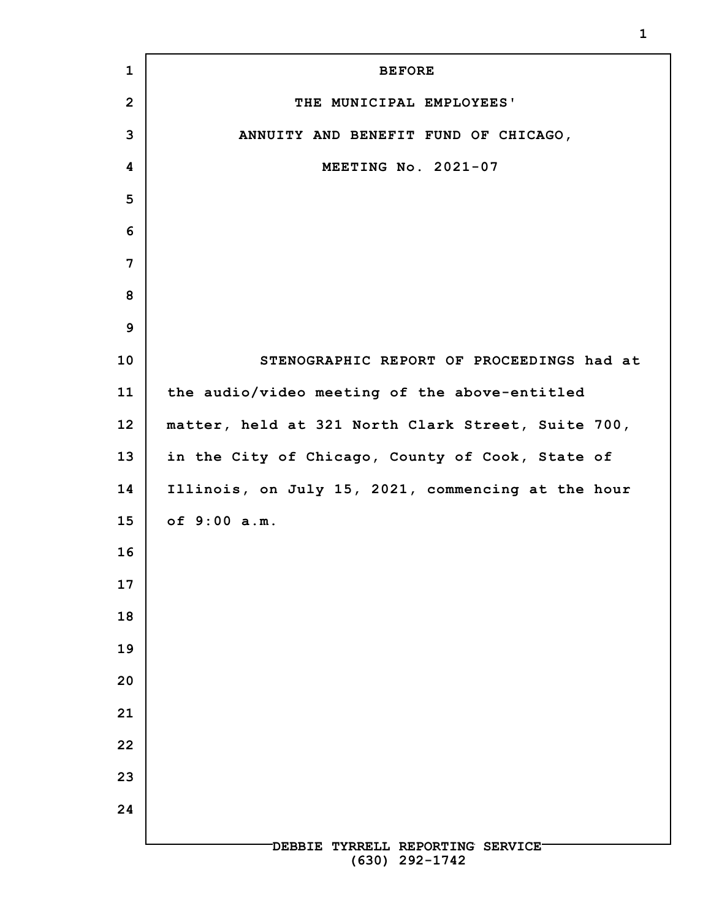BEFORE

THE MUNICIPAL EMPLOYEES'

ANNUITY AND BENEFIT FUND OF CHICAGO,

MEETING No. 2021-07

STENOGRAPHIC REPORT OF PROCEEDINGS had at the audio/video meeting of the above-entitled matter, held at 321 North Clark Street, Suite 700, in the City of Chicago, County of Cook, State of Illinois, on July 15, 2021, commencing at the hour of 9:00 a.m.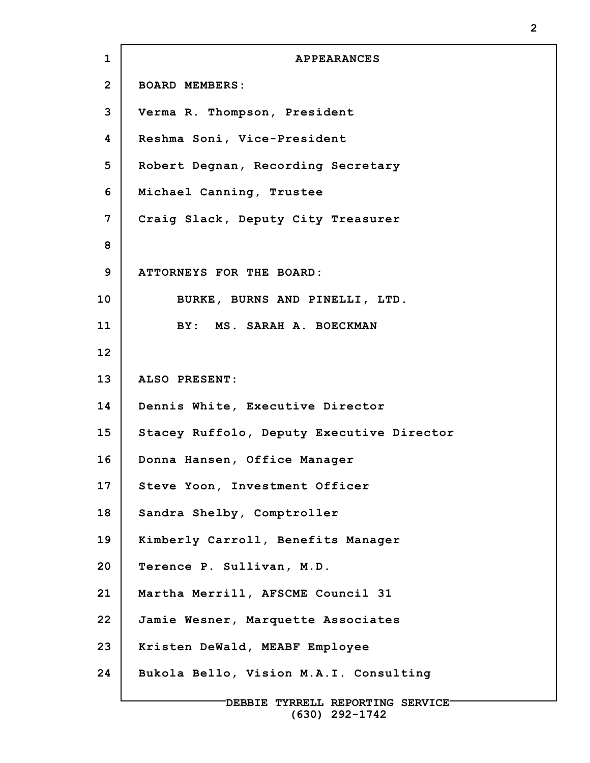# APPEARANCES

**BOARD MEMBERS:**

Verma R. Thompson, President

Reshma Soni, Vice-President

Robert Degnan, Recording Secretary

Michael Canning, Trustee

Craig Slack, Deputy City Treasurer

**ATTORNEYS FOR THE BOARD:**

BURKE, BURNS AND PINELLI, LTD.

BY: MS. SARAH A. BOECKMAN

**ALSO PRESENT:**

Dennis White, Executive Director

Stacey Ruffolo, Deputy Executive Director

Donna Hansen, Office Manager

Steve Yoon, Investment Officer

Sandra Shelby, Comptroller

Kimberly Carroll, Benefits Manager

Terence P. Sullivan, M.D.

Martha Merrill, AFSCME Council 31

Jamie Wesner, Marquette Associates

Kristen DeWald, MEABF Employee

Bukola Bello, Vision M.A.I. Consulting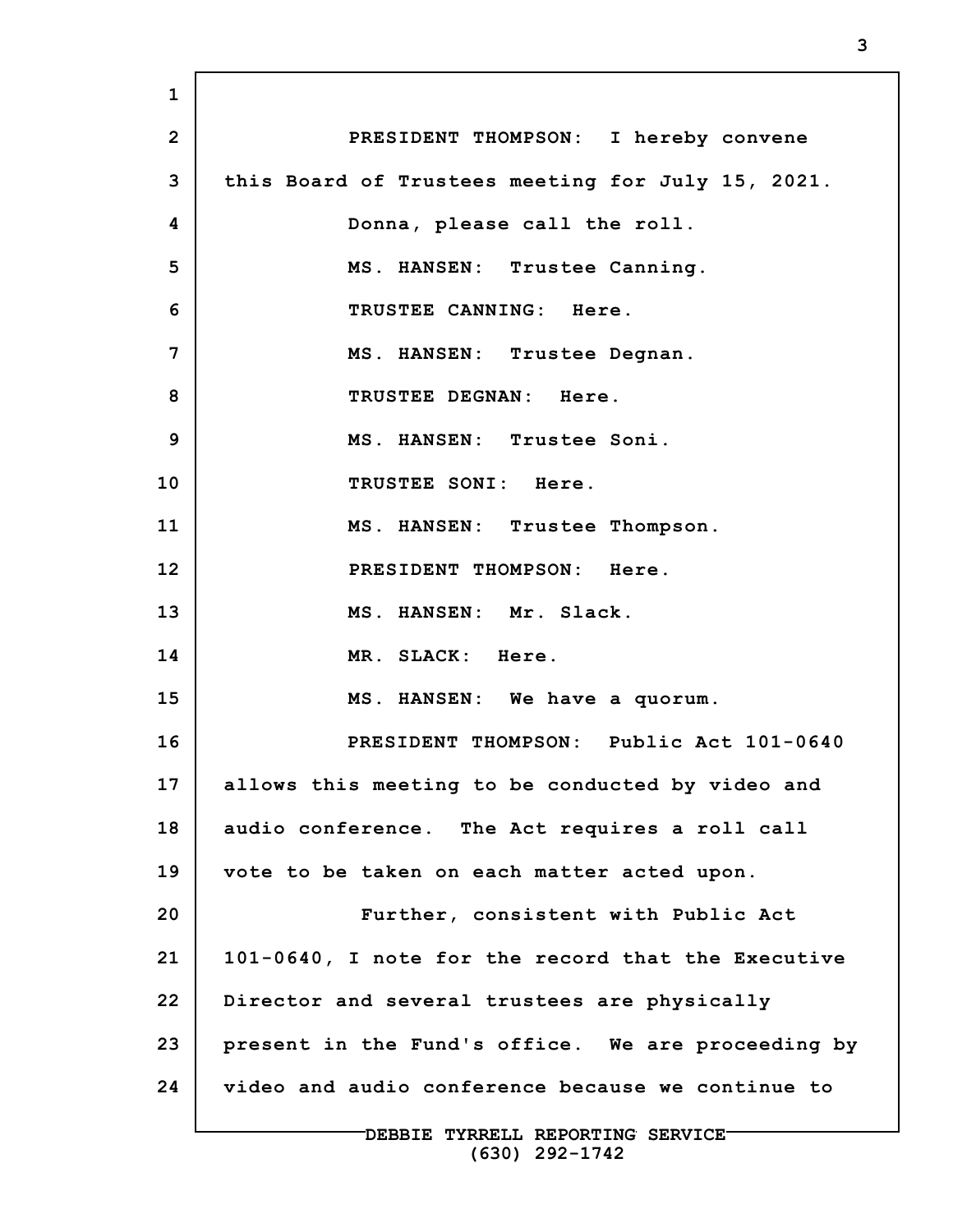PRESIDENT THOMPSON: I hereby convene this Board of Trustees meeting for July 15, 2021.

Donna, please call the roll.

MS. HANSEN: Trustee Canning.

TRUSTEE CANNING: Here.

MS. HANSEN: Trustee Degnan.

TRUSTEE DEGNAN: Here.

MS. HANSEN: Trustee Soni.

TRUSTEE SONI: Here.

MS. HANSEN: Trustee Thompson.

PRESIDENT THOMPSON: Here.

MS. HANSEN: Mr. Slack.

MR. SLACK: Here.

MS. HANSEN: We have a quorum.

PRESIDENT THOMPSON: Public Act 101-0640 allows this meeting to be conducted by video and audio conference. The Act requires a roll call vote to be taken on each matter acted upon.

Further, consistent with Public Act 101-0640, I note for the record that the Executive Director and several trustees are physically present in the Fund's office. We are proceeding by video and audio conference because we continue to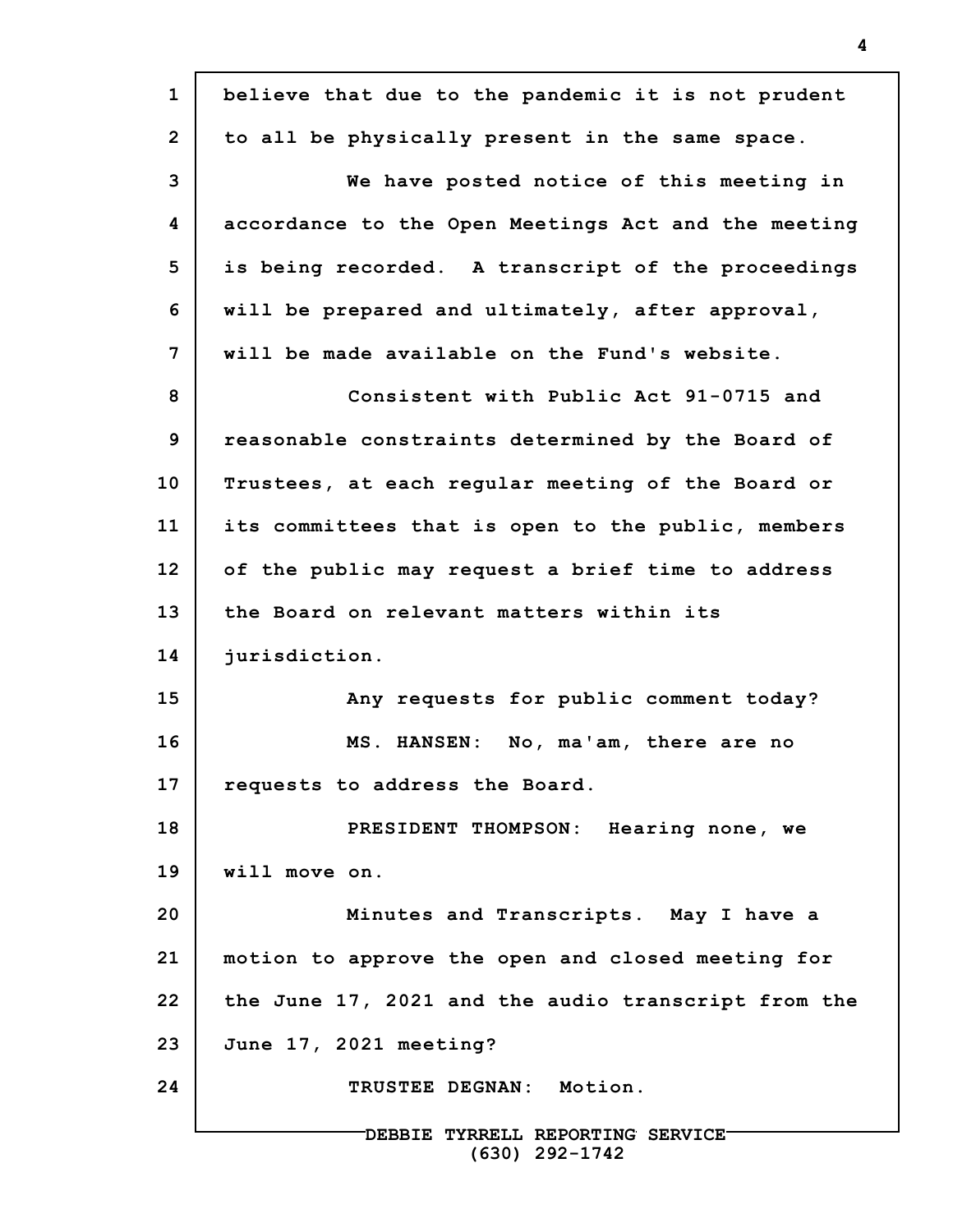believe that due to the pandemic it is not prudent to all be physically present in the same space.

We have posted notice of this meeting in accordance to the Open Meetings Act and the meeting is being recorded. A transcript of the proceedings will be prepared and ultimately, after approval, will be made available on the Fund's website.

Consistent with Public Act 91-0715 and reasonable constraints determined by the Board of Trustees, at each regular meeting of the Board or its committees that is open to the public, members of the public may request a brief time to address the Board on relevant matters within its jurisdiction.

Any requests for public comment today?

MS. HANSEN: No, ma'am, there are no requests to address the Board.

PRESIDENT THOMPSON: Hearing none, we will move on.

Minutes and Transcripts. May I have a motion to approve the open and closed meeting for the June 17, 2021 and the audio transcript from the June 17, 2021 meeting?

TRUSTEE DEGNAN: Motion.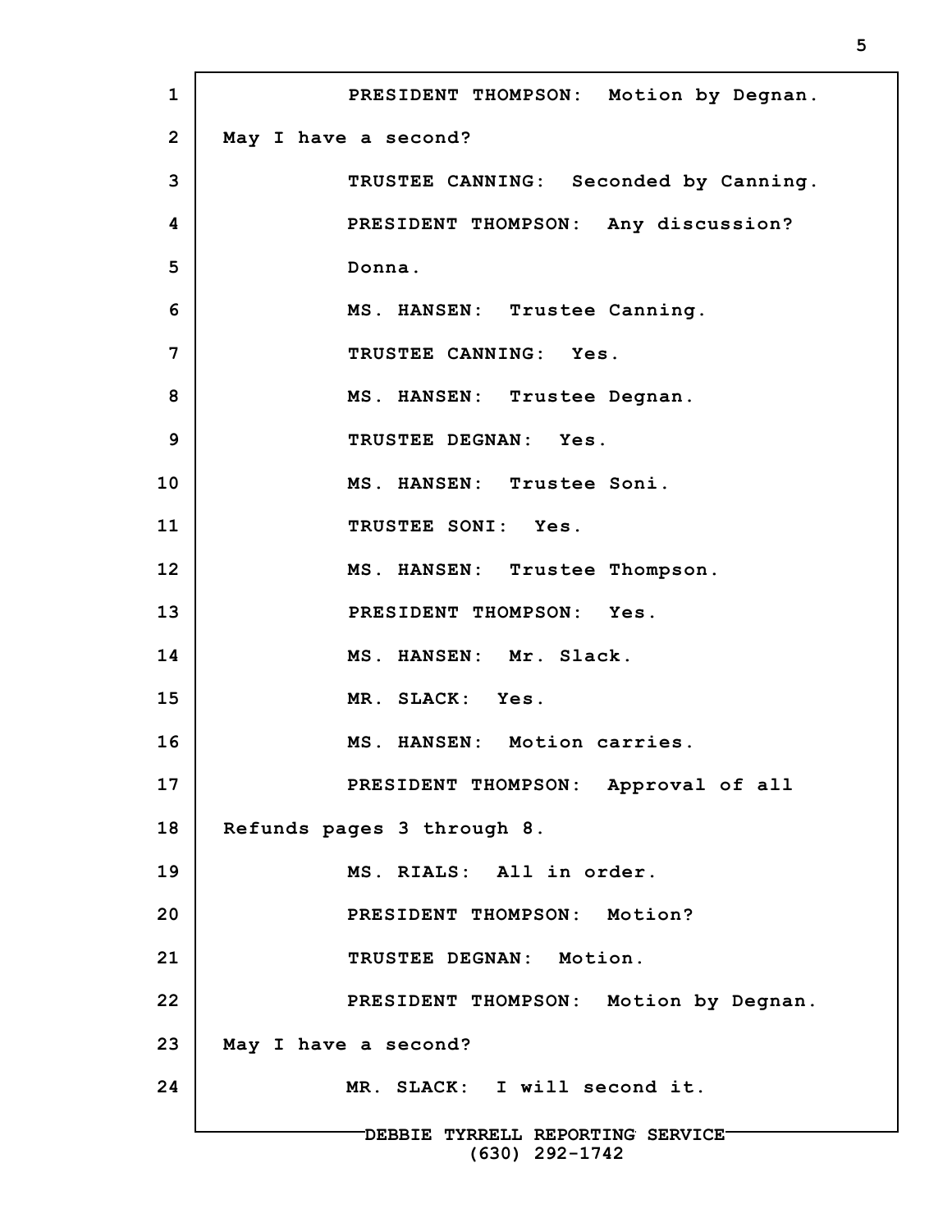PRESIDENT THOMPSON: Motion by Degnan. May I have a second?

TRUSTEE CANNING: Seconded by Canning.

PRESIDENT THOMPSON: Any discussion?

Donna.

MS. HANSEN: Trustee Canning.

TRUSTEE CANNING: Yes.

MS. HANSEN: Trustee Degnan.

TRUSTEE DEGNAN: Yes.

MS. HANSEN: Trustee Soni.

TRUSTEE SONI: Yes.

MS. HANSEN: Trustee Thompson.

PRESIDENT THOMPSON: Yes.

MS. HANSEN: Mr. Slack.

MR. SLACK: Yes.

MS. HANSEN: Motion carries.

PRESIDENT THOMPSON: Approval of all Refunds pages 3 through 8.

MS. RIALS: All in order.

PRESIDENT THOMPSON: Motion?

TRUSTEE DEGNAN: Motion.

PRESIDENT THOMPSON: Motion by Degnan. May I have a second?

MR. SLACK: I will second it.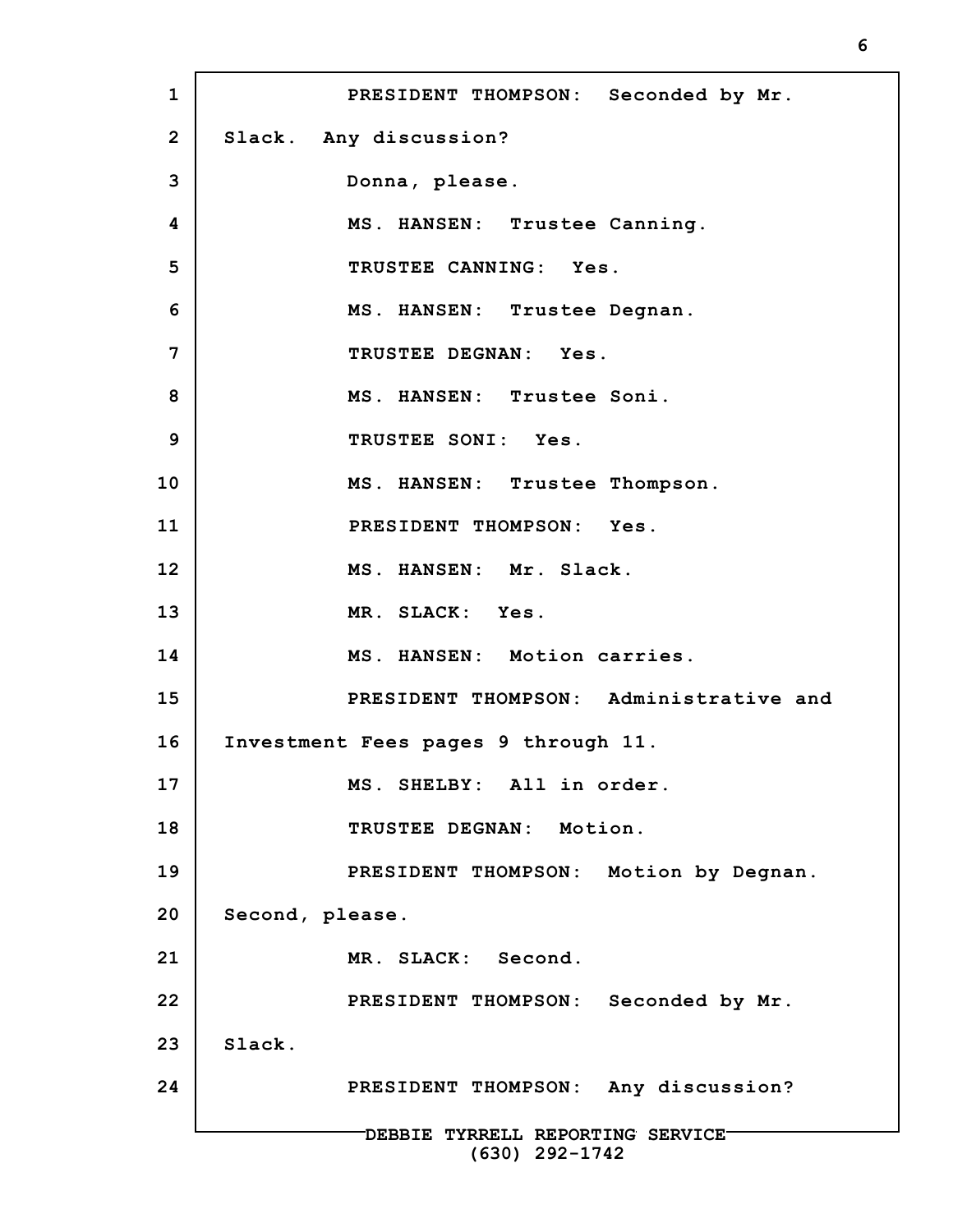PRESIDENT THOMPSON: Seconded by Mr. Slack. Any discussion?

Donna, please.

MS. HANSEN: Trustee Canning.

TRUSTEE CANNING: Yes.

MS. HANSEN: Trustee Degnan.

TRUSTEE DEGNAN: Yes.

MS. HANSEN: Trustee Soni.

TRUSTEE SONI: Yes.

MS. HANSEN: Trustee Thompson.

PRESIDENT THOMPSON: Yes.

MS. HANSEN: Mr. Slack.

MR. SLACK: Yes.

MS. HANSEN: Motion carries.

PRESIDENT THOMPSON: Administrative and Investment Fees pages 9 through 11.

MS. SHELBY: All in order.

TRUSTEE DEGNAN: Motion.

PRESIDENT THOMPSON: Motion by Degnan. Second, please.

MR. SLACK: Second.

PRESIDENT THOMPSON: Seconded by Mr. Slack.

PRESIDENT THOMPSON: Any discussion?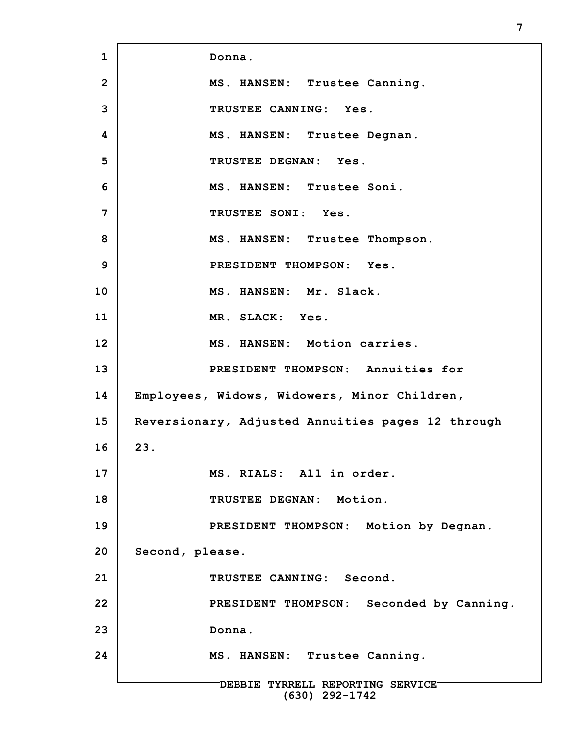Donna.

MS. HANSEN: Trustee Canning.

TRUSTEE CANNING: Yes.

MS. HANSEN: Trustee Degnan.

TRUSTEE DEGNAN: Yes.

MS. HANSEN: Trustee Soni.

TRUSTEE SONI: Yes.

MS. HANSEN: Trustee Thompson.

PRESIDENT THOMPSON: Yes.

MS. HANSEN: Mr. Slack.

MR. SLACK: Yes.

MS. HANSEN: Motion carries.

PRESIDENT THOMPSON: Annuities for Employees, Widows, Widowers, Minor Children, Reversionary, Adjusted Annuities pages 12 through 23.

MS. RIALS: All in order.

TRUSTEE DEGNAN: Motion.

PRESIDENT THOMPSON: Motion by Degnan. Second, please.

TRUSTEE CANNING: Second.

PRESIDENT THOMPSON: Seconded by Canning. Donna.

MS. HANSEN: Trustee Canning.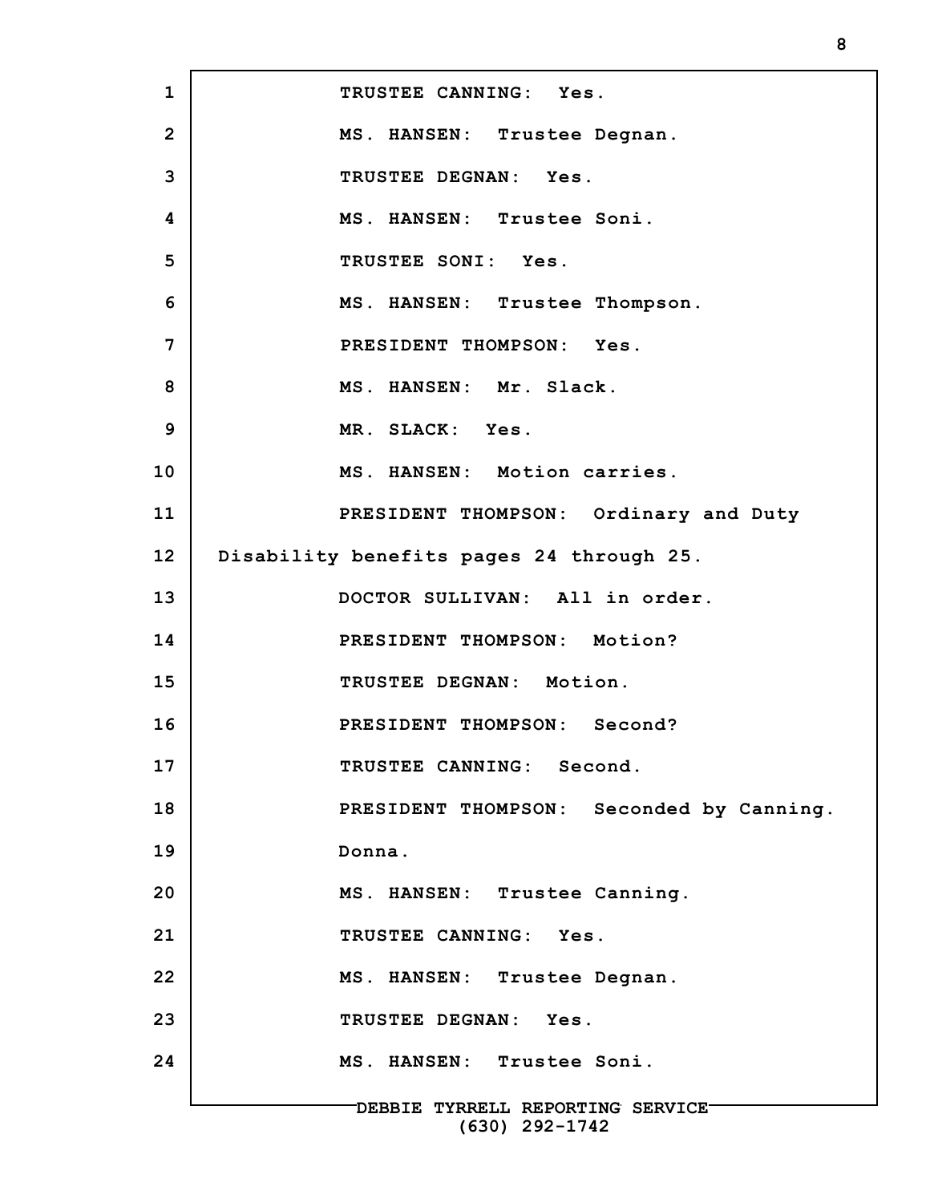TRUSTEE CANNING: Yes.

MS. HANSEN: Trustee Degnan.

TRUSTEE DEGNAN: Yes.

MS. HANSEN: Trustee Soni.

TRUSTEE SONI: Yes.

MS. HANSEN: Trustee Thompson.

PRESIDENT THOMPSON: Yes.

MS. HANSEN: Mr. Slack.

MR. SLACK: Yes.

MS. HANSEN: Motion carries.

PRESIDENT THOMPSON: Ordinary and Duty Disability benefits pages 24 through 25.

DOCTOR SULLIVAN: All in order.

PRESIDENT THOMPSON: Motion?

TRUSTEE DEGNAN: Motion.

PRESIDENT THOMPSON: Second?

TRUSTEE CANNING: Second.

PRESIDENT THOMPSON: Seconded by Canning. Donna.

MS. HANSEN: Trustee Canning.

TRUSTEE CANNING: Yes.

MS. HANSEN: Trustee Degnan.

TRUSTEE DEGNAN: Yes.

MS. HANSEN: Trustee Soni.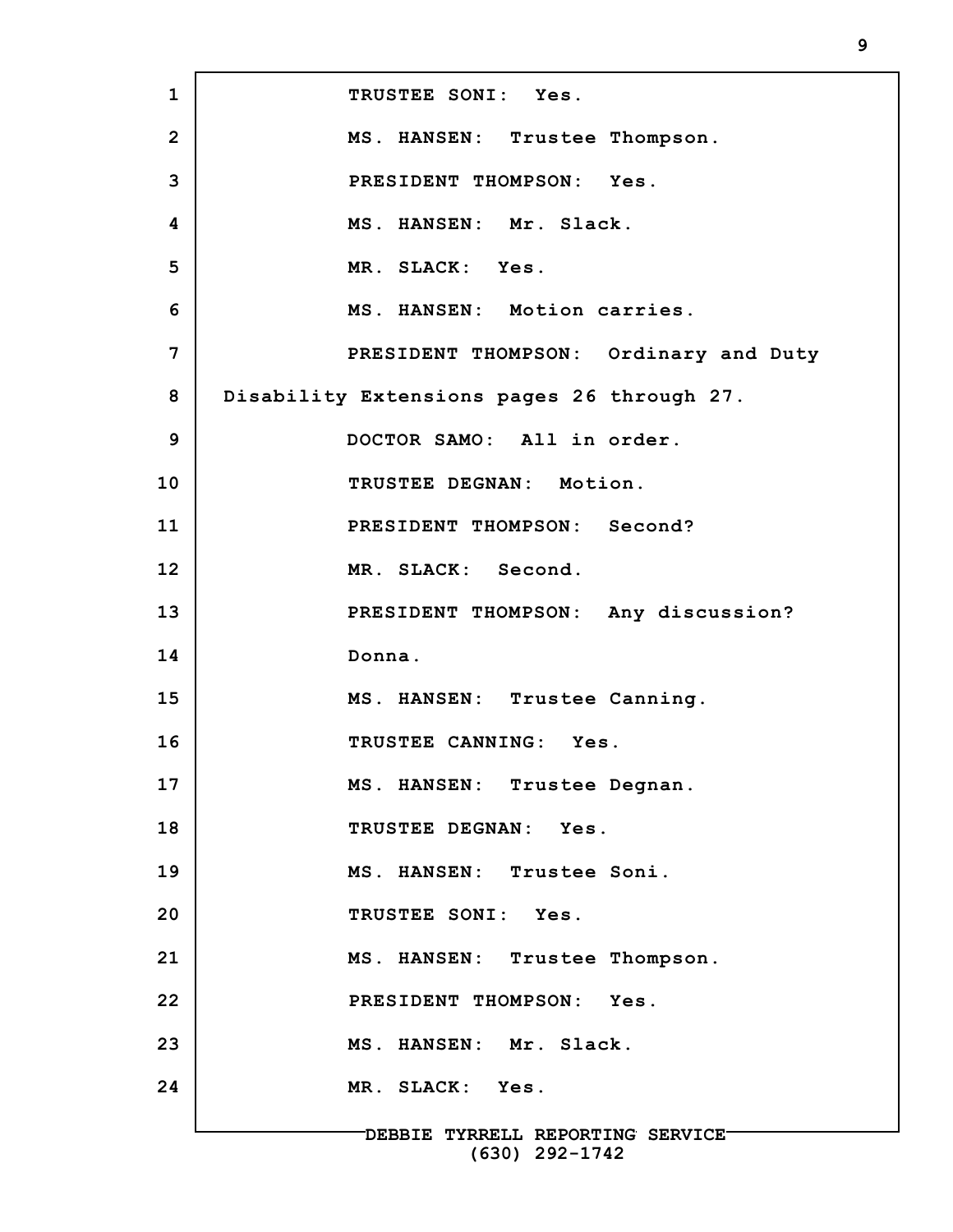TRUSTEE SONI: Yes.

MS. HANSEN: Trustee Thompson.

PRESIDENT THOMPSON: Yes.

MS. HANSEN: Mr. Slack.

MR. SLACK: Yes.

MS. HANSEN: Motion carries.

PRESIDENT THOMPSON: Ordinary and Duty Disability Extensions pages 26 through 27.

DOCTOR SAMO: All in order.

TRUSTEE DEGNAN: Motion.

PRESIDENT THOMPSON: Second?

MR. SLACK: Second.

PRESIDENT THOMPSON: Any discussion? Donna.

MS. HANSEN: Trustee Canning.

TRUSTEE CANNING: Yes.

MS. HANSEN: Trustee Degnan.

TRUSTEE DEGNAN: Yes.

MS. HANSEN: Trustee Soni.

TRUSTEE SONI: Yes.

MS. HANSEN: Trustee Thompson.

PRESIDENT THOMPSON: Yes.

MS. HANSEN: Mr. Slack.

MR. SLACK: Yes.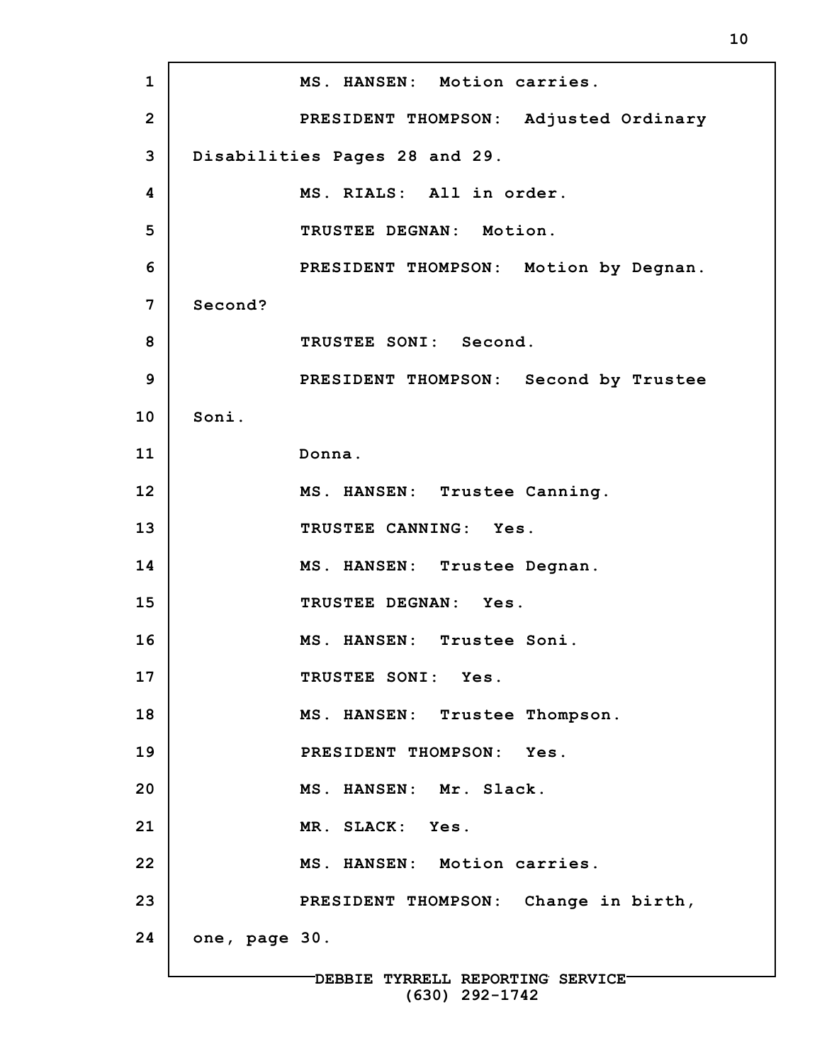MS. HANSEN: Motion carries.

PRESIDENT THOMPSON: Adjusted Ordinary Disabilities Pages 28 and 29.

MS. RIALS: All in order.

TRUSTEE DEGNAN: Motion.

PRESIDENT THOMPSON: Motion by Degnan. Second?

TRUSTEE SONI: Second.

PRESIDENT THOMPSON: Second by Trustee Soni.

Donna.

MS. HANSEN: Trustee Canning.

TRUSTEE CANNING: Yes.

MS. HANSEN: Trustee Degnan.

TRUSTEE DEGNAN: Yes.

MS. HANSEN: Trustee Soni.

TRUSTEE SONI: Yes.

MS. HANSEN: Trustee Thompson.

PRESIDENT THOMPSON: Yes.

MS. HANSEN: Mr. Slack.

MR. SLACK: Yes.

MS. HANSEN: Motion carries.

PRESIDENT THOMPSON: Change in birth, one, page 30.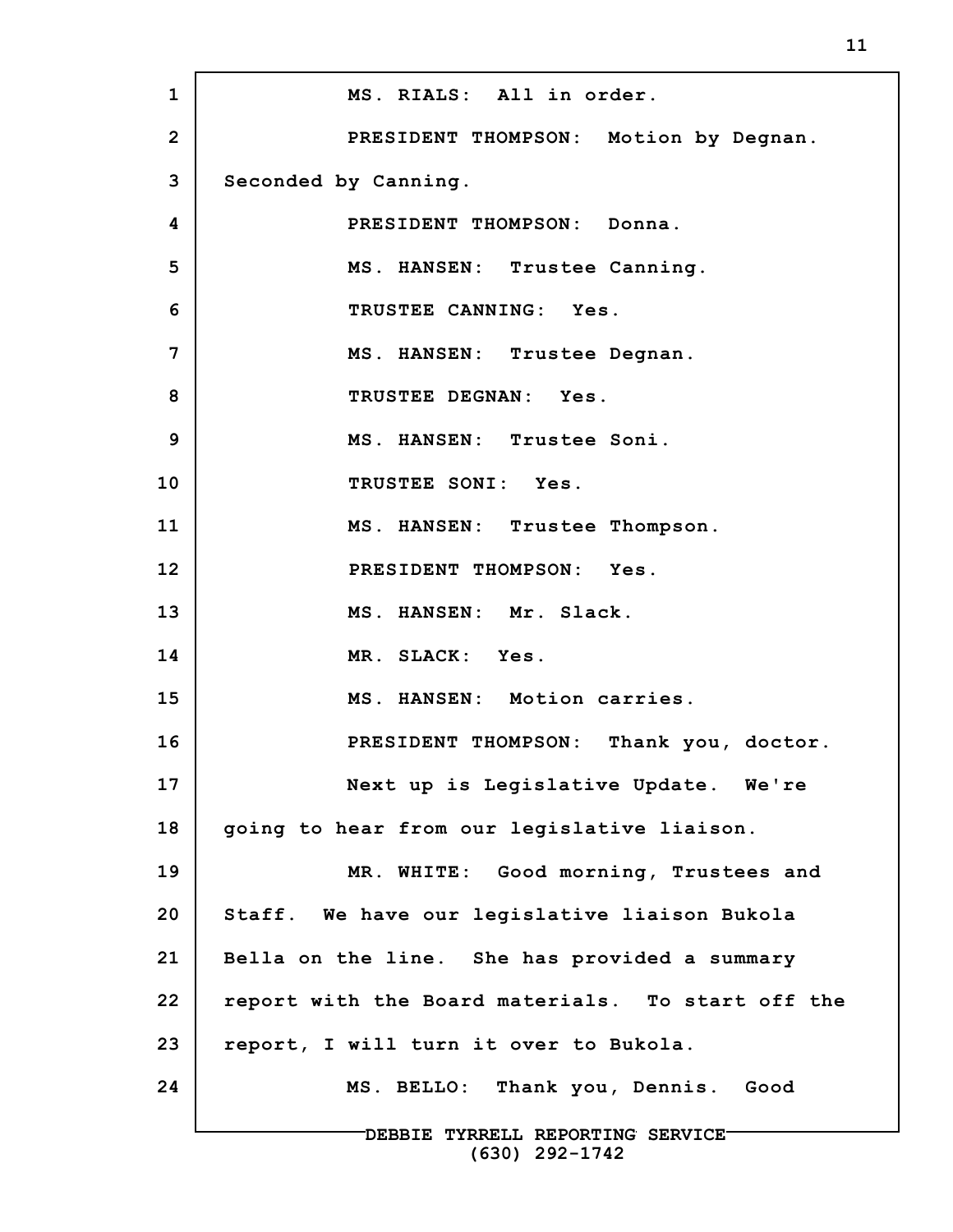MS. RIALS: All in order.

PRESIDENT THOMPSON: Motion by Degnan. Seconded by Canning.

PRESIDENT THOMPSON: Donna.

MS. HANSEN: Trustee Canning.

TRUSTEE CANNING: Yes.

MS. HANSEN: Trustee Degnan.

TRUSTEE DEGNAN: Yes.

MS. HANSEN: Trustee Soni.

TRUSTEE SONI: Yes.

MS. HANSEN: Trustee Thompson.

PRESIDENT THOMPSON: Yes.

MS. HANSEN: Mr. Slack.

MR. SLACK: Yes.

MS. HANSEN: Motion carries.

PRESIDENT THOMPSON: Thank you, doctor.

Next up is Legislative Update. We're going to hear from our legislative liaison.

MR. WHITE: Good morning, Trustees and Staff. We have our legislative liaison Bukola Bella on the line. She has provided a summary report with the Board materials. To start off the report, I will turn it over to Bukola.

MS. BELLO: Thank you, Dennis. Good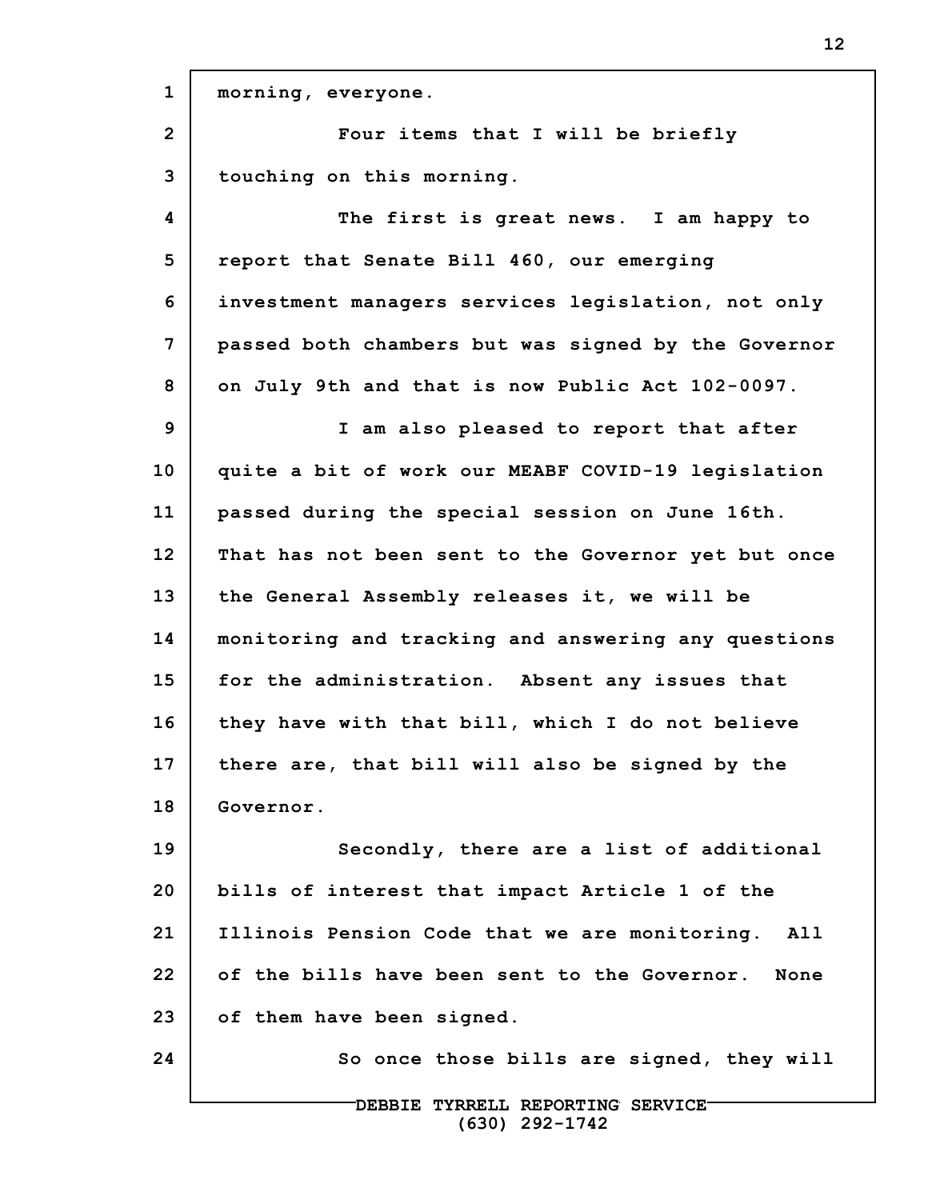morning, everyone.

Four items that I will be briefly touching on this morning.

The first is great news. I am happy to report that Senate Bill 460, our emerging investment managers services legislation, not only passed both chambers but was signed by the Governor on July 9th and that is now Public Act 102-0097.

I am also pleased to report that after quite a bit of work our MEABF COVID-19 legislation passed during the special session on June 16th. That has not been sent to the Governor yet but once the General Assembly releases it, we will be monitoring and tracking and answering any questions for the administration. Absent any issues that they have with that bill, which I do not believe there are, that bill will also be signed by the Governor.

Secondly, there are a list of additional bills of interest that impact Article 1 of the Illinois Pension Code that we are monitoring. All of the bills have been sent to the Governor. None of them have been signed.

So once those bills are signed, they will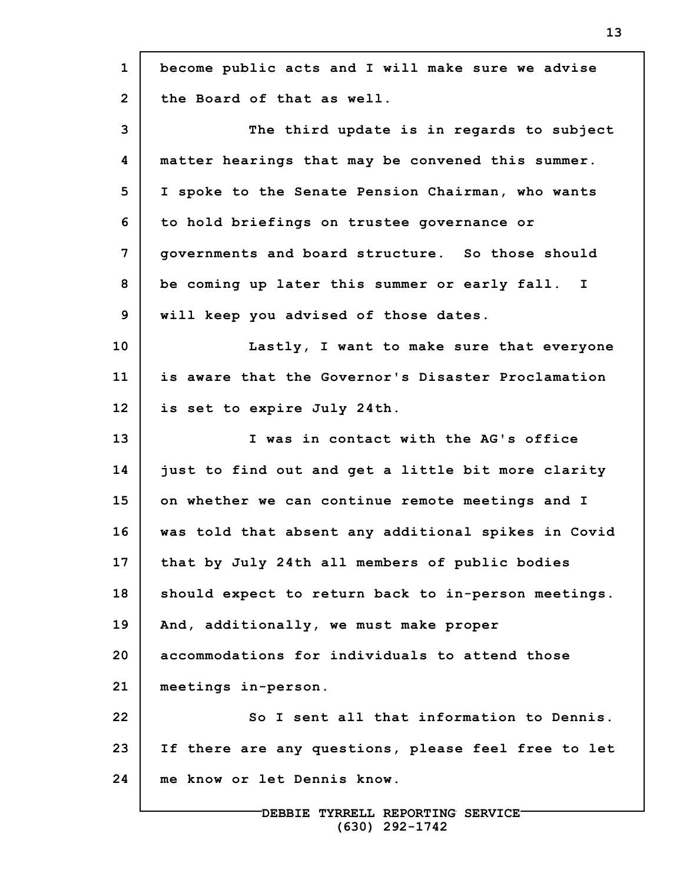become public acts and I will make sure we advise the Board of that as well.

The third update is in regards to subject matter hearings that may be convened this summer. I spoke to the Senate Pension Chairman, who wants to hold briefings on trustee governance or governments and board structure. So those should be coming up later this summer or early fall. I will keep you advised of those dates.

Lastly, I want to make sure that everyone is aware that the Governor's Disaster Proclamation is set to expire July 24th.

I was in contact with the AG's office just to find out and get a little bit more clarity on whether we can continue remote meetings and I was told that absent any additional spikes in Covid that by July 24th all members of public bodies should expect to return back to in-person meetings. And, additionally, we must make proper accommodations for individuals to attend those meetings in-person.

So I sent all that information to Dennis. If there are any questions, please feel free to let me know or let Dennis know.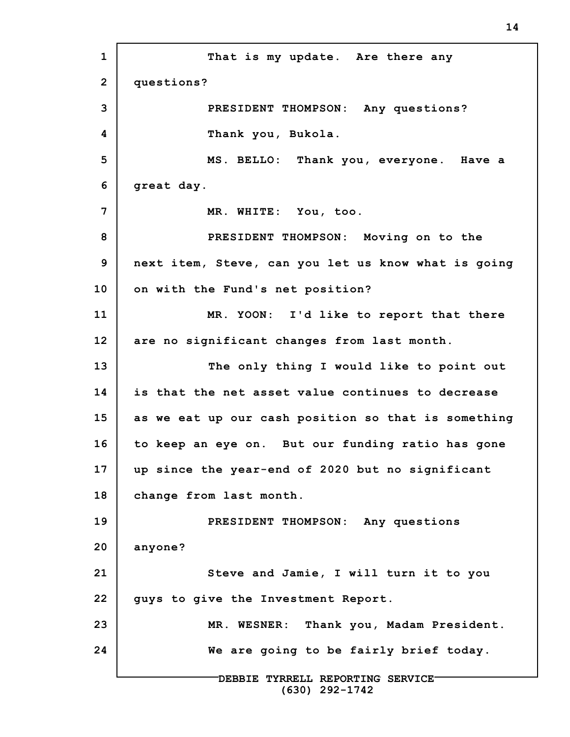That is my update. Are there any questions?

PRESIDENT THOMPSON: Any questions?

Thank you, Bukola.

MS. BELLO: Thank you, everyone. Have a great day.

MR. WHITE: You, too.

PRESIDENT THOMPSON: Moving on to the next item, Steve, can you let us know what is going on with the Fund's net position?

MR. YOON: I'd like to report that there are no significant changes from last month.

The only thing I would like to point out is that the net asset value continues to decrease as we eat up our cash position so that is something to keep an eye on. But our funding ratio has gone up since the year-end of 2020 but no significant change from last month.

PRESIDENT THOMPSON: Any questions anyone?

Steve and Jamie, I will turn it to you guys to give the Investment Report.

MR. WESNER: Thank you, Madam President.

We are going to be fairly brief today.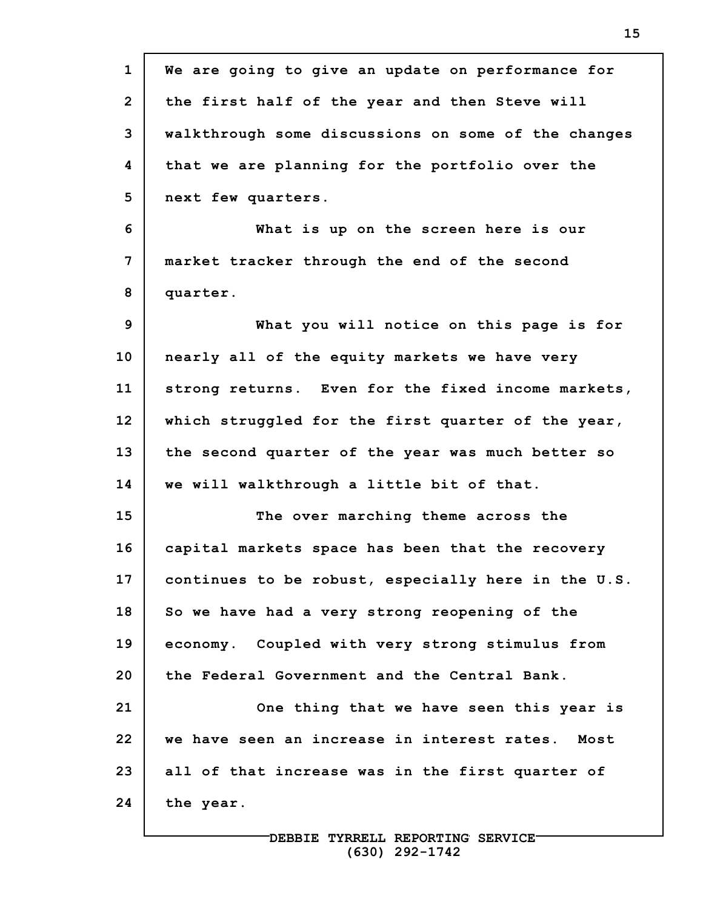We are going to give an update on performance for the first half of the year and then Steve will walkthrough some discussions on some of the changes that we are planning for the portfolio over the next few quarters.

What is up on the screen here is our market tracker through the end of the second quarter.

What you will notice on this page is for nearly all of the equity markets we have very strong returns. Even for the fixed income markets, which struggled for the first quarter of the year, the second quarter of the year was much better so we will walkthrough a little bit of that.

The over marching theme across the capital markets space has been that the recovery continues to be robust, especially here in the U.S. So we have had a very strong reopening of the economy. Coupled with very strong stimulus from the Federal Government and the Central Bank.

One thing that we have seen this year is we have seen an increase in interest rates. Most all of that increase was in the first quarter of the year.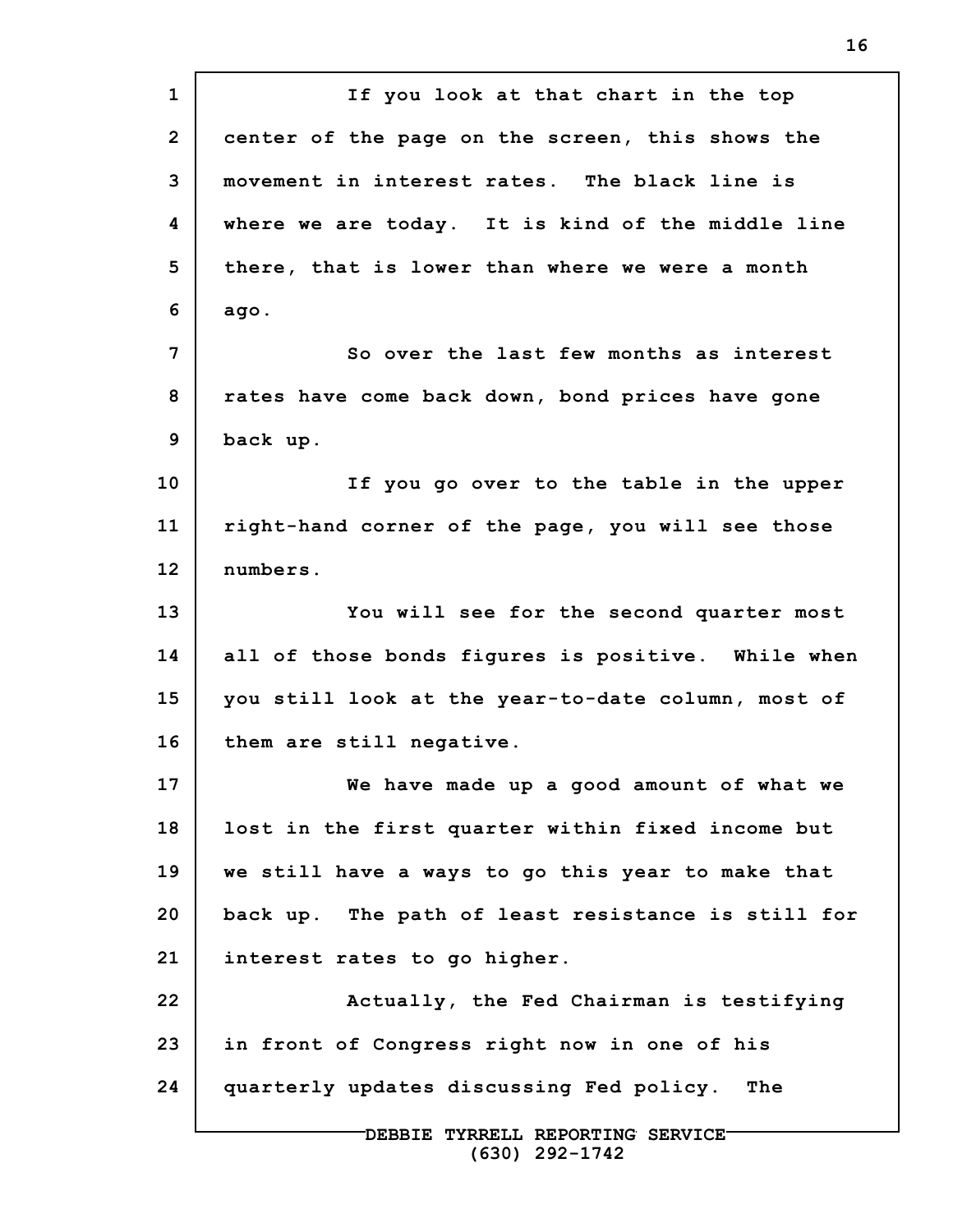If you look at that chart in the top center of the page on the screen, this shows the movement in interest rates. The black line is where we are today. It is kind of the middle line there, that is lower than where we were a month ago.

So over the last few months as interest rates have come back down, bond prices have gone back up.

If you go over to the table in the upper right-hand corner of the page, you will see those numbers.

You will see for the second quarter most all of those bonds figures is positive. While when you still look at the year-to-date column, most of them are still negative.

We have made up a good amount of what we lost in the first quarter within fixed income but we still have a ways to go this year to make that back up. The path of least resistance is still for interest rates to go higher.

Actually, the Fed Chairman is testifying in front of Congress right now in one of his quarterly updates discussing Fed policy. The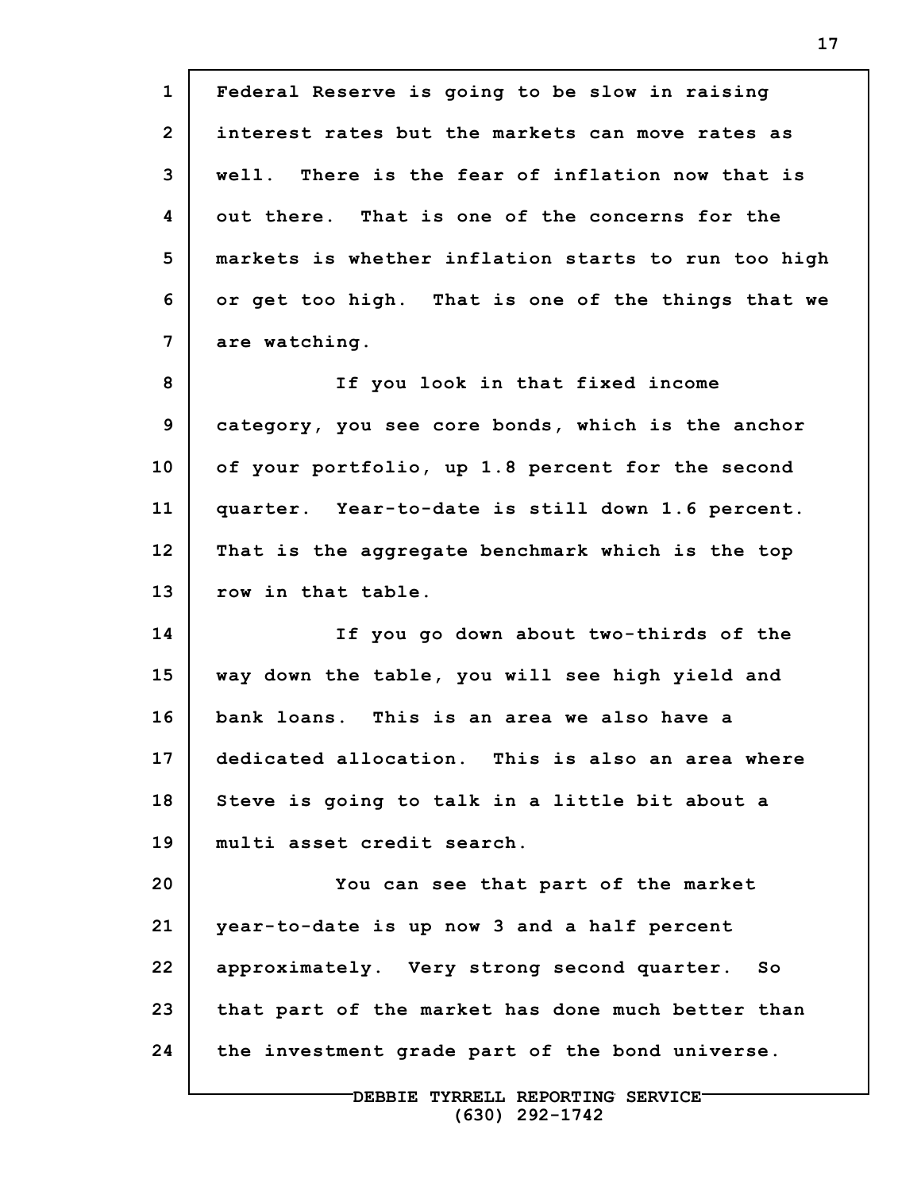Federal Reserve is going to be slow in raising interest rates but the markets can move rates as well. There is the fear of inflation now that is out there. That is one of the concerns for the markets is whether inflation starts to run too high or get too high. That is one of the things that we are watching.

If you look in that fixed income category, you see core bonds, which is the anchor of your portfolio, up 1.8 percent for the second quarter. Year-to-date is still down 1.6 percent. That is the aggregate benchmark which is the top row in that table.

If you go down about two-thirds of the way down the table, you will see high yield and bank loans. This is an area we also have a dedicated allocation. This is also an area where Steve is going to talk in a little bit about a multi asset credit search.

You can see that part of the market year-to-date is up now 3 and a half percent approximately. Very strong second quarter. So that part of the market has done much better than the investment grade part of the bond universe.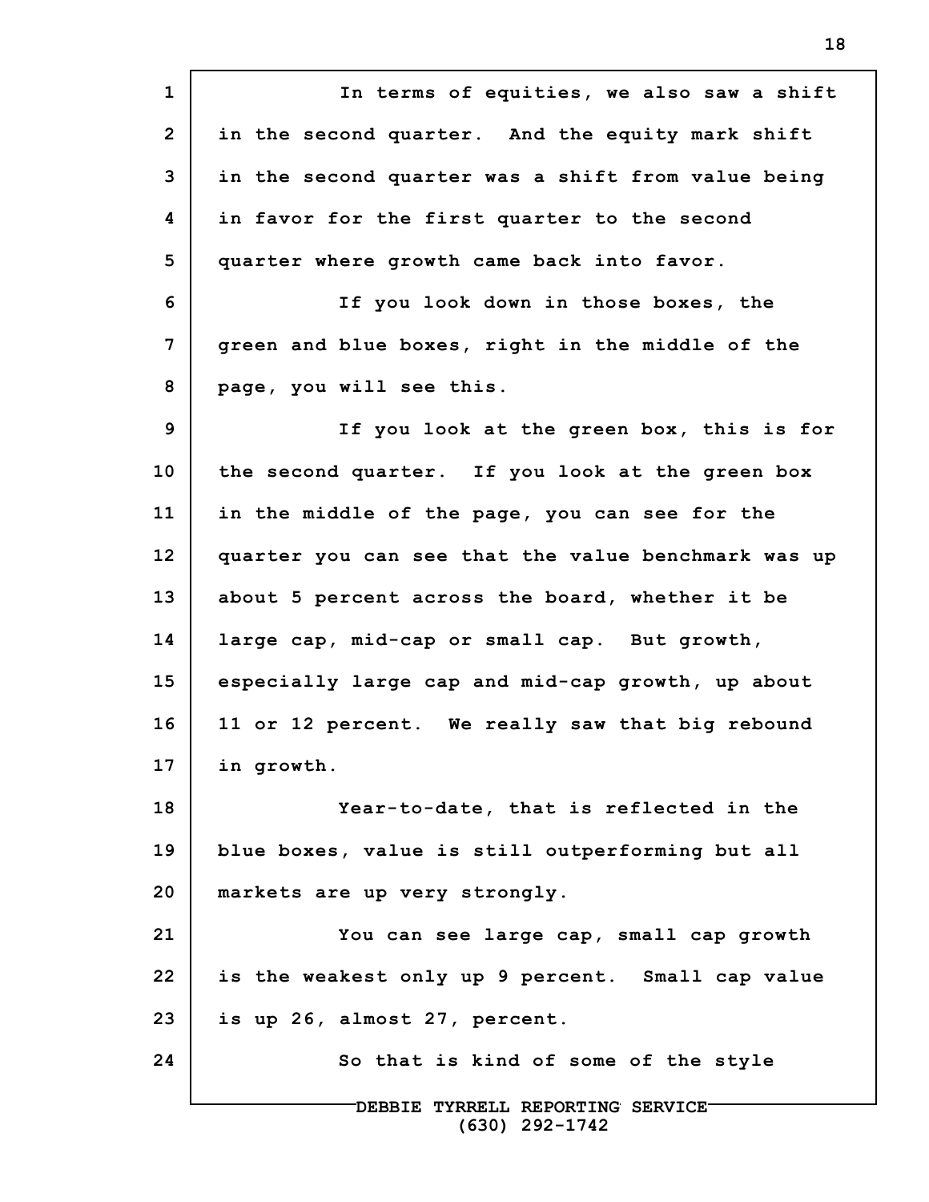In terms of equities, we also saw a shift in the second quarter. And the equity mark shift in the second quarter was a shift from value being in favor for the first quarter to the second quarter where growth came back into favor.

If you look down in those boxes, the green and blue boxes, right in the middle of the page, you will see this.

If you look at the green box, this is for the second quarter. If you look at the green box in the middle of the page, you can see for the quarter you can see that the value benchmark was up about 5 percent across the board, whether it be large cap, mid-cap or small cap. But growth, especially large cap and mid-cap growth, up about 11 or 12 percent. We really saw that big rebound in growth.

Year-to-date, that is reflected in the blue boxes, value is still outperforming but all markets are up very strongly.

You can see large cap, small cap growth is the weakest only up 9 percent. Small cap value is up 26, almost 27, percent.

So that is kind of some of the style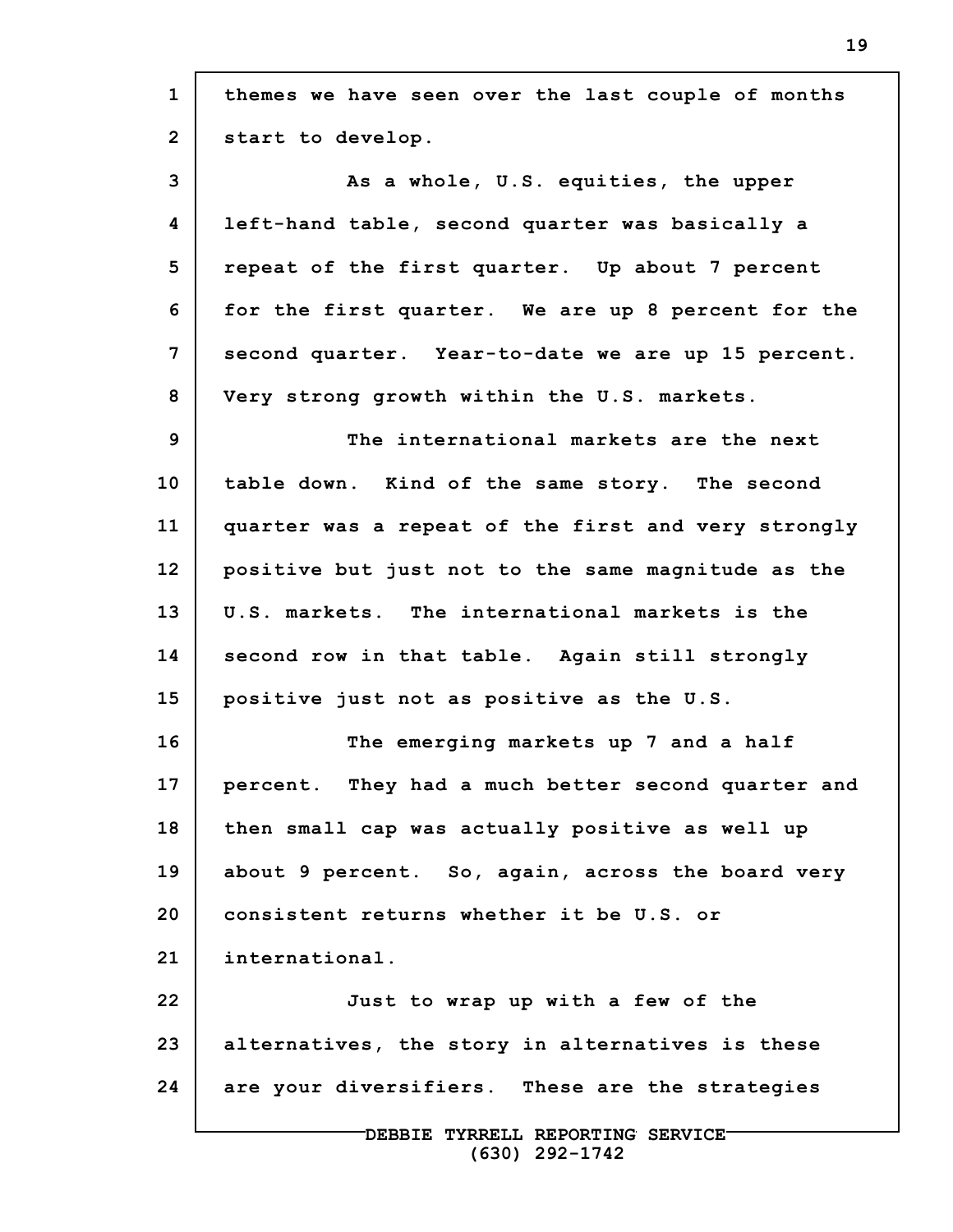themes we have seen over the last couple of months start to develop.

As a whole, U.S. equities, the upper left-hand table, second quarter was basically a repeat of the first quarter. Up about 7 percent for the first quarter. We are up 8 percent for the second quarter. Year-to-date we are up 15 percent. Very strong growth within the U.S. markets.

The international markets are the next table down. Kind of the same story. The second quarter was a repeat of the first and very strongly positive but just not to the same magnitude as the U.S. markets. The international markets is the second row in that table. Again still strongly positive just not as positive as the U.S.

The emerging markets up 7 and a half percent. They had a much better second quarter and then small cap was actually positive as well up about 9 percent. So, again, across the board very consistent returns whether it be U.S. or international.

Just to wrap up with a few of the alternatives, the story in alternatives is these are your diversifiers. These are the strategies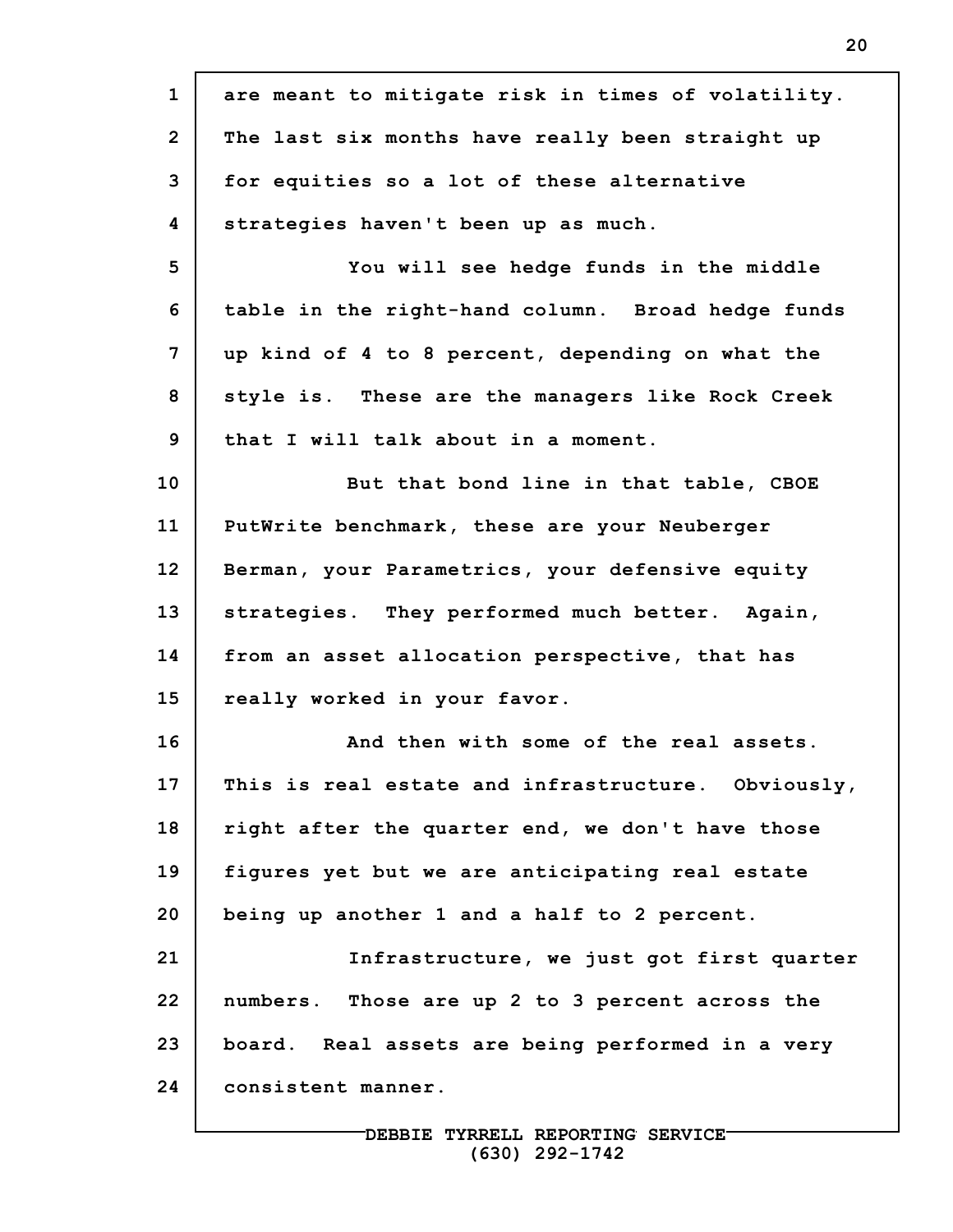are meant to mitigate risk in times of volatility. The last six months have really been straight up for equities so a lot of these alternative strategies haven't been up as much.

You will see hedge funds in the middle table in the right-hand column. Broad hedge funds up kind of 4 to 8 percent, depending on what the style is. These are the managers like Rock Creek that I will talk about in a moment.

But that bond line in that table, CBOE PutWrite benchmark, these are your Neuberger Berman, your Parametrics, your defensive equity strategies. They performed much better. Again, from an asset allocation perspective, that has really worked in your favor.

And then with some of the real assets. This is real estate and infrastructure. Obviously, right after the quarter end, we don't have those figures yet but we are anticipating real estate being up another 1 and a half to 2 percent.

Infrastructure, we just got first quarter numbers. Those are up 2 to 3 percent across the board. Real assets are being performed in a very consistent manner.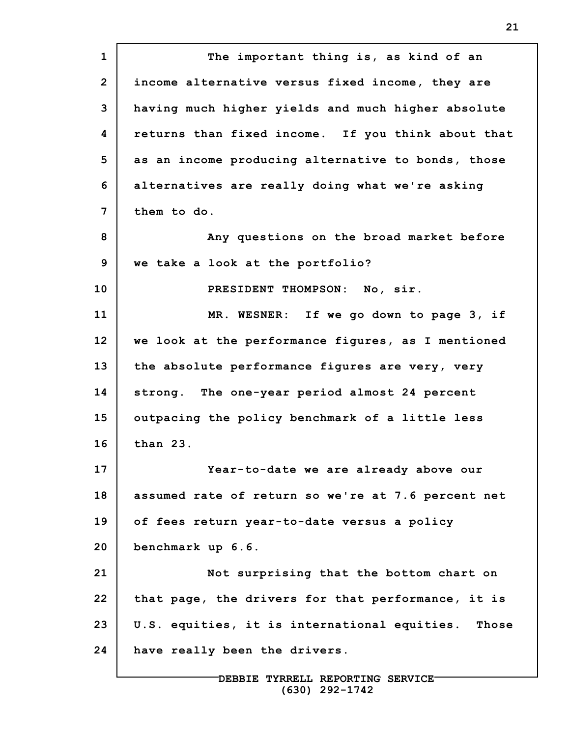The important thing is, as kind of an income alternative versus fixed income, they are having much higher yields and much higher absolute returns than fixed income. If you think about that as an income producing alternative to bonds, those alternatives are really doing what we're asking them to do.

Any questions on the broad market before we take a look at the portfolio?

PRESIDENT THOMPSON: No, sir.

MR. WESNER: If we go down to page 3, if we look at the performance figures, as I mentioned the absolute performance figures are very, very strong. The one-year period almost 24 percent outpacing the policy benchmark of a little less than 23.

Year-to-date we are already above our assumed rate of return so we're at 7.6 percent net of fees return year-to-date versus a policy benchmark up 6.6.

Not surprising that the bottom chart on that page, the drivers for that performance, it is U.S. equities, it is international equities. Those have really been the drivers.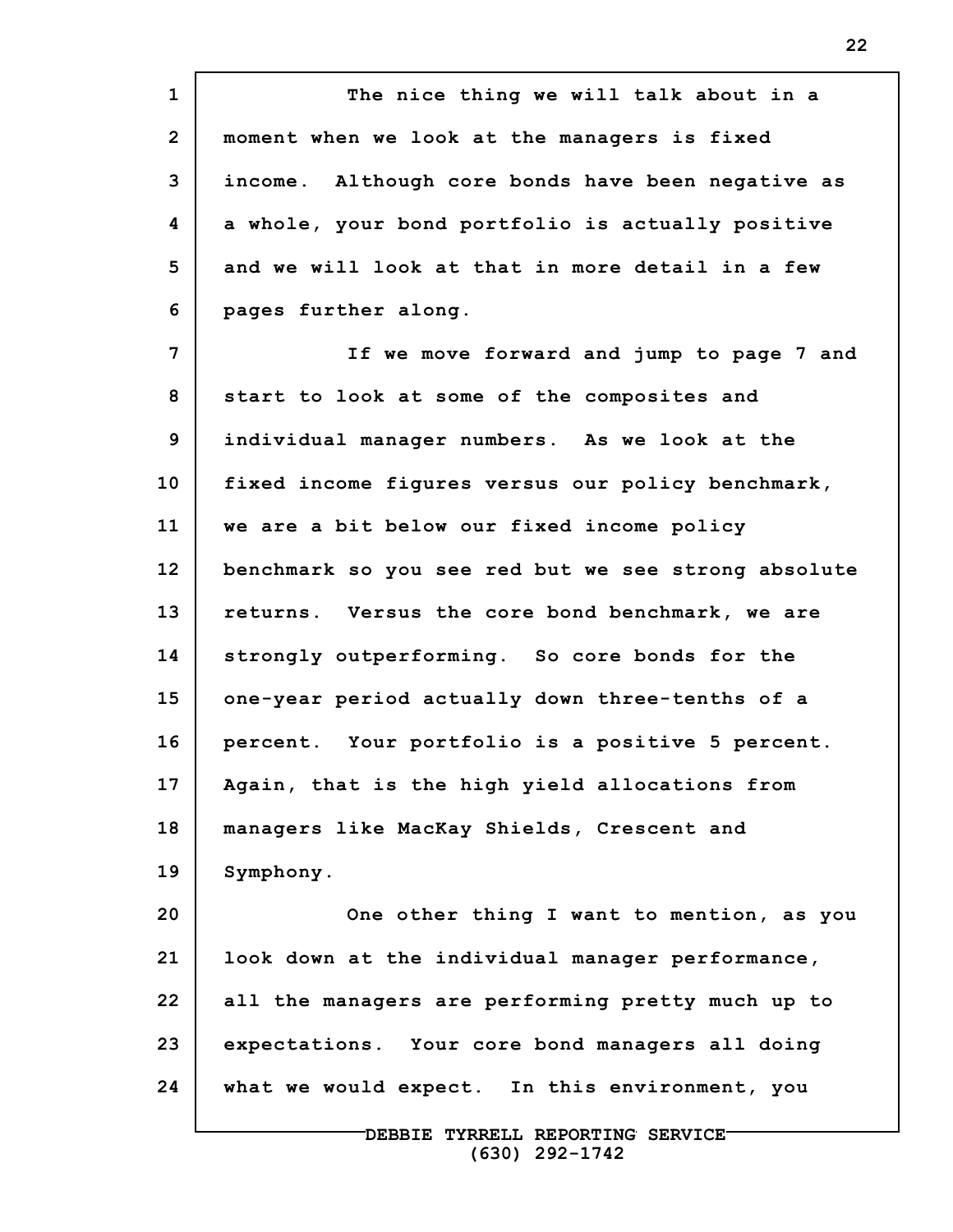The nice thing we will talk about in a moment when we look at the managers is fixed income. Although core bonds have been negative as a whole, your bond portfolio is actually positive and we will look at that in more detail in a few pages further along.

If we move forward and jump to page 7 and start to look at some of the composites and individual manager numbers. As we look at the fixed income figures versus our policy benchmark, we are a bit below our fixed income policy benchmark so you see red but we see strong absolute returns. Versus the core bond benchmark, we are strongly outperforming. So core bonds for the one-year period actually down three-tenths of a percent. Your portfolio is a positive 5 percent. Again, that is the high yield allocations from managers like MacKay Shields, Crescent and Symphony.

One other thing I want to mention, as you look down at the individual manager performance, all the managers are performing pretty much up to expectations. Your core bond managers all doing what we would expect. In this environment, you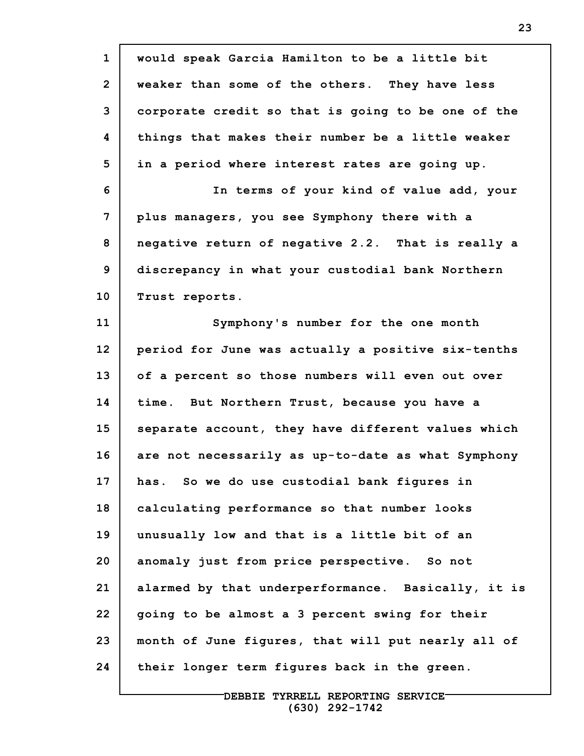would speak Garcia Hamilton to be a little bit weaker than some of the others. They have less corporate credit so that is going to be one of the things that makes their number be a little weaker in a period where interest rates are going up.

In terms of your kind of value add, your plus managers, you see Symphony there with a negative return of negative 2.2. That is really a discrepancy in what your custodial bank Northern Trust reports.

Symphony's number for the one month period for June was actually a positive six-tenths of a percent so those numbers will even out over time. But Northern Trust, because you have a separate account, they have different values which are not necessarily as up-to-date as what Symphony has. So we do use custodial bank figures in calculating performance so that number looks unusually low and that is a little bit of an anomaly just from price perspective. So not alarmed by that underperformance. Basically, it is going to be almost a 3 percent swing for their month of June figures, that will put nearly all of their longer term figures back in the green.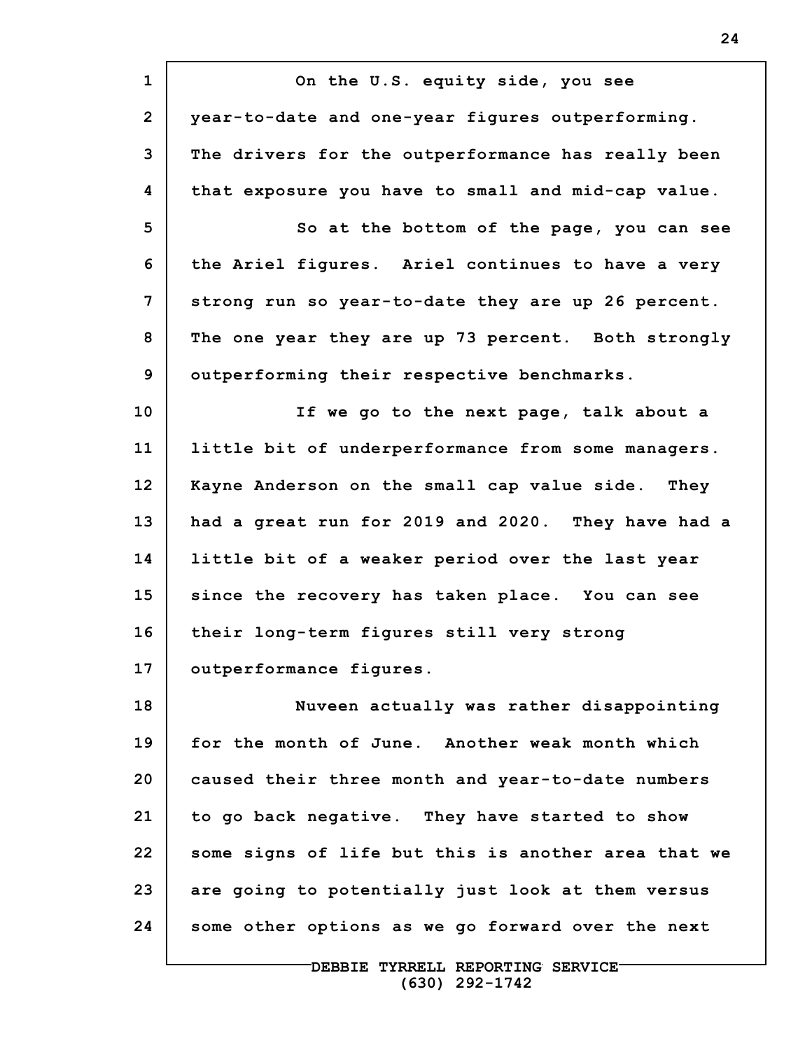On the U.S. equity side, you see year-to-date and one-year figures outperforming. The drivers for the outperformance has really been that exposure you have to small and mid-cap value.

So at the bottom of the page, you can see the Ariel figures. Ariel continues to have a very strong run so year-to-date they are up 26 percent. The one year they are up 73 percent. Both strongly outperforming their respective benchmarks.

If we go to the next page, talk about a little bit of underperformance from some managers. Kayne Anderson on the small cap value side. They had a great run for 2019 and 2020. They have had a little bit of a weaker period over the last year since the recovery has taken place. You can see their long-term figures still very strong outperformance figures.

Nuveen actually was rather disappointing for the month of June. Another weak month which caused their three month and year-to-date numbers to go back negative. They have started to show some signs of life but this is another area that we are going to potentially just look at them versus some other options as we go forward over the next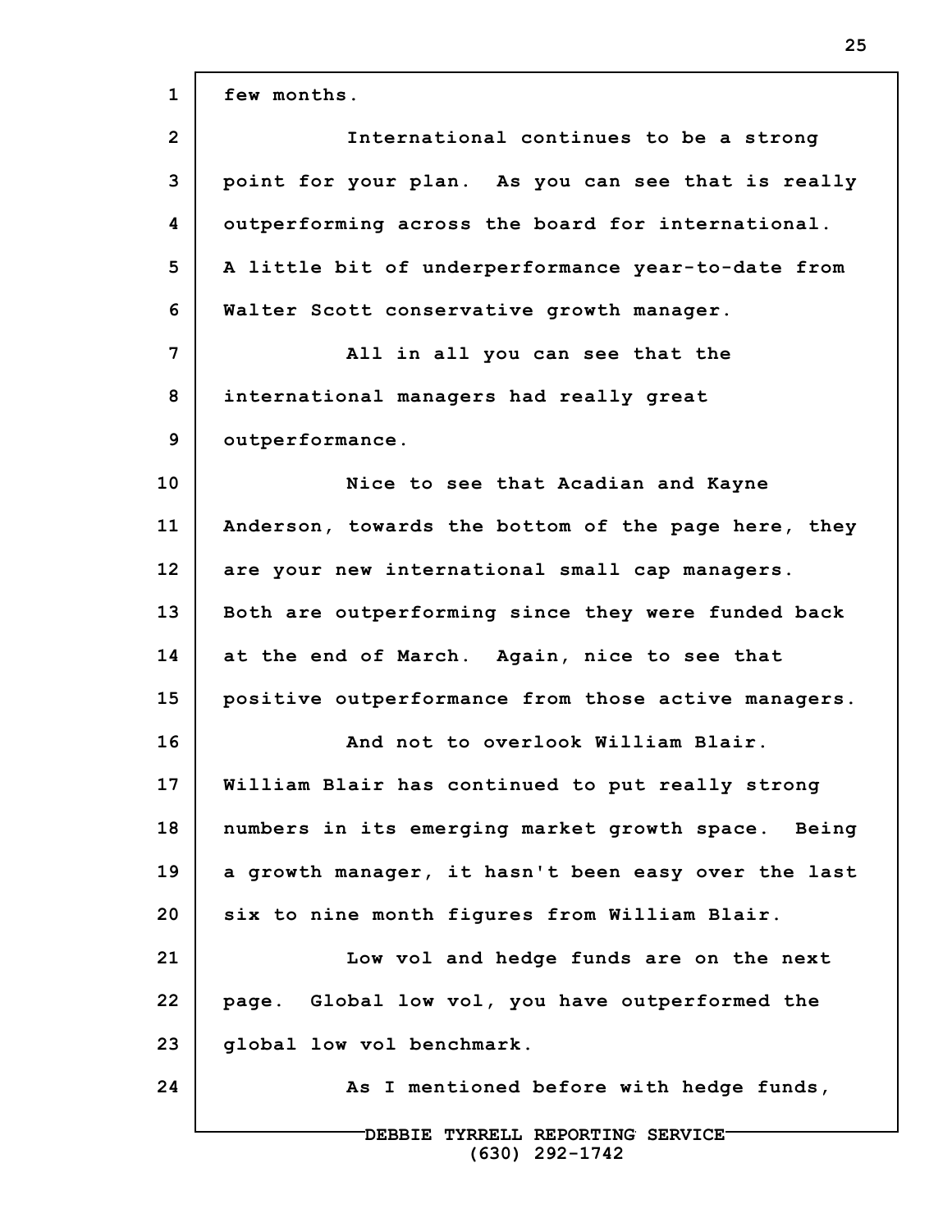few months.

International continues to be a strong point for your plan. As you can see that is really outperforming across the board for international. A little bit of underperformance year-to-date from Walter Scott conservative growth manager.

All in all you can see that the international managers had really great outperformance.

Nice to see that Acadian and Kayne Anderson, towards the bottom of the page here, they are your new international small cap managers. Both are outperforming since they were funded back at the end of March. Again, nice to see that positive outperformance from those active managers.

And not to overlook William Blair. William Blair has continued to put really strong numbers in its emerging market growth space. Being a growth manager, it hasn't been easy over the last six to nine month figures from William Blair.

Low vol and hedge funds are on the next page. Global low vol, you have outperformed the global low vol benchmark.

As I mentioned before with hedge funds,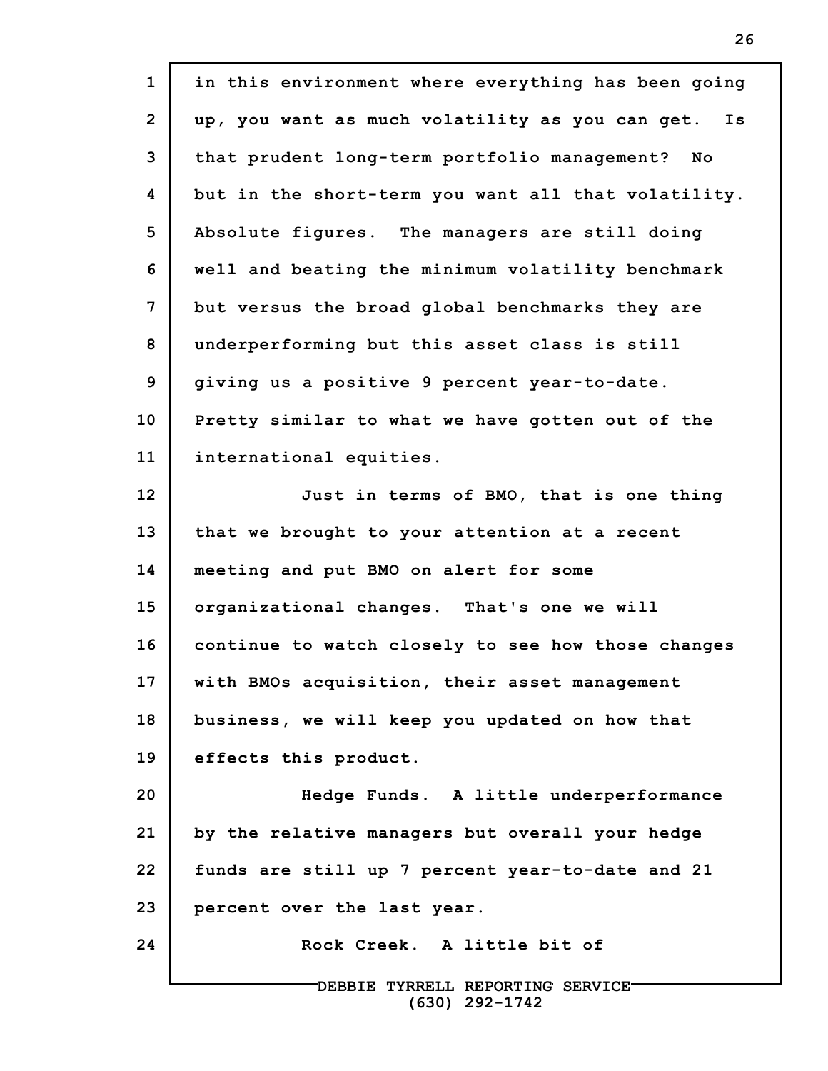in this environment where everything has been going up, you want as much volatility as you can get. Is that prudent long-term portfolio management? No but in the short-term you want all that volatility. Absolute figures. The managers are still doing well and beating the minimum volatility benchmark but versus the broad global benchmarks they are underperforming but this asset class is still giving us a positive 9 percent year-to-date. Pretty similar to what we have gotten out of the international equities.

Just in terms of BMO, that is one thing that we brought to your attention at a recent meeting and put BMO on alert for some organizational changes. That's one we will continue to watch closely to see how those changes with BMOs acquisition, their asset management business, we will keep you updated on how that effects this product.

Hedge Funds. A little underperformance by the relative managers but overall your hedge funds are still up 7 percent year-to-date and 21 percent over the last year.

Rock Creek. A little bit of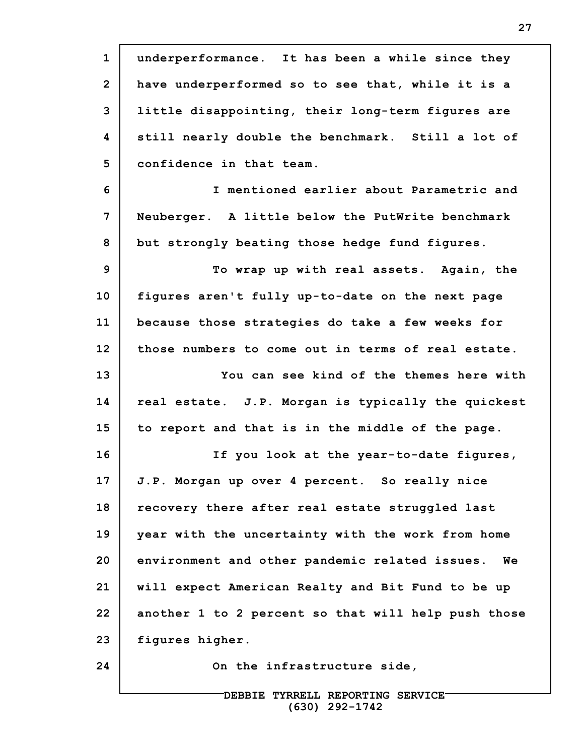underperformance. It has been a while since they have underperformed so to see that, while it is a little disappointing, their long-term figures are still nearly double the benchmark. Still a lot of confidence in that team.

I mentioned earlier about Parametric and Neuberger. A little below the PutWrite benchmark but strongly beating those hedge fund figures.

To wrap up with real assets. Again, the figures aren't fully up-to-date on the next page because those strategies do take a few weeks for those numbers to come out in terms of real estate.

You can see kind of the themes here with real estate. J.P. Morgan is typically the quickest to report and that is in the middle of the page.

If you look at the year-to-date figures, J.P. Morgan up over 4 percent. So really nice recovery there after real estate struggled last year with the uncertainty with the work from home environment and other pandemic related issues. We will expect American Realty and Bit Fund to be up another 1 to 2 percent so that will help push those figures higher.

On the infrastructure side,

DEBBIE TYRRELL REPORTING SERVICE
(630) 292-1742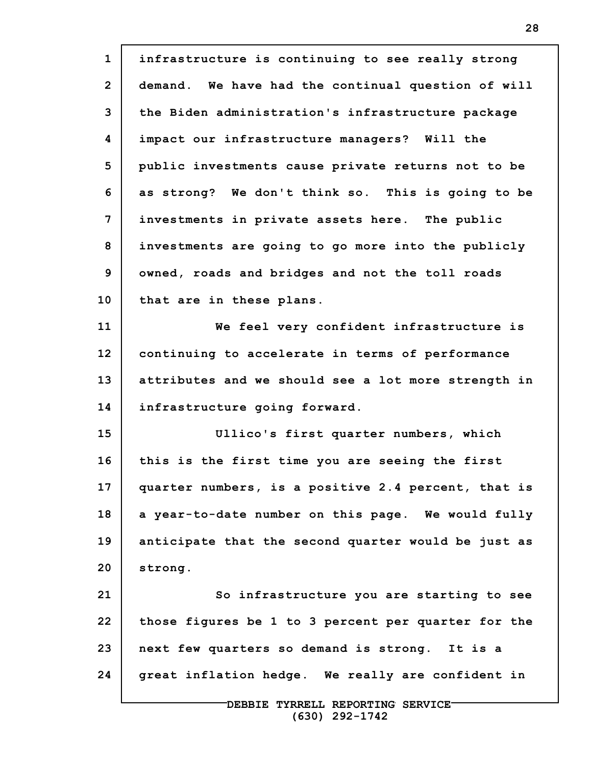infrastructure is continuing to see really strong demand. We have had the continual question of will the Biden administration's infrastructure package impact our infrastructure managers? Will the public investments cause private returns not to be as strong? We don't think so. This is going to be investments in private assets here. The public investments are going to go more into the publicly owned, roads and bridges and not the toll roads that are in these plans.

We feel very confident infrastructure is continuing to accelerate in terms of performance attributes and we should see a lot more strength in infrastructure going forward.

Ullico's first quarter numbers, which this is the first time you are seeing the first quarter numbers, is a positive 2.4 percent, that is a year-to-date number on this page. We would fully anticipate that the second quarter would be just as strong.

So infrastructure you are starting to see those figures be 1 to 3 percent per quarter for the next few quarters so demand is strong. It is a great inflation hedge. We really are confident in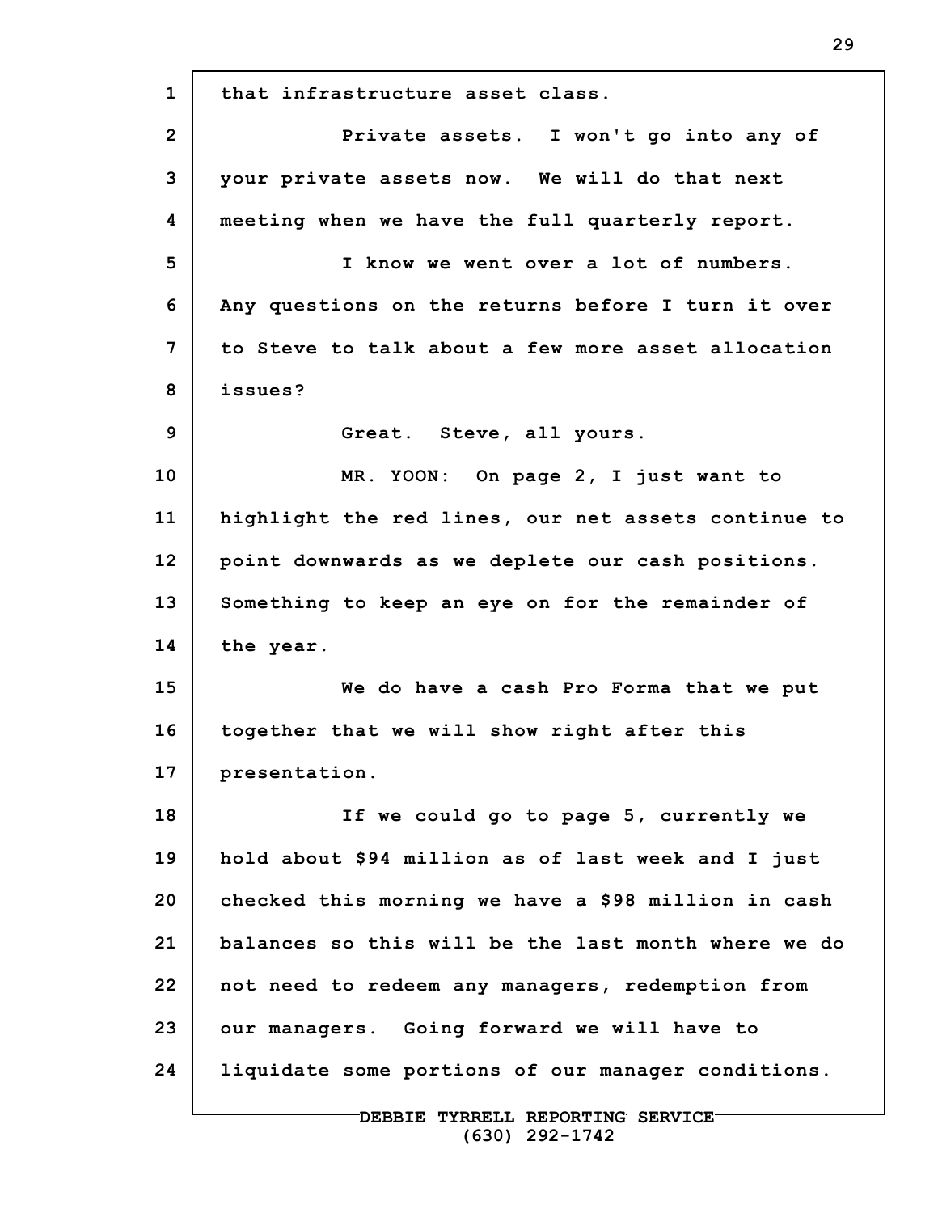that infrastructure asset class.

Private assets. I won't go into any of your private assets now. We will do that next meeting when we have the full quarterly report.

I know we went over a lot of numbers. Any questions on the returns before I turn it over to Steve to talk about a few more asset allocation issues?

Great. Steve, all yours.

MR. YOON: On page 2, I just want to highlight the red lines, our net assets continue to point downwards as we deplete our cash positions. Something to keep an eye on for the remainder of the year.

We do have a cash Pro Forma that we put together that we will show right after this presentation.

If we could go to page 5, currently we hold about $94 million as of last week and I just checked this morning we have a $98 million in cash balances so this will be the last month where we do not need to redeem any managers, redemption from our managers. Going forward we will have to liquidate some portions of our manager conditions.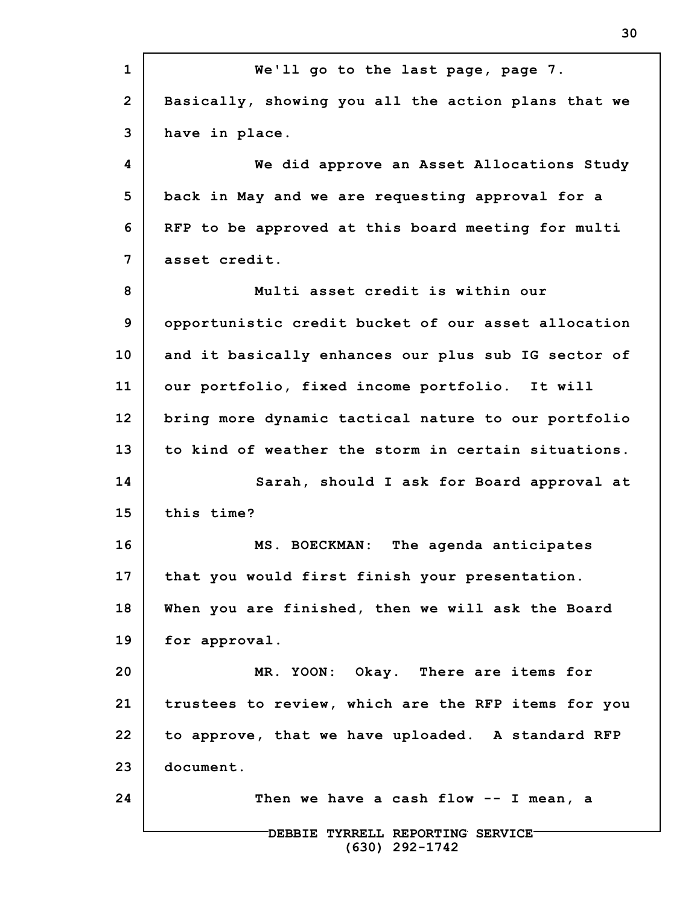We'll go to the last page, page 7. Basically, showing you all the action plans that we have in place.

We did approve an Asset Allocations Study back in May and we are requesting approval for a RFP to be approved at this board meeting for multi asset credit.

Multi asset credit is within our opportunistic credit bucket of our asset allocation and it basically enhances our plus sub IG sector of our portfolio, fixed income portfolio. It will bring more dynamic tactical nature to our portfolio to kind of weather the storm in certain situations.

Sarah, should I ask for Board approval at this time?

MS. BOECKMAN: The agenda anticipates that you would first finish your presentation. When you are finished, then we will ask the Board for approval.

MR. YOON: Okay. There are items for trustees to review, which are the RFP items for you to approve, that we have uploaded. A standard RFP document.

Then we have a cash flow -- I mean, a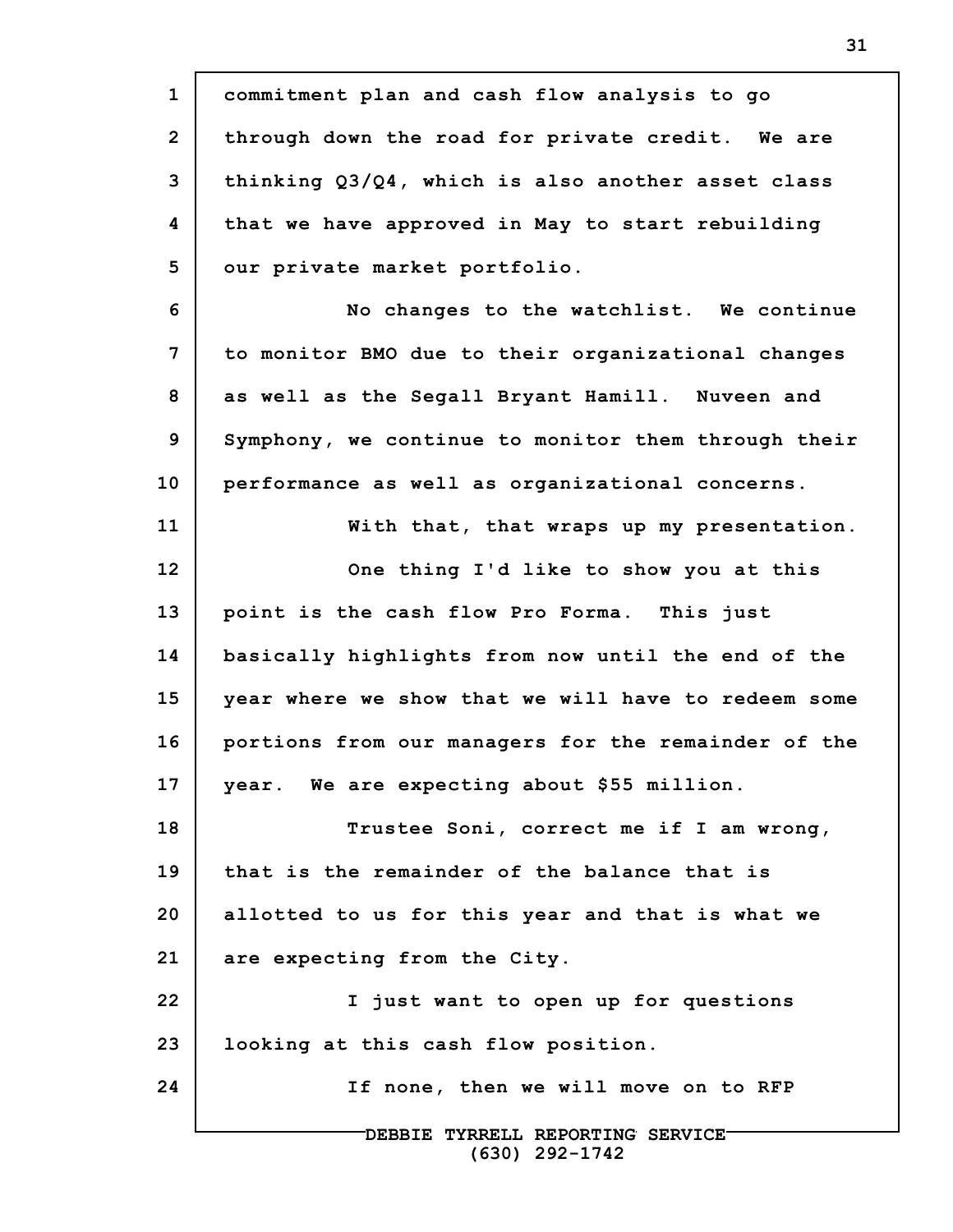commitment plan and cash flow analysis to go through down the road for private credit. We are thinking Q3/Q4, which is also another asset class that we have approved in May to start rebuilding our private market portfolio.

No changes to the watchlist. We continue to monitor BMO due to their organizational changes as well as the Segall Bryant Hamill. Nuveen and Symphony, we continue to monitor them through their performance as well as organizational concerns.

With that, that wraps up my presentation.

One thing I'd like to show you at this point is the cash flow Pro Forma. This just basically highlights from now until the end of the year where we show that we will have to redeem some portions from our managers for the remainder of the year. We are expecting about $55 million.

Trustee Soni, correct me if I am wrong, that is the remainder of the balance that is allotted to us for this year and that is what we are expecting from the City.

I just want to open up for questions looking at this cash flow position.

If none, then we will move on to RFP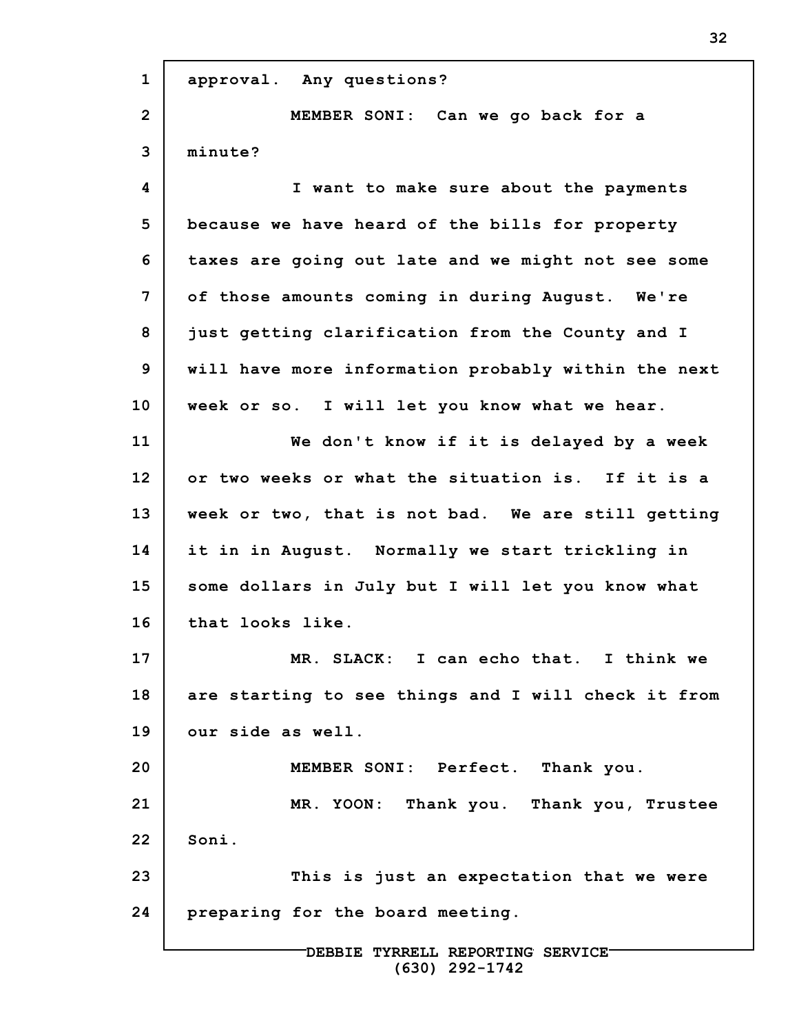approval. Any questions?

MEMBER SONI: Can we go back for a minute?

I want to make sure about the payments because we have heard of the bills for property taxes are going out late and we might not see some of those amounts coming in during August. We're just getting clarification from the County and I will have more information probably within the next week or so. I will let you know what we hear.

We don't know if it is delayed by a week or two weeks or what the situation is. If it is a week or two, that is not bad. We are still getting it in in August. Normally we start trickling in some dollars in July but I will let you know what that looks like.

MR. SLACK: I can echo that. I think we are starting to see things and I will check it from our side as well.

MEMBER SONI: Perfect. Thank you.

MR. YOON: Thank you. Thank you, Trustee Soni.

This is just an expectation that we were preparing for the board meeting.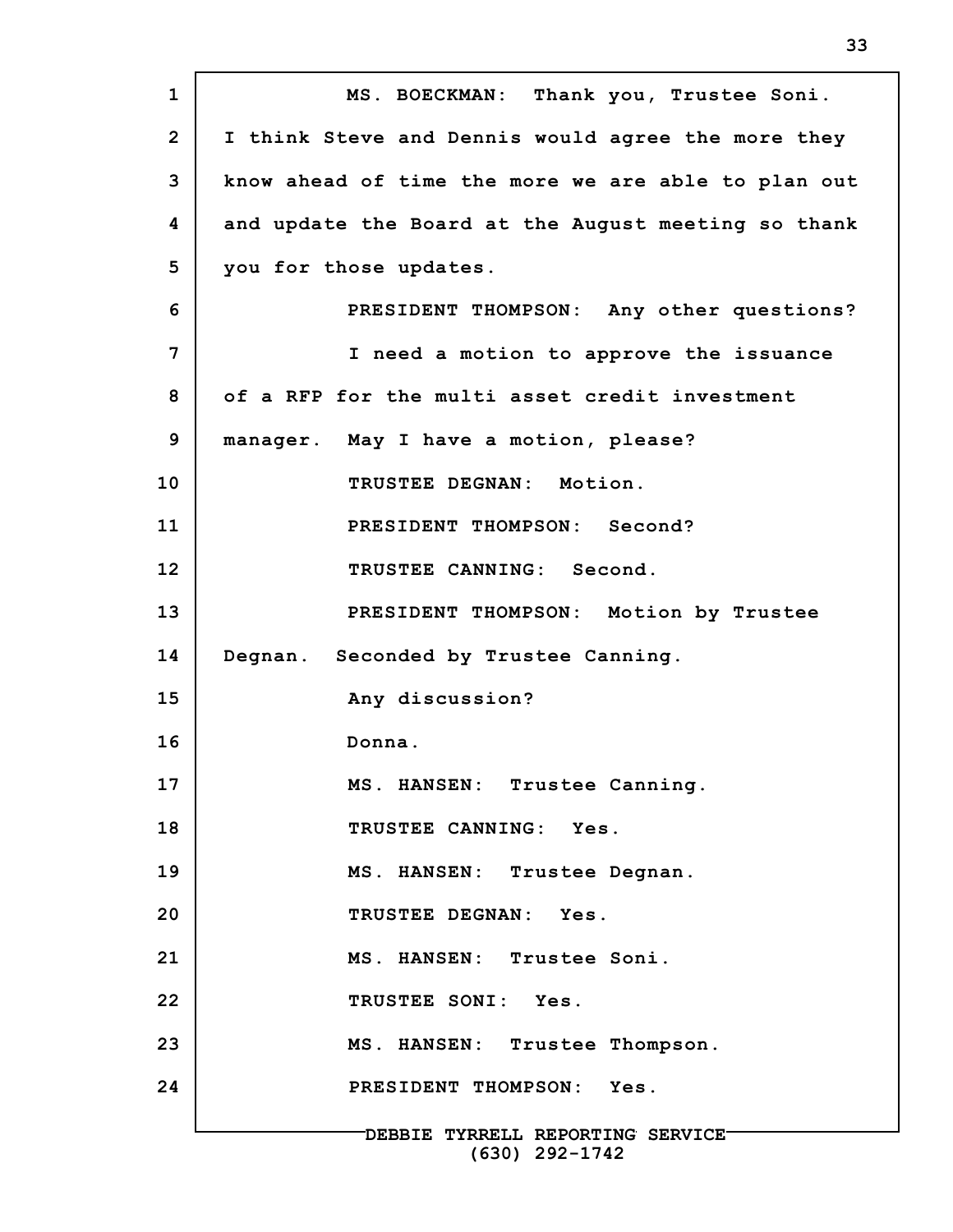MS. BOECKMAN: Thank you, Trustee Soni. I think Steve and Dennis would agree the more they know ahead of time the more we are able to plan out and update the Board at the August meeting so thank you for those updates.

PRESIDENT THOMPSON: Any other questions?

I need a motion to approve the issuance of a RFP for the multi asset credit investment manager. May I have a motion, please?

TRUSTEE DEGNAN: Motion.

PRESIDENT THOMPSON: Second?

TRUSTEE CANNING: Second.

PRESIDENT THOMPSON: Motion by Trustee Degnan. Seconded by Trustee Canning.

Any discussion?

Donna.

MS. HANSEN: Trustee Canning.

TRUSTEE CANNING: Yes.

MS. HANSEN: Trustee Degnan.

TRUSTEE DEGNAN: Yes.

MS. HANSEN: Trustee Soni.

TRUSTEE SONI: Yes.

MS. HANSEN: Trustee Thompson.

PRESIDENT THOMPSON: Yes.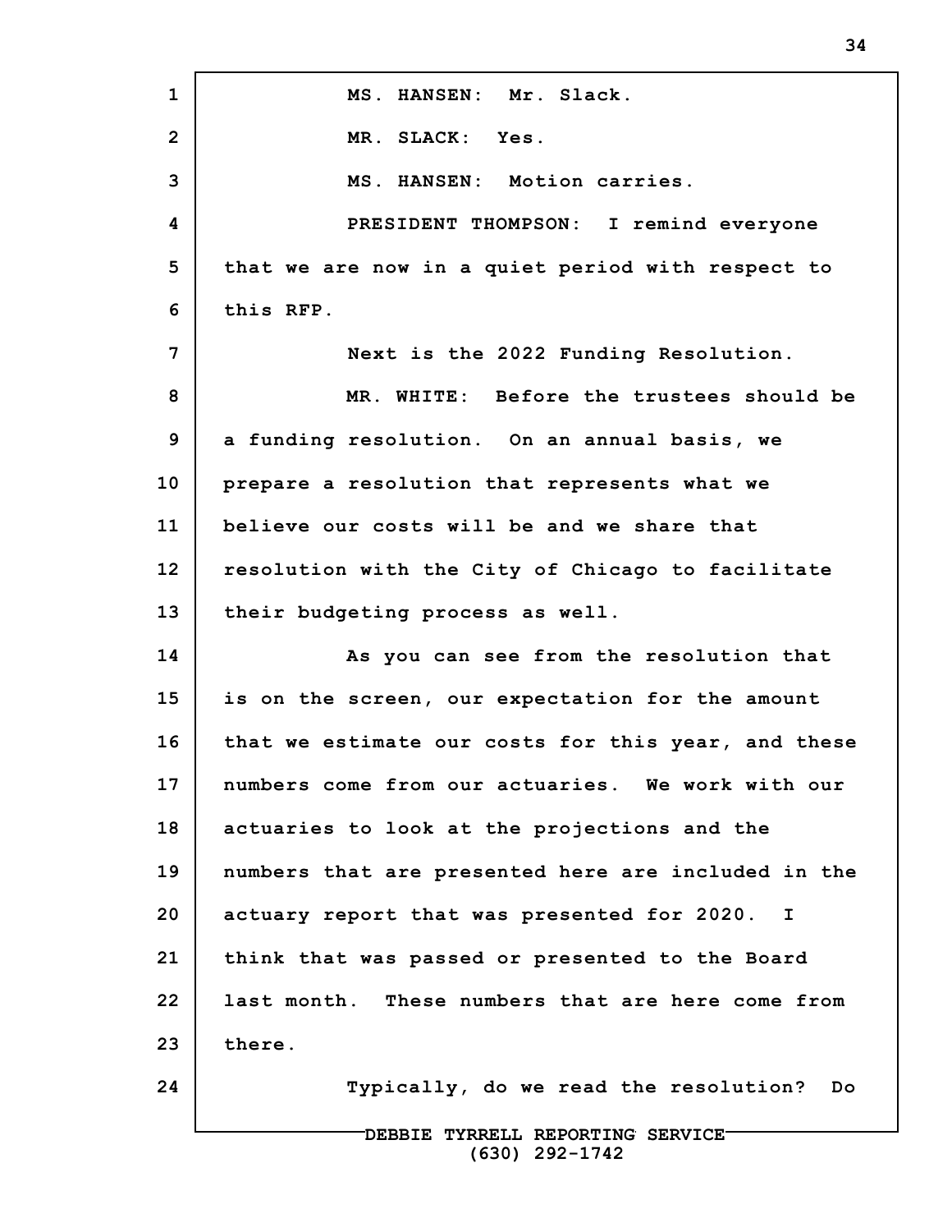MS. HANSEN: Mr. Slack.

MR. SLACK: Yes.

MS. HANSEN: Motion carries.

PRESIDENT THOMPSON: I remind everyone that we are now in a quiet period with respect to this RFP.

Next is the 2022 Funding Resolution.

MR. WHITE: Before the trustees should be a funding resolution. On an annual basis, we prepare a resolution that represents what we believe our costs will be and we share that resolution with the City of Chicago to facilitate their budgeting process as well.

As you can see from the resolution that is on the screen, our expectation for the amount that we estimate our costs for this year, and these numbers come from our actuaries. We work with our actuaries to look at the projections and the numbers that are presented here are included in the actuary report that was presented for 2020. I think that was passed or presented to the Board last month. These numbers that are here come from there.

Typically, do we read the resolution? Do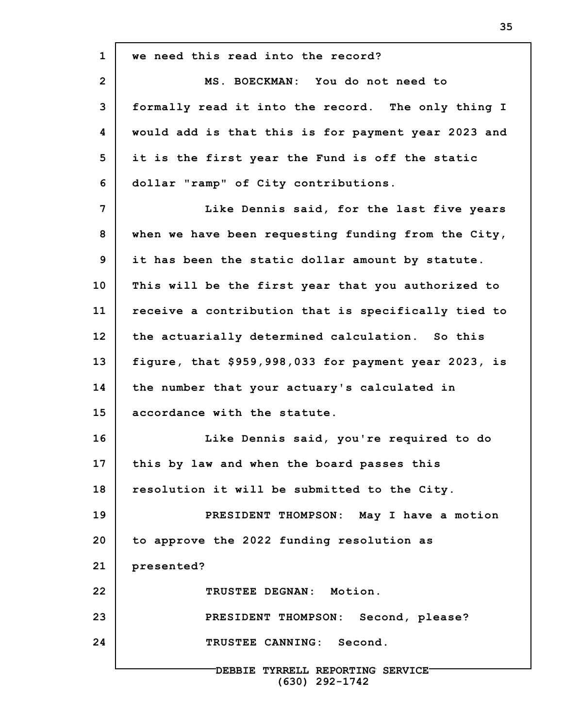we need this read into the record?

MS. BOECKMAN: You do not need to formally read it into the record. The only thing I would add is that this is for payment year 2023 and it is the first year the Fund is off the static dollar "ramp" of City contributions.

Like Dennis said, for the last five years when we have been requesting funding from the City, it has been the static dollar amount by statute. This will be the first year that you authorized to receive a contribution that is specifically tied to the actuarially determined calculation. So this figure, that $959,998,033 for payment year 2023, is the number that your actuary's calculated in accordance with the statute.

Like Dennis said, you're required to do this by law and when the board passes this resolution it will be submitted to the City.

PRESIDENT THOMPSON: May I have a motion to approve the 2022 funding resolution as presented?

TRUSTEE DEGNAN: Motion.

PRESIDENT THOMPSON: Second, please?

TRUSTEE CANNING: Second.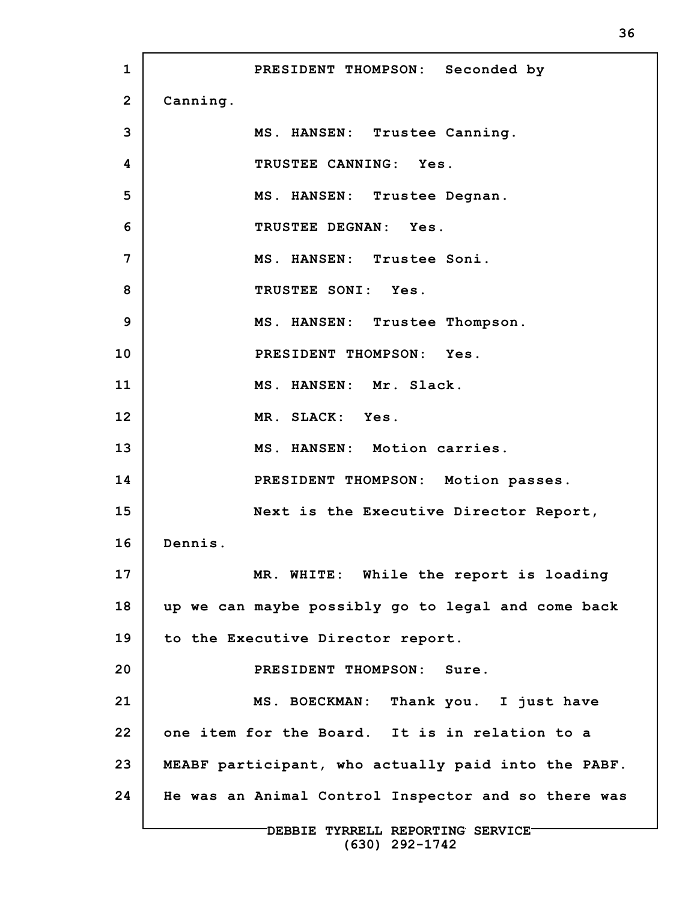PRESIDENT THOMPSON: Seconded by Canning.

MS. HANSEN: Trustee Canning.

TRUSTEE CANNING: Yes.

MS. HANSEN: Trustee Degnan.

TRUSTEE DEGNAN: Yes.

MS. HANSEN: Trustee Soni.

TRUSTEE SONI: Yes.

MS. HANSEN: Trustee Thompson.

PRESIDENT THOMPSON: Yes.

MS. HANSEN: Mr. Slack.

MR. SLACK: Yes.

MS. HANSEN: Motion carries.

PRESIDENT THOMPSON: Motion passes.

Next is the Executive Director Report, Dennis.

MR. WHITE: While the report is loading up we can maybe possibly go to legal and come back to the Executive Director report.

PRESIDENT THOMPSON: Sure.

MS. BOECKMAN: Thank you. I just have one item for the Board. It is in relation to a MEABF participant, who actually paid into the PABF. He was an Animal Control Inspector and so there was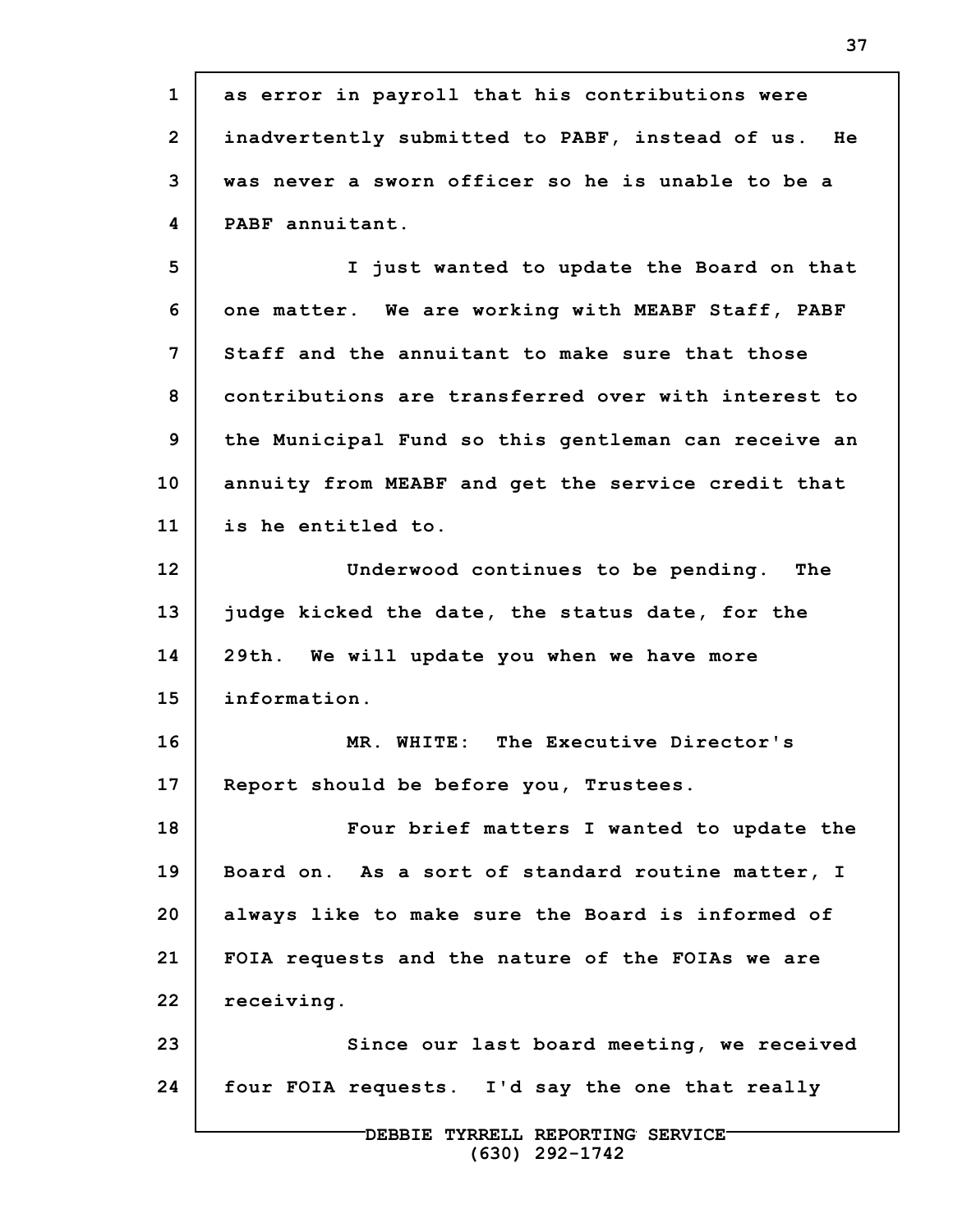as error in payroll that his contributions were inadvertently submitted to PABF, instead of us. He was never a sworn officer so he is unable to be a PABF annuitant.

I just wanted to update the Board on that one matter. We are working with MEABF Staff, PABF Staff and the annuitant to make sure that those contributions are transferred over with interest to the Municipal Fund so this gentleman can receive an annuity from MEABF and get the service credit that is he entitled to.

Underwood continues to be pending. The judge kicked the date, the status date, for the 29th. We will update you when we have more information.

MR. WHITE: The Executive Director's Report should be before you, Trustees.

Four brief matters I wanted to update the Board on. As a sort of standard routine matter, I always like to make sure the Board is informed of FOIA requests and the nature of the FOIAs we are receiving.

Since our last board meeting, we received four FOIA requests. I'd say the one that really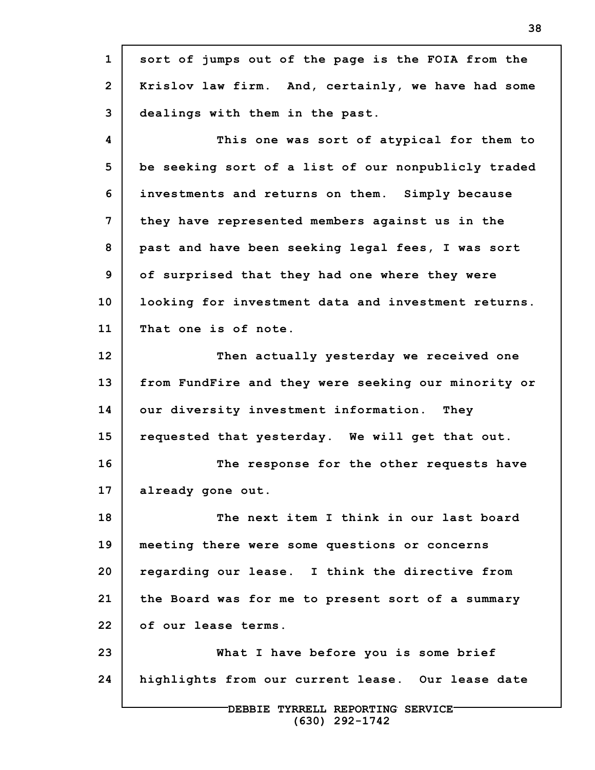sort of jumps out of the page is the FOIA from the Krislov law firm. And, certainly, we have had some dealings with them in the past.

This one was sort of atypical for them to be seeking sort of a list of our nonpublicly traded investments and returns on them. Simply because they have represented members against us in the past and have been seeking legal fees, I was sort of surprised that they had one where they were looking for investment data and investment returns. That one is of note.

Then actually yesterday we received one from FundFire and they were seeking our minority or our diversity investment information. They requested that yesterday. We will get that out.

The response for the other requests have already gone out.

The next item I think in our last board meeting there were some questions or concerns regarding our lease. I think the directive from the Board was for me to present sort of a summary of our lease terms.

What I have before you is some brief highlights from our current lease. Our lease date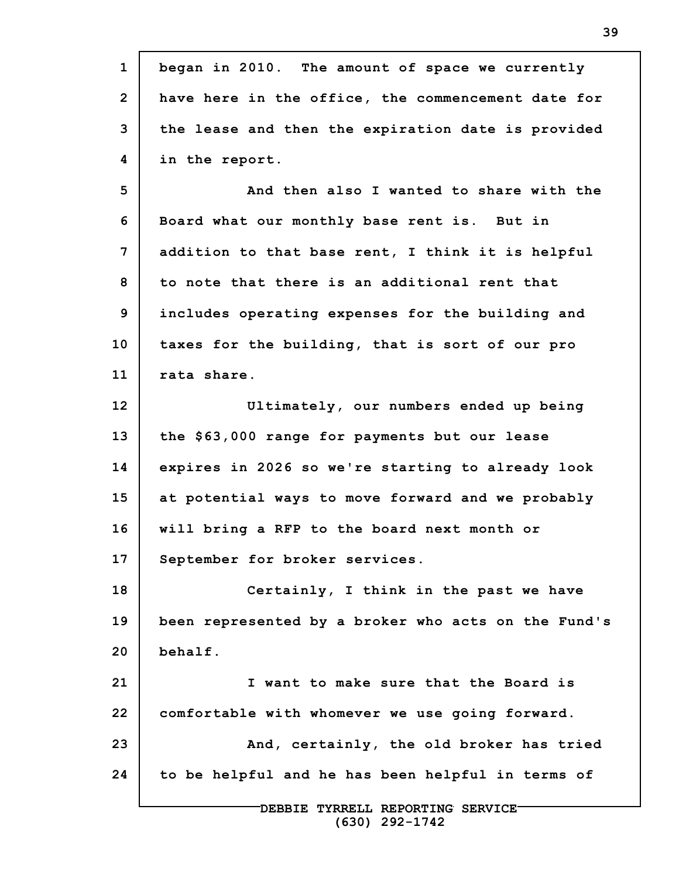began in 2010. The amount of space we currently have here in the office, the commencement date for the lease and then the expiration date is provided in the report.

And then also I wanted to share with the Board what our monthly base rent is. But in addition to that base rent, I think it is helpful to note that there is an additional rent that includes operating expenses for the building and taxes for the building, that is sort of our pro rata share.

Ultimately, our numbers ended up being the $63,000 range for payments but our lease expires in 2026 so we're starting to already look at potential ways to move forward and we probably will bring a RFP to the board next month or September for broker services.

Certainly, I think in the past we have been represented by a broker who acts on the Fund's behalf.

I want to make sure that the Board is comfortable with whomever we use going forward.

And, certainly, the old broker has tried to be helpful and he has been helpful in terms of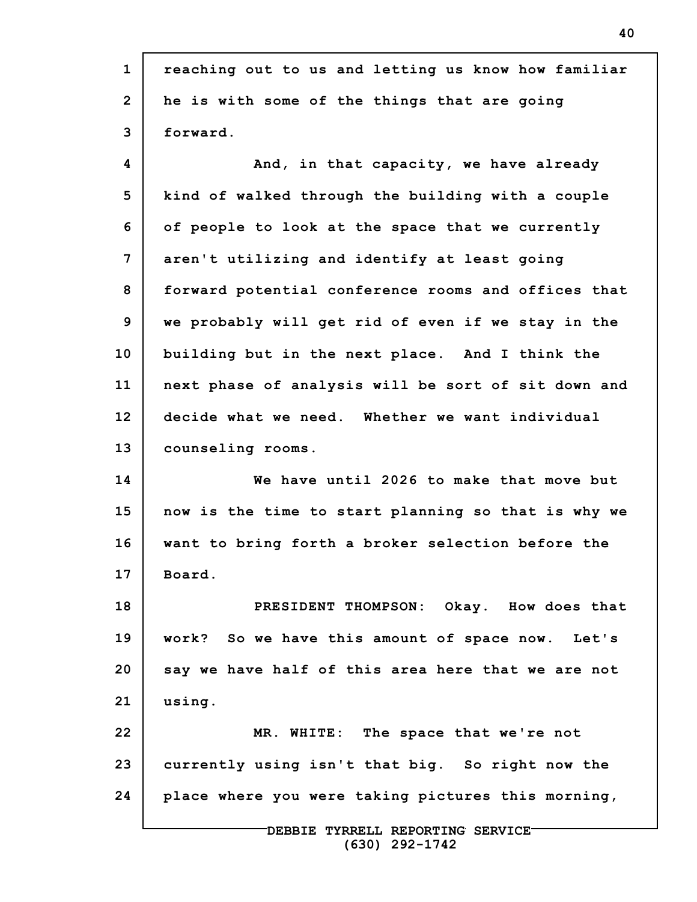reaching out to us and letting us know how familiar he is with some of the things that are going forward.

And, in that capacity, we have already kind of walked through the building with a couple of people to look at the space that we currently aren't utilizing and identify at least going forward potential conference rooms and offices that we probably will get rid of even if we stay in the building but in the next place. And I think the next phase of analysis will be sort of sit down and decide what we need. Whether we want individual counseling rooms.

We have until 2026 to make that move but now is the time to start planning so that is why we want to bring forth a broker selection before the Board.

PRESIDENT THOMPSON: Okay. How does that work? So we have this amount of space now. Let's say we have half of this area here that we are not using.

MR. WHITE: The space that we're not currently using isn't that big. So right now the place where you were taking pictures this morning,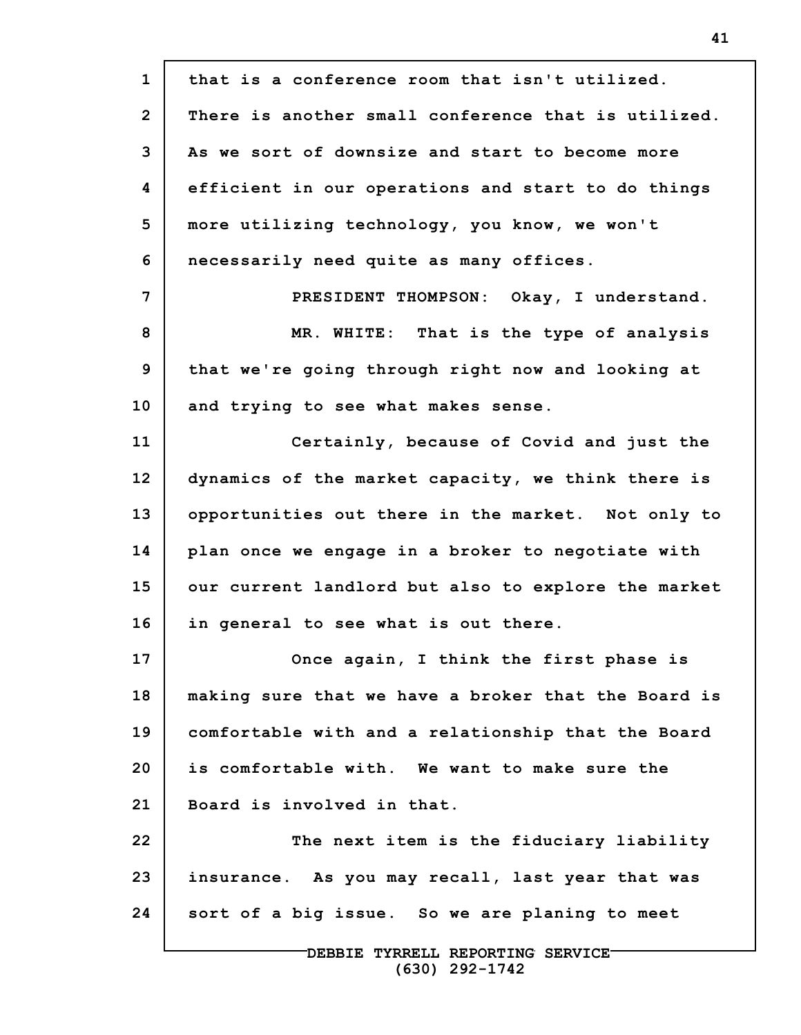that is a conference room that isn't utilized. There is another small conference that is utilized. As we sort of downsize and start to become more efficient in our operations and start to do things more utilizing technology, you know, we won't necessarily need quite as many offices.

PRESIDENT THOMPSON: Okay, I understand.

MR. WHITE: That is the type of analysis that we're going through right now and looking at and trying to see what makes sense.

Certainly, because of Covid and just the dynamics of the market capacity, we think there is opportunities out there in the market. Not only to plan once we engage in a broker to negotiate with our current landlord but also to explore the market in general to see what is out there.

Once again, I think the first phase is making sure that we have a broker that the Board is comfortable with and a relationship that the Board is comfortable with. We want to make sure the Board is involved in that.

The next item is the fiduciary liability insurance. As you may recall, last year that was sort of a big issue. So we are planing to meet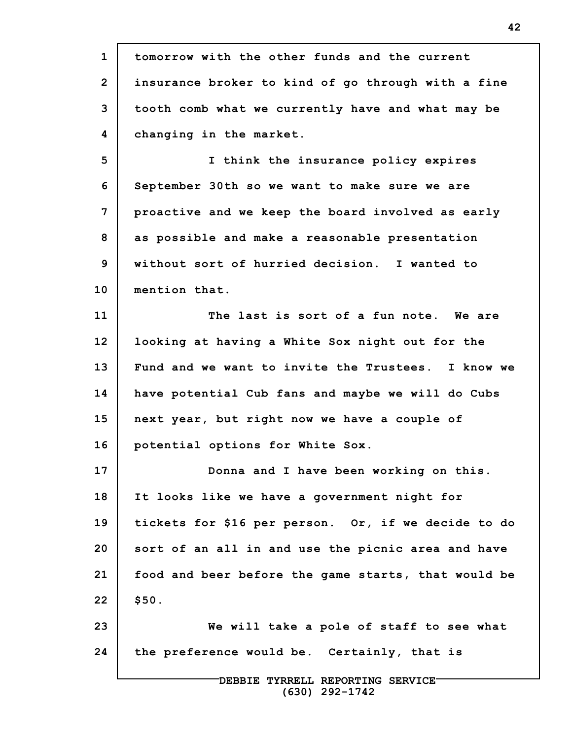tomorrow with the other funds and the current insurance broker to kind of go through with a fine tooth comb what we currently have and what may be changing in the market.

I think the insurance policy expires September 30th so we want to make sure we are proactive and we keep the board involved as early as possible and make a reasonable presentation without sort of hurried decision. I wanted to mention that.

The last is sort of a fun note. We are looking at having a White Sox night out for the Fund and we want to invite the Trustees. I know we have potential Cub fans and maybe we will do Cubs next year, but right now we have a couple of potential options for White Sox.

Donna and I have been working on this. It looks like we have a government night for tickets for $16 per person. Or, if we decide to do sort of an all in and use the picnic area and have food and beer before the game starts, that would be $50.

We will take a pole of staff to see what the preference would be. Certainly, that is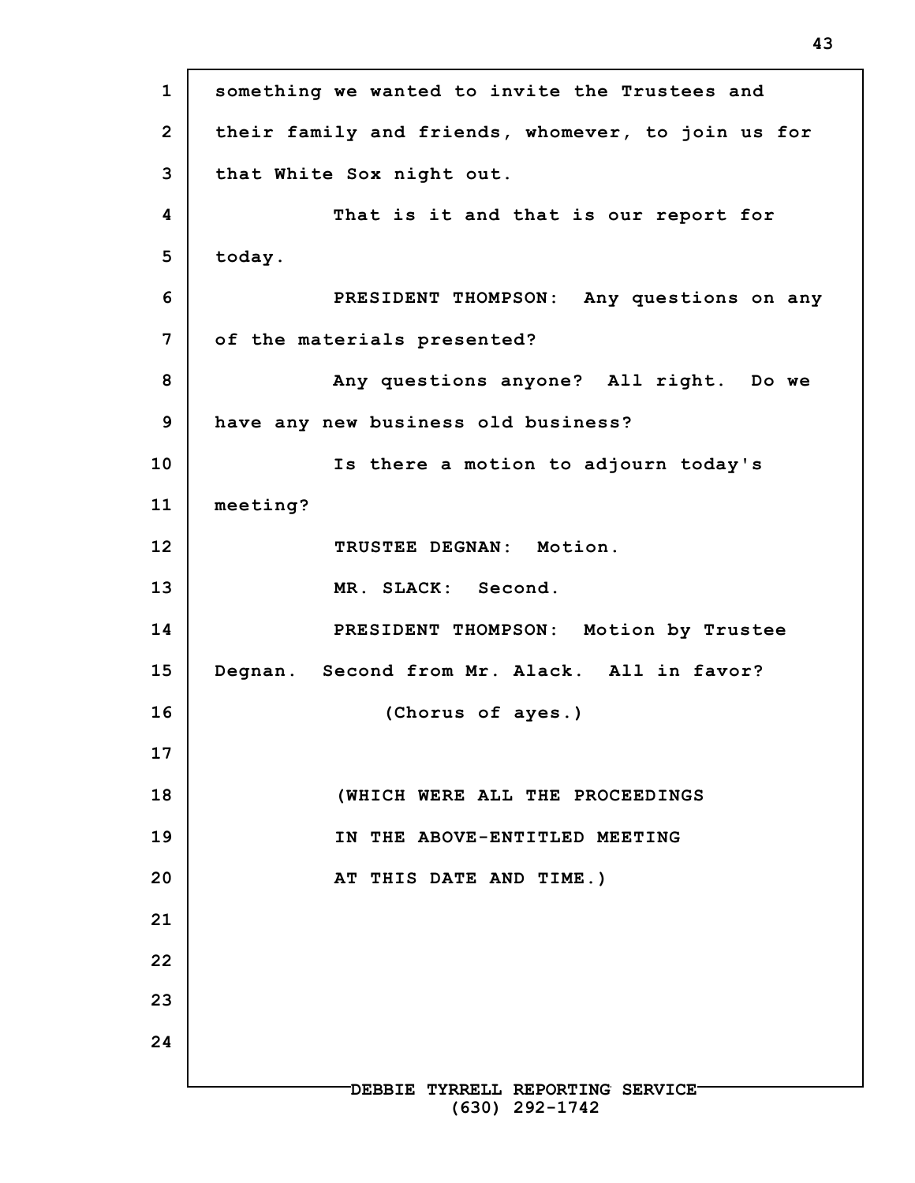something we wanted to invite the Trustees and their family and friends, whomever, to join us for that White Sox night out.

That is it and that is our report for today.

PRESIDENT THOMPSON: Any questions on any of the materials presented?

Any questions anyone? All right. Do we have any new business old business?

Is there a motion to adjourn today's meeting?

TRUSTEE DEGNAN: Motion.

MR. SLACK: Second.

PRESIDENT THOMPSON: Motion by Trustee Degnan. Second from Mr. Alack. All in favor?

(Chorus of ayes.)

(WHICH WERE ALL THE PROCEEDINGS IN THE ABOVE-ENTITLED MEETING AT THIS DATE AND TIME.)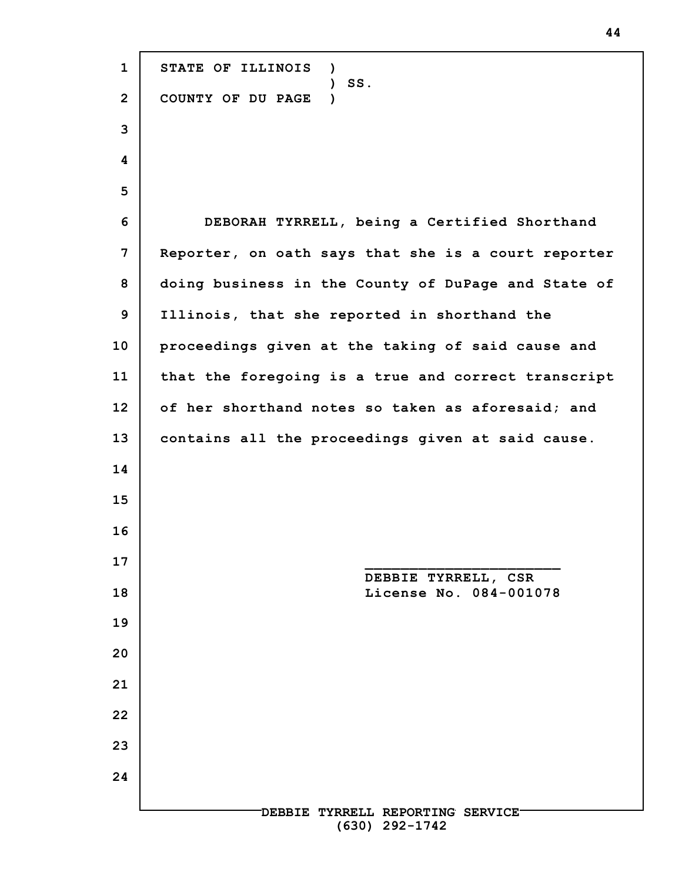STATE OF ILLINOIS )
) SS.
COUNTY OF DU PAGE )

DEBORAH TYRRELL, being a Certified Shorthand Reporter, on oath says that she is a court reporter doing business in the County of DuPage and State of Illinois, that she reported in shorthand the proceedings given at the taking of said cause and that the foregoing is a true and correct transcript of her shorthand notes so taken as aforesaid; and contains all the proceedings given at said cause.

______________________
DEBBIE TYRRELL, CSR
License No. 084-001078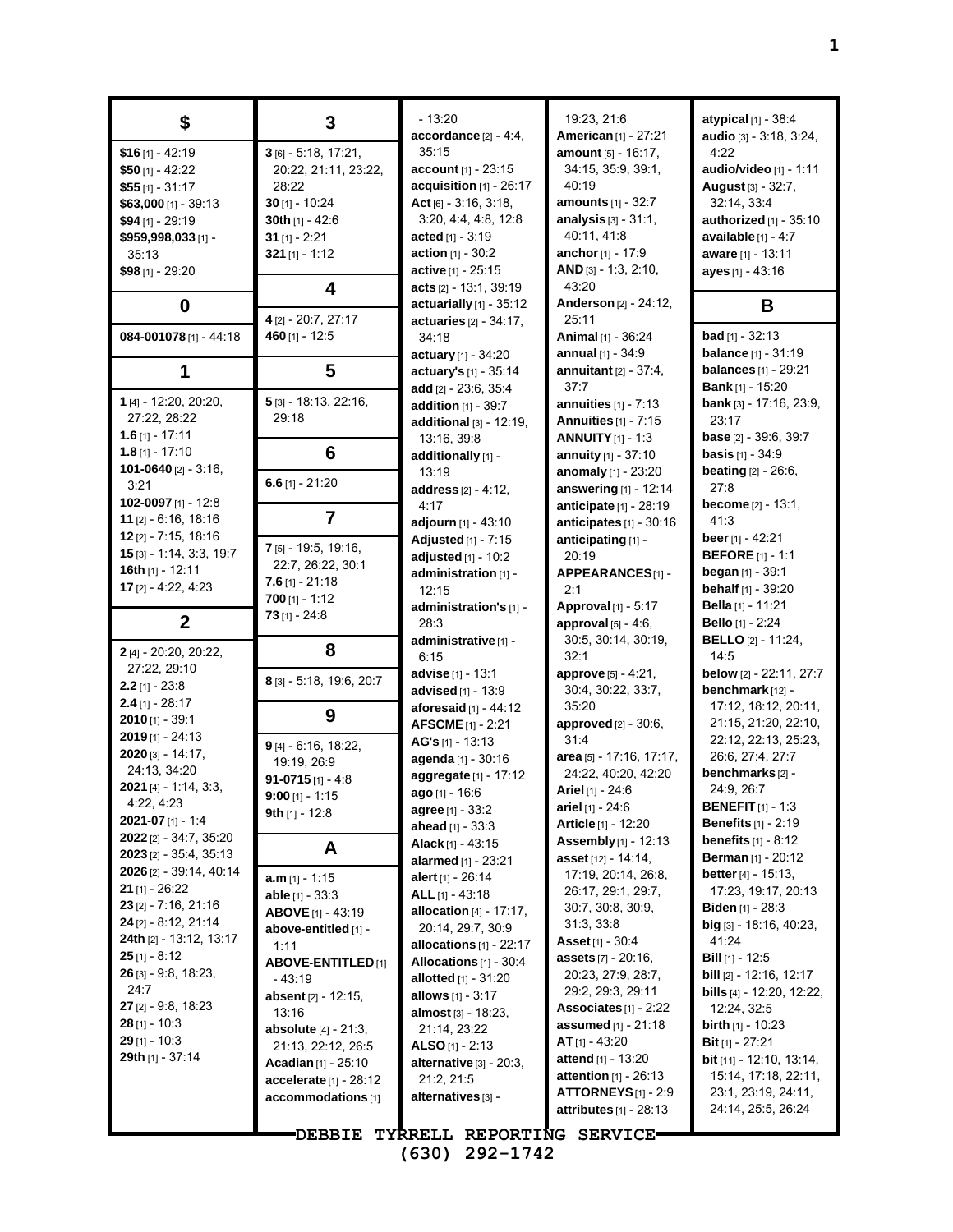## $

**$16** [1] - 42:19
**$50** [1] - 42:22
**$55** [1] - 31:17
**$63,000** [1] - 39:13
**$94** [1] - 29:19
**$959,998,033** [1] - 35:13
**$98** [1] - 29:20

## 0

**084-001078** [1] - 44:18

## 1

**1** [4] - 12:20, 20:20, 27:22, 28:22
**1.6** [1] - 17:11
**1.8** [1] - 17:10
**101-0640** [2] - 3:16, 3:21
**102-0097** [1] - 12:8
**11** [2] - 6:16, 18:16
**12** [2] - 7:15, 18:16
**15** [3] - 1:14, 3:3, 19:7
**16th** [1] - 12:11
**17** [2] - 4:22, 4:23

## 2

**2** [4] - 20:20, 20:22, 27:22, 29:10
**2.2** [1] - 23:8
**2.4** [1] - 28:17
**2010** [1] - 39:1
**2019** [1] - 24:13
**2020** [3] - 14:17, 24:13, 34:20
**2021** [4] - 1:14, 3:3, 4:22, 4:23
**2021-07** [1] - 1:4
**2022** [2] - 34:7, 35:20
**2023** [2] - 35:4, 35:13
**2026** [2] - 39:14, 40:14
**21** [1] - 26:22
**23** [2] - 7:16, 21:16
**24** [2] - 8:12, 21:14
**24th** [2] - 13:12, 13:17
**25** [1] - 8:12
**26** [3] - 9:8, 18:23, 24:7
**27** [2] - 9:8, 18:23
**28** [1] - 10:3
**29** [1] - 10:3
**29th** [1] - 37:14

## 3

**3** [6] - 5:18, 17:21, 20:22, 21:11, 23:22, 28:22
**30** [1] - 10:24
**30th** [1] - 42:6
**31** [1] - 2:21
**321** [1] - 1:12

## 4

**4** [2] - 20:7, 27:17
**460** [1] - 12:5

## 5

**5** [3] - 18:13, 22:16, 29:18

## 6

**6.6** [1] - 21:20

## 7

**7** [5] - 19:5, 19:16, 22:7, 26:22, 30:1
**7.6** [1] - 21:18
**700** [1] - 1:12
**73** [1] - 24:8

## 8

**8** [3] - 5:18, 19:6, 20:7

## 9

**9** [4] - 6:16, 18:22, 19:19, 26:9
**91-0715** [1] - 4:8
**9:00** [1] - 1:15
**9th** [1] - 12:8

## A

**a.m** [1] - 1:15
**able** [1] - 33:3
**ABOVE** [1] - 43:19
**above-entitled** [1] - 1:11
**ABOVE-ENTITLED** [1] - 43:19
**absent** [2] - 12:15, 13:16
**absolute** [4] - 21:3, 21:13, 22:12, 26:5
**Acadian** [1] - 25:10
**accelerate** [1] - 28:12
**accommodations** [1] - 13:20
**accordance** [2] - 4:4, 35:15
**account** [1] - 23:15
**acquisition** [1] - 26:17
**Act** [6] - 3:16, 3:18, 3:20, 4:4, 4:8, 12:8
**acted** [1] - 3:19
**action** [1] - 30:2
**active** [1] - 25:15
**acts** [2] - 13:1, 39:19
**actuarially** [1] - 35:12
**actuaries** [2] - 34:17, 34:18
**actuary** [1] - 34:20
**actuary's** [1] - 35:14
**add** [2] - 23:6, 35:4
**addition** [1] - 39:7
**additional** [3] - 12:19, 13:16, 39:8
**additionally** [1] - 13:19
**address** [2] - 4:12, 4:17
**adjourn** [1] - 43:10
**Adjusted** [1] - 7:15
**adjusted** [1] - 10:2
**administration** [1] - 12:15
**administration's** [1] - 28:3
**administrative** [1] - 6:15
**advise** [1] - 13:1
**advised** [1] - 13:9
**aforesaid** [1] - 44:12
**AFSCME** [1] - 2:21
**AG's** [1] - 13:13
**agenda** [1] - 30:16
**aggregate** [1] - 17:12
**ago** [1] - 16:6
**agree** [1] - 33:2
**ahead** [1] - 33:3
**Alack** [1] - 43:15
**alarmed** [1] - 23:21
**alert** [1] - 26:14
**ALL** [1] - 43:18
**allocation** [4] - 17:17, 20:14, 29:7, 30:9
**allocations** [1] - 22:17
**Allocations** [1] - 30:4
**allotted** [1] - 31:20
**allows** [1] - 3:17
**almost** [3] - 18:23, 21:14, 23:22
**ALSO** [1] - 2:13
**alternative** [3] - 20:3, 21:2, 21:5
**alternatives** [3] - 19:23, 21:6
**American** [1] - 27:21
**amount** [5] - 16:17, 34:15, 35:9, 39:1, 40:19
**amounts** [1] - 32:7
**analysis** [3] - 31:1, 40:11, 41:8
**anchor** [1] - 17:9
**AND** [3] - 1:3, 2:10, 43:20
**Anderson** [2] - 24:12, 25:11
**Animal** [1] - 36:24
**annual** [1] - 34:9
**annuitant** [2] - 37:4, 37:7
**annuities** [1] - 7:13
**Annuities** [1] - 7:15
**ANNUITY** [1] - 1:3
**annuity** [1] - 37:10
**anomaly** [1] - 23:20
**answering** [1] - 12:14
**anticipate** [1] - 28:19
**anticipates** [1] - 30:16
**anticipating** [1] - 20:19
**APPEARANCES** [1] - 2:1
**Approval** [1] - 5:17
**approval** [5] - 4:6, 30:5, 30:14, 30:19, 32:1
**approve** [5] - 4:21, 30:4, 30:22, 33:7, 35:20
**approved** [2] - 30:6, 31:4
**area** [5] - 17:16, 17:17, 24:22, 40:20, 42:20
**Ariel** [1] - 24:6
**ariel** [1] - 24:6
**Article** [1] - 12:20
**Assembly** [1] - 13:13
**asset** [12] - 14:14, 17:19, 20:14, 26:8, 26:17, 29:1, 29:7, 30:7, 30:8, 30:9, 31:3, 33:8
**Asset** [1] - 30:4
**assets** [7] - 20:16, 20:23, 27:9, 28:7, 29:2, 29:3, 29:11
**Associates** [1] - 2:22
**assumed** [1] - 21:18
**AT** [1] - 43:20
**attend** [1] - 13:20
**attention** [1] - 26:13
**ATTORNEYS** [1] - 2:9
**attributes** [1] - 28:13
**atypical** [1] - 38:4
**audio** [3] - 3:18, 3:24, 4:22
**audio/video** [1] - 1:11
**August** [3] - 32:7, 32:14, 33:4
**authorized** [1] - 35:10
**available** [1] - 4:7
**aware** [1] - 13:11
**ayes** [1] - 43:16

## B

**bad** [1] - 32:13
**balance** [1] - 31:19
**balances** [1] - 29:21
**Bank** [1] - 15:20
**bank** [3] - 17:16, 23:9, 23:17
**base** [2] - 39:6, 39:7
**basis** [1] - 34:9
**beating** [2] - 26:6, 27:8
**become** [2] - 13:1, 41:3
**beer** [1] - 42:21
**BEFORE** [1] - 1:1
**began** [1] - 39:1
**behalf** [1] - 39:20
**Bella** [1] - 11:21
**Bello** [1] - 2:24
**BELLO** [2] - 11:24, 14:5
**below** [2] - 22:11, 27:7
**benchmark** [12] - 17:12, 18:12, 20:11, 21:15, 21:20, 22:10, 22:12, 22:13, 25:23, 26:6, 27:4, 27:7
**benchmarks** [2] - 24:9, 26:7
**BENEFIT** [1] - 1:3
**Benefits** [1] - 2:19
**benefits** [1] - 8:12
**Berman** [1] - 20:12
**better** [4] - 15:13, 17:23, 19:17, 20:13
**Biden** [1] - 28:3
**big** [3] - 18:16, 40:23, 41:24
**Bill** [1] - 12:5
**bill** [2] - 12:16, 12:17
**bills** [4] - 12:20, 12:22, 12:24, 32:5
**birth** [1] - 10:23
**Bit** [1] - 27:21
**bit** [11] - 12:10, 13:14, 15:14, 17:18, 22:11, 23:1, 23:19, 24:11, 24:14, 25:5, 26:24

DEBBIE TYRRELL REPORTING SERVICE
(630) 292-1742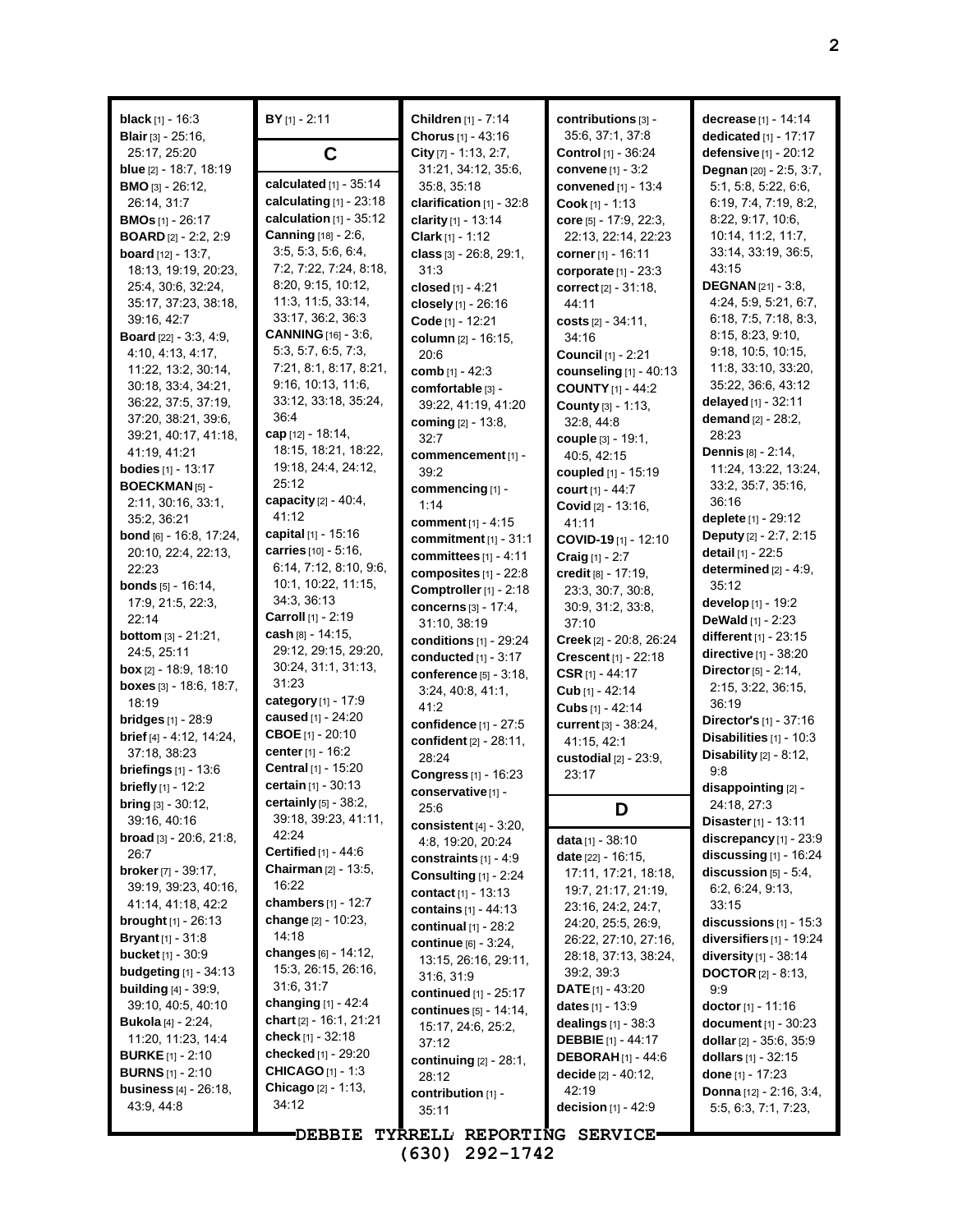**black** [1] - 16:3
**Blair** [3] - 25:16, 25:17, 25:20
**blue** [2] - 18:7, 18:19
**BMO** [3] - 26:12, 26:14, 31:7
**BMOs** [1] - 26:17
**BOARD** [2] - 2:2, 2:9
**board** [12] - 13:7, 18:13, 19:19, 20:23, 25:4, 30:6, 32:24, 35:17, 37:23, 38:18, 39:16, 42:7
**Board** [22] - 3:3, 4:9, 4:10, 4:13, 4:17, 11:22, 13:2, 30:14, 30:18, 33:4, 34:21, 36:22, 37:5, 37:19, 37:20, 38:21, 39:6, 39:21, 40:17, 41:18, 41:19, 41:21
**bodies** [1] - 13:17
**BOECKMAN** [5] - 2:11, 30:16, 33:1, 35:2, 36:21
**bond** [6] - 16:8, 17:24, 20:10, 22:4, 22:13, 22:23
**bonds** [5] - 16:14, 17:9, 21:5, 22:3, 22:14
**bottom** [3] - 21:21, 24:5, 25:11
**box** [2] - 18:9, 18:10
**boxes** [3] - 18:6, 18:7, 18:19
**bridges** [1] - 28:9
**brief** [4] - 4:12, 14:24, 37:18, 38:23
**briefings** [1] - 13:6
**briefly** [1] - 12:2
**bring** [3] - 30:12, 39:16, 40:16
**broad** [3] - 20:6, 21:8, 26:7
**broker** [7] - 39:17, 39:19, 39:23, 40:16, 41:14, 41:18, 42:2
**brought** [1] - 26:13
**Bryant** [1] - 31:8
**bucket** [1] - 30:9
**budgeting** [1] - 34:13
**building** [4] - 39:9, 39:10, 40:5, 40:10
**Bukola** [4] - 2:24, 11:20, 11:23, 14:4
**BURKE** [1] - 2:10
**BURNS** [1] - 2:10
**business** [4] - 26:18, 43:9, 44:8

**BY** [1] - 2:11

## C

**calculated** [1] - 35:14
**calculating** [1] - 23:18
**calculation** [1] - 35:12
**Canning** [18] - 2:6, 3:5, 5:3, 5:6, 6:4, 7:2, 7:22, 7:24, 8:18, 8:20, 9:15, 10:12, 11:3, 11:5, 33:14, 33:17, 36:2, 36:3
**CANNING** [16] - 3:6, 5:3, 5:7, 6:5, 7:3, 7:21, 8:1, 8:17, 8:21, 9:16, 10:13, 11:6, 33:12, 33:18, 35:24, 36:4
**cap** [12] - 18:14, 18:15, 18:21, 18:22, 19:18, 24:4, 24:12, 25:12
**capacity** [2] - 40:4, 41:12
**capital** [1] - 15:16
**carries** [10] - 5:16, 6:14, 7:12, 8:10, 9:6, 10:1, 10:22, 11:15, 34:3, 36:13
**Carroll** [1] - 2:19
**cash** [8] - 14:15, 29:12, 29:15, 29:20, 30:24, 31:1, 31:13, 31:23
**category** [1] - 17:9
**caused** [1] - 24:20
**CBOE** [1] - 20:10
**center** [1] - 16:2
**Central** [1] - 15:20
**certain** [1] - 30:13
**certainly** [5] - 38:2, 39:18, 39:23, 41:11, 42:24
**Certified** [1] - 44:6
**Chairman** [2] - 13:5, 16:22
**chambers** [1] - 12:7
**change** [2] - 10:23, 14:18
**changes** [6] - 14:12, 15:3, 26:15, 26:16, 31:6, 31:7
**changing** [1] - 42:4
**chart** [2] - 16:1, 21:21
**check** [1] - 32:18
**checked** [1] - 29:20
**CHICAGO** [1] - 1:3
**Chicago** [2] - 1:13, 34:12

**Children** [1] - 7:14
**Chorus** [1] - 43:16
**City** [7] - 1:13, 2:7, 31:21, 34:12, 35:6, 35:8, 35:18
**clarification** [1] - 32:8
**clarity** [1] - 13:14
**Clark** [1] - 1:12
**class** [3] - 26:8, 29:1, 31:3
**closed** [1] - 4:21
**closely** [1] - 26:16
**Code** [1] - 12:21
**column** [2] - 16:15, 20:6
**comb** [1] - 42:3
**comfortable** [3] - 39:22, 41:19, 41:20
**coming** [2] - 13:8, 32:7
**commencement** [1] - 39:2
**commencing** [1] - 1:14
**comment** [1] - 4:15
**commitment** [1] - 31:1
**committees** [1] - 4:11
**composites** [1] - 22:8
**Comptroller** [1] - 2:18
**concerns** [3] - 17:4, 31:10, 38:19
**conditions** [1] - 29:24
**conducted** [1] - 3:17
**conference** [5] - 3:18, 3:24, 40:8, 41:1, 41:2
**confidence** [1] - 27:5
**confident** [2] - 28:11, 28:24
**Congress** [1] - 16:23
**conservative** [1] - 25:6
**consistent** [4] - 3:20, 4:8, 19:20, 20:24
**constraints** [1] - 4:9
**Consulting** [1] - 2:24
**contact** [1] - 13:13
**contains** [1] - 44:13
**continual** [1] - 28:2
**continue** [6] - 3:24, 13:15, 26:16, 29:11, 31:6, 31:9
**continued** [1] - 25:17
**continues** [5] - 14:14, 15:17, 24:6, 25:2, 37:12
**continuing** [2] - 28:1, 28:12
**contribution** [1] - 35:11

**contributions** [3] - 35:6, 37:1, 37:8
**Control** [1] - 36:24
**convene** [1] - 3:2
**convened** [1] - 13:4
**Cook** [1] - 1:13
**core** [5] - 17:9, 22:3, 22:13, 22:14, 22:23
**corner** [1] - 16:11
**corporate** [1] - 23:3
**correct** [2] - 31:18, 44:11
**costs** [2] - 34:11, 34:16
**Council** [1] - 2:21
**counseling** [1] - 40:13
**COUNTY** [1] - 44:2
**County** [3] - 1:13, 32:8, 44:8
**couple** [3] - 19:1, 40:5, 42:15
**coupled** [1] - 15:19
**court** [1] - 44:7
**Covid** [2] - 13:16, 41:11
**COVID-19** [1] - 12:10
**Craig** [1] - 2:7
**credit** [8] - 17:19, 23:3, 30:7, 30:8, 30:9, 31:2, 33:8, 37:10
**Creek** [2] - 20:8, 26:24
**Crescent** [1] - 22:18
**CSR** [1] - 44:17
**Cub** [1] - 42:14
**Cubs** [1] - 42:14
**current** [3] - 38:24, 41:15, 42:1
**custodial** [2] - 23:9, 23:17

## D

**data** [1] - 38:10
**date** [22] - 16:15, 17:11, 17:21, 18:18, 19:7, 21:17, 21:19, 23:16, 24:2, 24:7, 24:20, 25:5, 26:9, 26:22, 27:10, 27:16, 28:18, 37:13, 38:24, 39:2, 39:3
**DATE** [1] - 43:20
**dates** [1] - 13:9
**dealings** [1] - 38:3
**DEBBIE** [1] - 44:17
**DEBORAH** [1] - 44:6
**decide** [2] - 40:12, 42:19
**decision** [1] - 42:9

**decrease** [1] - 14:14
**dedicated** [1] - 17:17
**defensive** [1] - 20:12
**Degnan** [20] - 2:5, 3:7, 5:1, 5:8, 5:22, 6:6, 6:19, 7:4, 7:19, 8:2, 8:22, 9:17, 10:6, 10:14, 11:2, 11:7, 33:14, 33:19, 36:5, 43:15
**DEGNAN** [21] - 3:8, 4:24, 5:9, 5:21, 6:7, 6:18, 7:5, 7:18, 8:3, 8:15, 8:23, 9:10, 9:18, 10:5, 10:15, 11:8, 33:10, 33:20, 35:22, 36:6, 43:12
**delayed** [1] - 32:11
**demand** [2] - 28:2, 28:23
**Dennis** [8] - 2:14, 11:24, 13:22, 13:24, 33:2, 35:7, 35:16, 36:16
**deplete** [1] - 29:12
**Deputy** [2] - 2:7, 2:15
**detail** [1] - 22:5
**determined** [2] - 4:9, 35:12
**develop** [1] - 19:2
**DeWald** [1] - 2:23
**different** [1] - 23:15
**directive** [1] - 38:20
**Director** [5] - 2:14, 2:15, 3:22, 36:15, 36:19
**Director's** [1] - 37:16
**Disabilities** [1] - 10:3
**Disability** [2] - 8:12, 9:8
**disappointing** [2] - 24:18, 27:3
**Disaster** [1] - 13:11
**discrepancy** [1] - 23:9
**discussing** [1] - 16:24
**discussion** [5] - 5:4, 6:2, 6:24, 9:13, 33:15
**discussions** [1] - 15:3
**diversifiers** [1] - 19:24
**diversity** [1] - 38:14
**DOCTOR** [2] - 8:13, 9:9
**doctor** [1] - 11:16
**document** [1] - 30:23
**dollar** [2] - 35:6, 35:9
**dollars** [1] - 32:15
**done** [1] - 17:23
**Donna** [12] - 2:16, 3:4, 5:5, 6:3, 7:1, 7:23,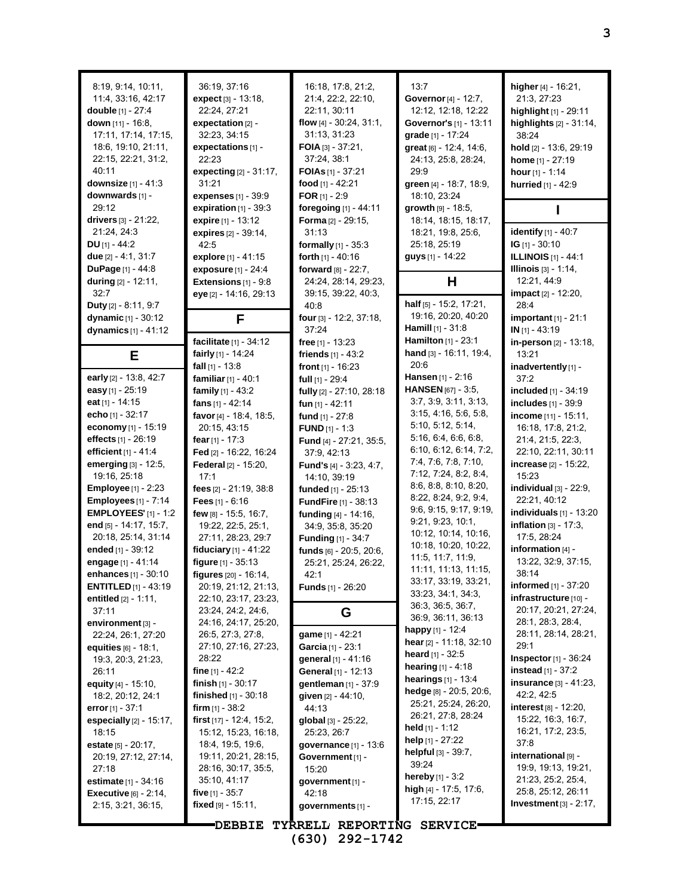8:19, 9:14, 10:11, 11:4, 33:16, 42:17
**double** [1] - 27:4
**down** [11] - 16:8, 17:11, 17:14, 17:15, 18:6, 19:10, 21:11, 22:15, 22:21, 31:2, 40:11
**downsize** [1] - 41:3
**downwards** [1] - 29:12
**drivers** [3] - 21:22, 21:24, 24:3
**DU** [1] - 44:2
**due** [2] - 4:1, 31:7
**DuPage** [1] - 44:8
**during** [2] - 12:11, 32:7
**Duty** [2] - 8:11, 9:7
**dynamic** [1] - 30:12
**dynamics** [1] - 41:12

## E

**early** [2] - 13:8, 42:7
**easy** [1] - 25:19
**eat** [1] - 14:15
**echo** [1] - 32:17
**economy** [1] - 15:19
**effects** [1] - 26:19
**efficient** [1] - 41:4
**emerging** [3] - 12:5, 19:16, 25:18
**Employee** [1] - 2:23
**Employees** [1] - 7:14
**EMPLOYEES'** [1] - 1:2
**end** [5] - 14:17, 15:7, 20:18, 25:14, 31:14
**ended** [1] - 39:12
**engage** [1] - 41:14
**enhances** [1] - 30:10
**ENTITLED** [1] - 43:19
**entitled** [2] - 1:11, 37:11
**environment** [3] - 22:24, 26:1, 27:20
**equities** [6] - 18:1, 19:3, 20:3, 21:23, 26:11
**equity** [4] - 15:10, 18:2, 20:12, 24:1
**error** [1] - 37:1
**especially** [2] - 15:17, 18:15
**estate** [5] - 20:17, 20:19, 27:12, 27:14, 27:18
**estimate** [1] - 34:16
**Executive** [6] - 2:14, 2:15, 3:21, 36:15, 36:19, 37:16
**expect** [3] - 13:18, 22:24, 27:21
**expectation** [2] - 32:23, 34:15
**expectations** [1] - 22:23
**expecting** [2] - 31:17, 31:21
**expenses** [1] - 39:9
**expiration** [1] - 39:3
**expire** [1] - 13:12
**expires** [2] - 39:14, 42:5
**explore** [1] - 41:15
**exposure** [1] - 24:4
**Extensions** [1] - 9:8
**eye** [2] - 14:16, 29:13

## F

**facilitate** [1] - 34:12
**fairly** [1] - 14:24
**fall** [1] - 13:8
**familiar** [1] - 40:1
**family** [1] - 43:2
**fans** [1] - 42:14
**favor** [4] - 18:4, 18:5, 20:15, 43:15
**fear** [1] - 17:3
**Fed** [2] - 16:22, 16:24
**Federal** [2] - 15:20, 17:1
**fees** [2] - 21:19, 38:8
**Fees** [1] - 6:16
**few** [8] - 15:5, 16:7, 19:22, 22:5, 25:1, 27:11, 28:23, 29:7
**fiduciary** [1] - 41:22
**figure** [1] - 35:13
**figures** [20] - 16:14, 20:19, 21:12, 21:13, 22:10, 23:17, 23:23, 23:24, 24:2, 24:6, 24:16, 24:17, 25:20, 26:5, 27:3, 27:8, 27:10, 27:16, 27:23, 28:22
**fine** [1] - 42:2
**finish** [1] - 30:17
**finished** [1] - 30:18
**firm** [1] - 38:2
**first** [17] - 12:4, 15:2, 15:12, 15:23, 16:18, 18:4, 19:5, 19:6, 19:11, 20:21, 28:15, 28:16, 30:17, 35:5, 35:10, 41:17
**five** [1] - 35:7
**fixed** [9] - 15:11, 16:18, 17:8, 21:2, 21:4, 22:2, 22:10, 22:11, 30:11
**flow** [4] - 30:24, 31:1, 31:13, 31:23
**FOIA** [3] - 37:21, 37:24, 38:1
**FOIAs** [1] - 37:21
**food** [1] - 42:21
**FOR** [1] - 2:9
**foregoing** [1] - 44:11
**Forma** [2] - 29:15, 31:13
**formally** [1] - 35:3
**forth** [1] - 40:16
**forward** [8] - 22:7, 24:24, 28:14, 29:23, 39:15, 39:22, 40:3, 40:8
**four** [3] - 12:2, 37:18, 37:24
**free** [1] - 13:23
**friends** [1] - 43:2
**front** [1] - 16:23
**full** [1] - 29:4
**fully** [2] - 27:10, 28:18
**fun** [1] - 42:11
**fund** [1] - 27:8
**FUND** [1] - 1:3
**Fund** [4] - 27:21, 35:5, 37:9, 42:13
**Fund's** [4] - 3:23, 4:7, 14:10, 39:19
**funded** [1] - 25:13
**FundFire** [1] - 38:13
**funding** [4] - 14:16, 34:9, 35:8, 35:20
**Funding** [1] - 34:7
**funds** [6] - 20:5, 20:6, 25:21, 25:24, 26:22, 42:1
**Funds** [1] - 26:20

## G

**game** [1] - 42:21
**Garcia** [1] - 23:1
**general** [1] - 41:16
**General** [1] - 12:13
**gentleman** [1] - 37:9
**given** [2] - 44:10, 44:13
**global** [3] - 25:22, 25:23, 26:7
**governance** [1] - 13:6
**Government** [1] - 15:20
**government** [1] - 42:18
**governments** [1] - 13:7
**Governor** [4] - 12:7, 12:12, 12:18, 12:22
**Governor's** [1] - 13:11
**grade** [1] - 17:24
**great** [6] - 12:4, 14:6, 24:13, 25:8, 28:24, 29:9
**green** [4] - 18:7, 18:9, 18:10, 23:24
**growth** [9] - 18:5, 18:14, 18:15, 18:17, 18:21, 19:8, 25:6, 25:18, 25:19
**guys** [1] - 14:22

## H

**half** [5] - 15:2, 17:21, 19:16, 20:20, 40:20
**Hamill** [1] - 31:8
**Hamilton** [1] - 23:1
**hand** [3] - 16:11, 19:4, 20:6
**Hansen** [1] - 2:16
**HANSEN** [67] - 3:5, 3:7, 3:9, 3:11, 3:13, 3:15, 4:16, 5:6, 5:8, 5:10, 5:12, 5:14, 5:16, 6:4, 6:6, 6:8, 6:10, 6:12, 6:14, 7:2, 7:4, 7:6, 7:8, 7:10, 7:12, 7:24, 8:2, 8:4, 8:6, 8:8, 8:10, 8:20, 8:22, 8:24, 9:2, 9:4, 9:6, 9:15, 9:17, 9:19, 9:21, 9:23, 10:1, 10:12, 10:14, 10:16, 10:18, 10:20, 10:22, 11:5, 11:7, 11:9, 11:11, 11:13, 11:15, 33:17, 33:19, 33:21, 33:23, 34:1, 34:3, 36:3, 36:5, 36:7, 36:9, 36:11, 36:13
**happy** [1] - 12:4
**hear** [2] - 11:18, 32:10
**heard** [1] - 32:5
**hearing** [1] - 4:18
**hearings** [1] - 13:4
**hedge** [8] - 20:5, 20:6, 25:21, 25:24, 26:20, 26:21, 27:8, 28:24
**held** [1] - 1:12
**help** [1] - 27:22
**helpful** [3] - 39:7, 39:24
**hereby** [1] - 3:2
**high** [4] - 17:5, 17:6, 17:15, 22:17
**higher** [4] - 16:21, 21:3, 27:23
**highlight** [1] - 29:11
**highlights** [2] - 31:14, 38:24
**hold** [2] - 13:6, 29:19
**home** [1] - 27:19
**hour** [1] - 1:14
**hurried** [1] - 42:9

## I

**identify** [1] - 40:7
**IG** [1] - 30:10
**ILLINOIS** [1] - 44:1
**Illinois** [3] - 1:14, 12:21, 44:9
**impact** [2] - 12:20, 28:4
**important** [1] - 21:1
**IN** [1] - 43:19
**in-person** [2] - 13:18, 13:21
**inadvertently** [1] - 37:2
**included** [1] - 34:19
**includes** [1] - 39:9
**income** [11] - 15:11, 16:18, 17:8, 21:2, 21:4, 21:5, 22:3, 22:10, 22:11, 30:11
**increase** [2] - 15:22, 15:23
**individual** [3] - 22:9, 22:21, 40:12
**individuals** [1] - 13:20
**inflation** [3] - 17:3, 17:5, 28:24
**information** [4] - 13:22, 32:9, 37:15, 38:14
**informed** [1] - 37:20
**infrastructure** [10] - 20:17, 20:21, 27:24, 28:1, 28:3, 28:4, 28:11, 28:14, 28:21, 29:1
**Inspector** [1] - 36:24
**instead** [1] - 37:2
**insurance** [3] - 41:23, 42:2, 42:5
**interest** [8] - 12:20, 15:22, 16:3, 16:7, 16:21, 17:2, 23:5, 37:8
**international** [9] - 19:9, 19:13, 19:21, 21:23, 25:2, 25:4, 25:8, 25:12, 26:11
**Investment** [3] - 2:17,

DEBBIE TYRRELL REPORTING SERVICE
(630) 292-1742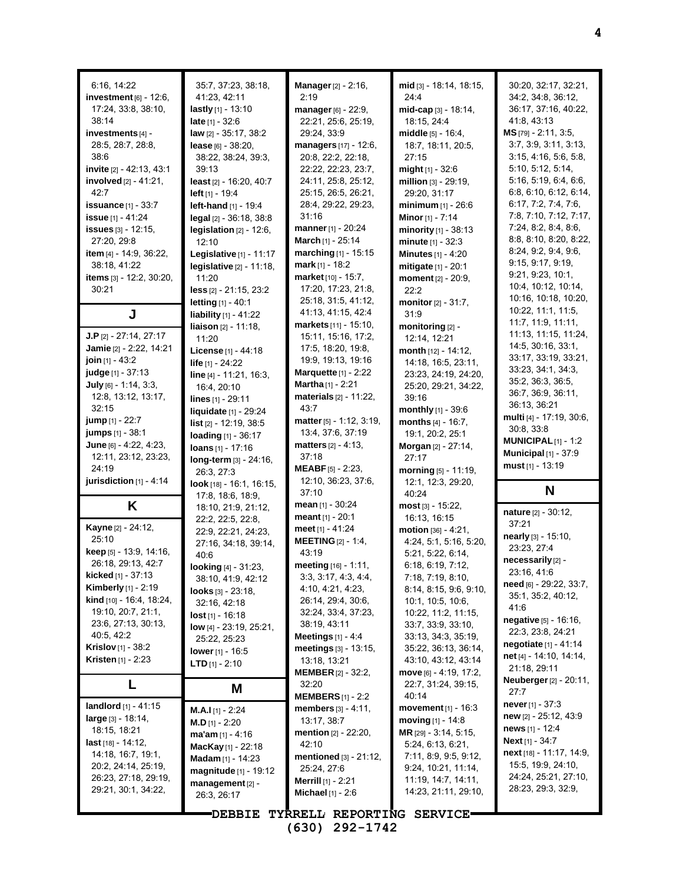6:16, 14:22
**investment** [6] - 12:6, 17:24, 33:8, 38:10, 38:14
**investments** [4] - 28:5, 28:7, 28:8, 38:6
**invite** [2] - 42:13, 43:1
**involved** [2] - 41:21, 42:7
**issuance** [1] - 33:7
**issue** [1] - 41:24
**issues** [3] - 12:15, 27:20, 29:8
**item** [4] - 14:9, 36:22, 38:18, 41:22
**items** [3] - 12:2, 30:20, 30:21

## J

**J.P** [2] - 27:14, 27:17
**Jamie** [2] - 2:22, 14:21
**join** [1] - 43:2
**judge** [1] - 37:13
**July** [6] - 1:14, 3:3, 12:8, 13:12, 13:17, 32:15
**jump** [1] - 22:7
**jumps** [1] - 38:1
**June** [6] - 4:22, 4:23, 12:11, 23:12, 23:23, 24:19
**jurisdiction** [1] - 4:14

## K

**Kayne** [2] - 24:12, 25:10
**keep** [5] - 13:9, 14:16, 26:18, 29:13, 42:7
**kicked** [1] - 37:13
**Kimberly** [1] - 2:19
**kind** [10] - 16:4, 18:24, 19:10, 20:7, 21:1, 23:6, 27:13, 30:13, 40:5, 42:2
**Krislov** [1] - 38:2
**Kristen** [1] - 2:23

## L

**landlord** [1] - 41:15
**large** [3] - 18:14, 18:15, 18:21
**last** [18] - 14:12, 14:18, 16:7, 19:1, 20:2, 24:14, 25:19, 26:23, 27:18, 29:19, 29:21, 30:1, 34:22, 35:7, 37:23, 38:18, 41:23, 42:11
**lastly** [1] - 13:10
**late** [1] - 32:6
**law** [2] - 35:17, 38:2
**lease** [6] - 38:20, 38:22, 38:24, 39:3, 39:13
**least** [2] - 16:20, 40:7
**left** [1] - 19:4
**left-hand** [1] - 19:4
**legal** [2] - 36:18, 38:8
**legislation** [2] - 12:6, 12:10
**Legislative** [1] - 11:17
**legislative** [2] - 11:18, 11:20
**less** [2] - 21:15, 23:2
**letting** [1] - 40:1
**liability** [1] - 41:22
**liaison** [2] - 11:18, 11:20
**License** [1] - 44:18
**life** [1] - 24:22
**line** [4] - 11:21, 16:3, 16:4, 20:10
**lines** [1] - 29:11
**liquidate** [1] - 29:24
**list** [2] - 12:19, 38:5
**loading** [1] - 36:17
**loans** [1] - 17:16
**long-term** [3] - 24:16, 26:3, 27:3
**look** [18] - 16:1, 16:15, 17:8, 18:6, 18:9, 18:10, 21:9, 21:12, 22:2, 22:5, 22:8, 22:9, 22:21, 24:23, 27:16, 34:18, 39:14, 40:6
**looking** [4] - 31:23, 38:10, 41:9, 42:12
**looks** [3] - 23:18, 32:16, 42:18
**lost** [1] - 16:18
**low** [4] - 23:19, 25:21, 25:22, 25:23
**lower** [1] - 16:5
**LTD** [1] - 2:10

## M

**M.A.I** [1] - 2:24
**M.D** [1] - 2:20
**ma'am** [1] - 4:16
**MacKay** [1] - 22:18
**Madam** [1] - 14:23
**magnitude** [1] - 19:12
**management** [2] - 26:3, 26:17
**Manager** [2] - 2:16, 2:19
**manager** [6] - 22:9, 22:21, 25:6, 25:19, 29:24, 33:9
**managers** [17] - 12:6, 20:8, 22:2, 22:18, 22:22, 22:23, 23:7, 24:11, 25:8, 25:12, 25:15, 26:5, 26:21, 28:4, 29:22, 29:23, 31:16
**manner** [1] - 20:24
**March** [1] - 25:14
**marching** [1] - 15:15
**mark** [1] - 18:2
**market** [10] - 15:7, 17:20, 17:23, 21:8, 25:18, 31:5, 41:12, 41:13, 41:15, 42:4
**markets** [11] - 15:10, 15:11, 15:16, 17:2, 17:5, 18:20, 19:8, 19:9, 19:13, 19:16
**Marquette** [1] - 2:22
**Martha** [1] - 2:21
**materials** [2] - 11:22, 43:7
**matter** [5] - 1:12, 3:19, 13:4, 37:6, 37:19
**matters** [2] - 4:13, 37:18
**MEABF** [5] - 2:23, 12:10, 36:23, 37:6, 37:10
**mean** [1] - 30:24
**meant** [1] - 20:1
**meet** [1] - 41:24
**MEETING** [2] - 1:4, 43:19
**meeting** [16] - 1:11, 3:3, 3:17, 4:3, 4:4, 4:10, 4:21, 4:23, 26:14, 29:4, 30:6, 32:24, 33:4, 37:23, 38:19, 43:11
**Meetings** [1] - 4:4
**meetings** [3] - 13:15, 13:18, 13:21
**MEMBER** [2] - 32:2, 32:20
**MEMBERS** [1] - 2:2
**members** [3] - 4:11, 13:17, 38:7
**mention** [2] - 22:20, 42:10
**mentioned** [3] - 21:12, 25:24, 27:6
**Merrill** [1] - 2:21
**Michael** [1] - 2:6
**mid** [3] - 18:14, 18:15, 24:4
**mid-cap** [3] - 18:14, 18:15, 24:4
**middle** [5] - 16:4, 18:7, 18:11, 20:5, 27:15
**might** [1] - 32:6
**million** [3] - 29:19, 29:20, 31:17
**minimum** [1] - 26:6
**Minor** [1] - 7:14
**minority** [1] - 38:13
**minute** [1] - 32:3
**Minutes** [1] - 4:20
**mitigate** [1] - 20:1
**moment** [2] - 20:9, 22:2
**monitor** [2] - 31:7, 31:9
**monitoring** [2] - 12:14, 12:21
**month** [12] - 14:12, 14:18, 16:5, 23:11, 23:23, 24:19, 24:20, 25:20, 29:21, 34:22, 39:16
**monthly** [1] - 39:6
**months** [4] - 16:7, 19:1, 20:2, 25:1
**Morgan** [2] - 27:14, 27:17
**morning** [5] - 11:19, 12:1, 12:3, 29:20, 40:24
**most** [3] - 15:22, 16:13, 16:15
**motion** [36] - 4:21, 4:24, 5:1, 5:16, 5:20, 5:21, 5:22, 6:14, 6:18, 6:19, 7:12, 7:18, 7:19, 8:10, 8:14, 8:15, 9:6, 9:10, 10:1, 10:5, 10:6, 10:22, 11:2, 11:15, 33:7, 33:9, 33:10, 33:13, 34:3, 35:19, 35:22, 36:13, 36:14, 43:10, 43:12, 43:14
**move** [6] - 4:19, 17:2, 22:7, 31:24, 39:15, 40:14
**movement** [1] - 16:3
**moving** [1] - 14:8
**MR** [29] - 3:14, 5:15, 5:24, 6:13, 6:21, 7:11, 8:9, 9:5, 9:12, 9:24, 10:21, 11:14, 11:19, 14:7, 14:11, 14:23, 21:11, 29:10, 30:20, 32:17, 32:21, 34:2, 34:8, 36:12, 36:17, 37:16, 40:22, 41:8, 43:13
**MS** [79] - 2:11, 3:5, 3:7, 3:9, 3:11, 3:13, 3:15, 4:16, 5:6, 5:8, 5:10, 5:12, 5:14, 5:16, 5:19, 6:4, 6:6, 6:8, 6:10, 6:12, 6:14, 6:17, 7:2, 7:4, 7:6, 7:8, 7:10, 7:12, 7:17, 7:24, 8:2, 8:4, 8:6, 8:8, 8:10, 8:20, 8:22, 8:24, 9:2, 9:4, 9:6, 9:15, 9:17, 9:19, 9:21, 9:23, 10:1, 10:4, 10:12, 10:14, 10:16, 10:18, 10:20, 10:22, 11:1, 11:5, 11:7, 11:9, 11:11, 11:13, 11:15, 11:24, 14:5, 30:16, 33:1, 33:17, 33:19, 33:21, 33:23, 34:1, 34:3, 35:2, 36:3, 36:5, 36:7, 36:9, 36:11, 36:13, 36:21
**multi** [4] - 17:19, 30:6, 30:8, 33:8
**MUNICIPAL** [1] - 1:2
**Municipal** [1] - 37:9
**must** [1] - 13:19

## N

**nature** [2] - 30:12, 37:21
**nearly** [3] - 15:10, 23:23, 27:4
**necessarily** [2] - 23:16, 41:6
**need** [6] - 29:22, 33:7, 35:1, 35:2, 40:12, 41:6
**negative** [5] - 16:16, 22:3, 23:8, 24:21
**negotiate** [1] - 41:14
**net** [4] - 14:10, 14:14, 21:18, 29:11
**Neuberger** [2] - 20:11, 27:7
**never** [1] - 37:3
**new** [2] - 25:12, 43:9
**news** [1] - 12:4
**Next** [1] - 34:7
**next** [18] - 11:17, 14:9, 15:5, 19:9, 24:10, 24:24, 25:21, 27:10, 28:23, 29:3, 32:9,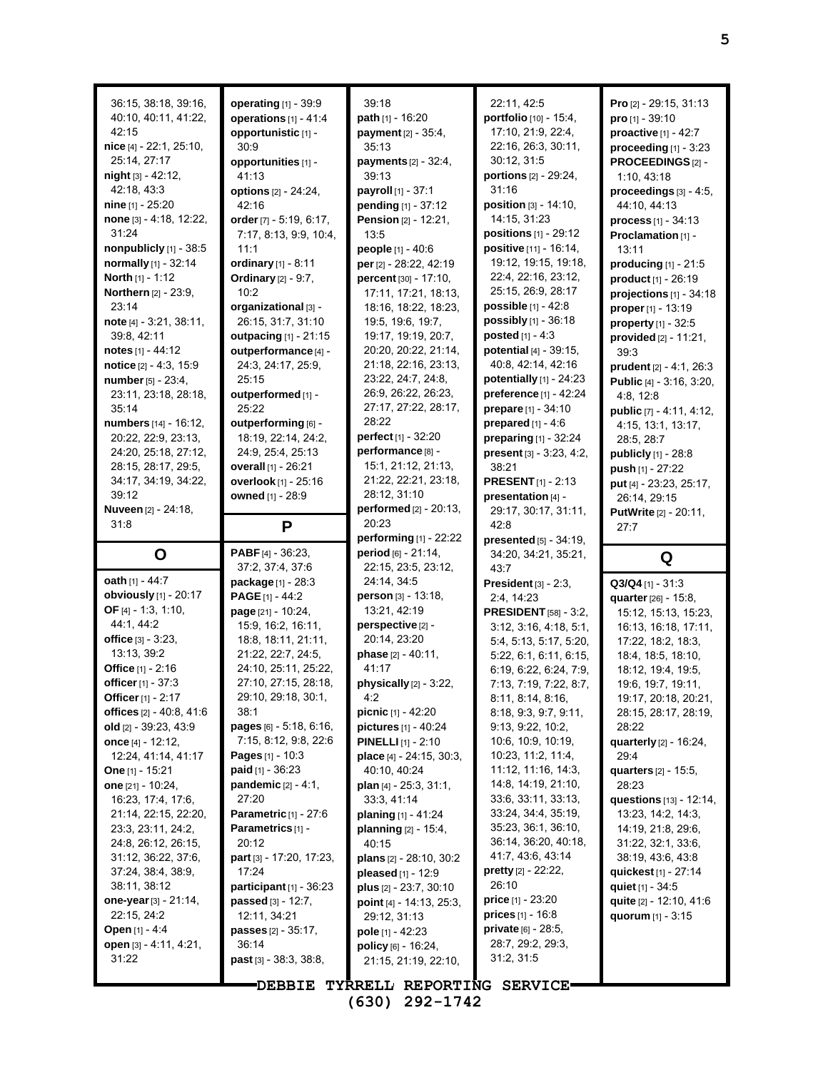36:15, 38:18, 39:16, 40:10, 40:11, 41:22, 42:15
**nice** [4] - 22:1, 25:10, 25:14, 27:17
**night** [3] - 42:12, 42:18, 43:3
**nine** [1] - 25:20
**none** [3] - 4:18, 12:22, 31:24
**nonpublicly** [1] - 38:5
**normally** [1] - 32:14
**North** [1] - 1:12
**Northern** [2] - 23:9, 23:14
**note** [4] - 3:21, 38:11, 39:8, 42:11
**notes** [1] - 44:12
**notice** [2] - 4:3, 15:9
**number** [5] - 23:4, 23:11, 23:18, 28:18, 35:14
**numbers** [14] - 16:12, 20:22, 22:9, 23:13, 24:20, 25:18, 27:12, 28:15, 28:17, 29:5, 34:17, 34:19, 34:22, 39:12
**Nuveen** [2] - 24:18, 31:8

## O

**oath** [1] - 44:7
**obviously** [1] - 20:17
**OF** [4] - 1:3, 1:10, 44:1, 44:2
**office** [3] - 3:23, 13:13, 39:2
**Office** [1] - 2:16
**officer** [1] - 37:3
**Officer** [1] - 2:17
**offices** [2] - 40:8, 41:6
**old** [2] - 39:23, 43:9
**once** [4] - 12:12, 12:24, 41:14, 41:17
**One** [1] - 15:21
**one** [21] - 10:24, 16:23, 17:4, 17:6, 21:14, 22:15, 22:20, 23:3, 23:11, 24:2, 24:8, 26:12, 26:15, 31:12, 36:22, 37:6, 37:24, 38:4, 38:9, 38:11, 38:12
**one-year** [3] - 21:14, 22:15, 24:2
**Open** [1] - 4:4
**open** [3] - 4:11, 4:21, 31:22
**operating** [1] - 39:9
**operations** [1] - 41:4
**opportunistic** [1] - 30:9
**opportunities** [1] - 41:13
**options** [2] - 24:24, 42:16
**order** [7] - 5:19, 6:17, 7:17, 8:13, 9:9, 10:4, 11:1
**ordinary** [1] - 8:11
**Ordinary** [2] - 9:7, 10:2
**organizational** [3] - 26:15, 31:7, 31:10
**outpacing** [1] - 21:15
**outperformance** [4] - 24:3, 24:17, 25:9, 25:15
**outperformed** [1] - 25:22
**outperforming** [6] - 18:19, 22:14, 24:2, 24:9, 25:4, 25:13
**overall** [1] - 26:21
**overlook** [1] - 25:16
**owned** [1] - 28:9

## P

**PABF** [4] - 36:23, 37:2, 37:4, 37:6
**package** [1] - 28:3
**PAGE** [1] - 44:2
**page** [21] - 10:24, 15:9, 16:2, 16:11, 18:8, 18:11, 21:11, 21:22, 22:7, 24:5, 24:10, 25:11, 25:22, 27:10, 27:15, 28:18, 29:10, 29:18, 30:1, 38:1
**pages** [6] - 5:18, 6:16, 7:15, 8:12, 9:8, 22:6
**Pages** [1] - 10:3
**paid** [1] - 36:23
**pandemic** [2] - 4:1, 27:20
**Parametric** [1] - 27:6
**Parametrics** [1] - 20:12
**part** [3] - 17:20, 17:23, 17:24
**participant** [1] - 36:23
**passed** [3] - 12:7, 12:11, 34:21
**passes** [2] - 35:17, 36:14
**past** [3] - 38:3, 38:8, 39:18
**path** [1] - 16:20
**payment** [2] - 35:4, 35:13
**payments** [2] - 32:4, 39:13
**payroll** [1] - 37:1
**pending** [1] - 37:12
**Pension** [2] - 12:21, 13:5
**people** [1] - 40:6
**per** [2] - 28:22, 42:19
**percent** [30] - 17:10, 17:11, 17:21, 18:13, 18:16, 18:22, 18:23, 19:5, 19:6, 19:7, 19:17, 19:19, 20:7, 20:20, 20:22, 21:14, 21:18, 22:16, 23:13, 23:22, 24:7, 24:8, 26:9, 26:22, 26:23, 27:17, 27:22, 28:17, 28:22
**perfect** [1] - 32:20
**performance** [8] - 15:1, 21:12, 21:13, 21:22, 22:21, 23:18, 28:12, 31:10
**performed** [2] - 20:13, 20:23
**performing** [1] - 22:22
**period** [6] - 21:14, 22:15, 23:5, 23:12, 24:14, 34:5
**person** [3] - 13:18, 13:21, 42:19
**perspective** [2] - 20:14, 23:20
**phase** [2] - 40:11, 41:17
**physically** [2] - 3:22, 4:2
**picnic** [1] - 42:20
**pictures** [1] - 40:24
**PINELLI** [1] - 2:10
**place** [4] - 24:15, 30:3, 40:10, 40:24
**plan** [4] - 25:3, 31:1, 33:3, 41:14
**planing** [1] - 41:24
**planning** [2] - 15:4, 40:15
**plans** [2] - 28:10, 30:2
**pleased** [1] - 12:9
**plus** [2] - 23:7, 30:10
**point** [4] - 14:13, 25:3, 29:12, 31:13
**pole** [1] - 42:23
**policy** [6] - 16:24, 21:15, 21:19, 22:10, 22:11, 42:5
**portfolio** [10] - 15:4, 17:10, 21:9, 22:4, 22:16, 26:3, 30:11, 30:12, 31:5
**portions** [2] - 29:24, 31:16
**position** [3] - 14:10, 14:15, 31:23
**positions** [1] - 29:12
**positive** [11] - 16:14, 19:12, 19:15, 19:18, 22:4, 22:16, 23:12, 25:15, 26:9, 28:17
**possible** [1] - 42:8
**possibly** [1] - 36:18
**posted** [1] - 4:3
**potential** [4] - 39:15, 40:8, 42:14, 42:16
**potentially** [1] - 24:23
**preference** [1] - 42:24
**prepare** [1] - 34:10
**prepared** [1] - 4:6
**preparing** [1] - 32:24
**present** [3] - 3:23, 4:2, 38:21
**PRESENT** [1] - 2:13
**presentation** [4] - 29:17, 30:17, 31:11, 42:8
**presented** [5] - 34:19, 34:20, 34:21, 35:21, 43:7
**President** [3] - 2:3, 2:4, 14:23
**PRESIDENT** [58] - 3:2, 3:12, 3:16, 4:18, 5:1, 5:4, 5:13, 5:17, 5:20, 5:22, 6:1, 6:11, 6:15, 6:19, 6:22, 6:24, 7:9, 7:13, 7:19, 7:22, 8:7, 8:11, 8:14, 8:16, 8:18, 9:3, 9:7, 9:11, 9:13, 9:22, 10:2, 10:6, 10:9, 10:19, 10:23, 11:2, 11:4, 11:12, 11:16, 14:3, 14:8, 14:19, 21:10, 33:6, 33:11, 33:13, 33:24, 34:4, 35:19, 35:23, 36:1, 36:10, 36:14, 36:20, 40:18, 41:7, 43:6, 43:14
**pretty** [2] - 22:22, 26:10
**price** [1] - 23:20
**prices** [1] - 16:8
**private** [6] - 28:5, 28:7, 29:2, 29:3, 31:2, 31:5
**Pro** [2] - 29:15, 31:13
**pro** [1] - 39:10
**proactive** [1] - 42:7
**proceeding** [1] - 3:23
**PROCEEDINGS** [2] - 1:10, 43:18
**proceedings** [3] - 4:5, 44:10, 44:13
**process** [1] - 34:13
**Proclamation** [1] - 13:11
**producing** [1] - 21:5
**product** [1] - 26:19
**projections** [1] - 34:18
**proper** [1] - 13:19
**property** [1] - 32:5
**provided** [2] - 11:21, 39:3
**prudent** [2] - 4:1, 26:3
**Public** [4] - 3:16, 3:20, 4:8, 12:8
**public** [7] - 4:11, 4:12, 4:15, 13:1, 13:17, 28:5, 28:7
**publicly** [1] - 28:8
**push** [1] - 27:22
**put** [4] - 23:23, 25:17, 26:14, 29:15
**PutWrite** [2] - 20:11, 27:7

## Q

**Q3/Q4** [1] - 31:3
**quarter** [26] - 15:8, 15:12, 15:13, 15:23, 16:13, 16:18, 17:11, 17:22, 18:2, 18:3, 18:4, 18:5, 18:10, 18:12, 19:4, 19:5, 19:6, 19:7, 19:11, 19:17, 20:18, 20:21, 28:15, 28:17, 28:19, 28:22
**quarterly** [2] - 16:24, 29:4
**quarters** [2] - 15:5, 28:23
**questions** [13] - 12:14, 13:23, 14:2, 14:3, 14:19, 21:8, 29:6, 31:22, 32:1, 33:6, 38:19, 43:6, 43:8
**quickest** [1] - 27:14
**quiet** [1] - 34:5
**quite** [2] - 12:10, 41:6
**quorum** [1] - 3:15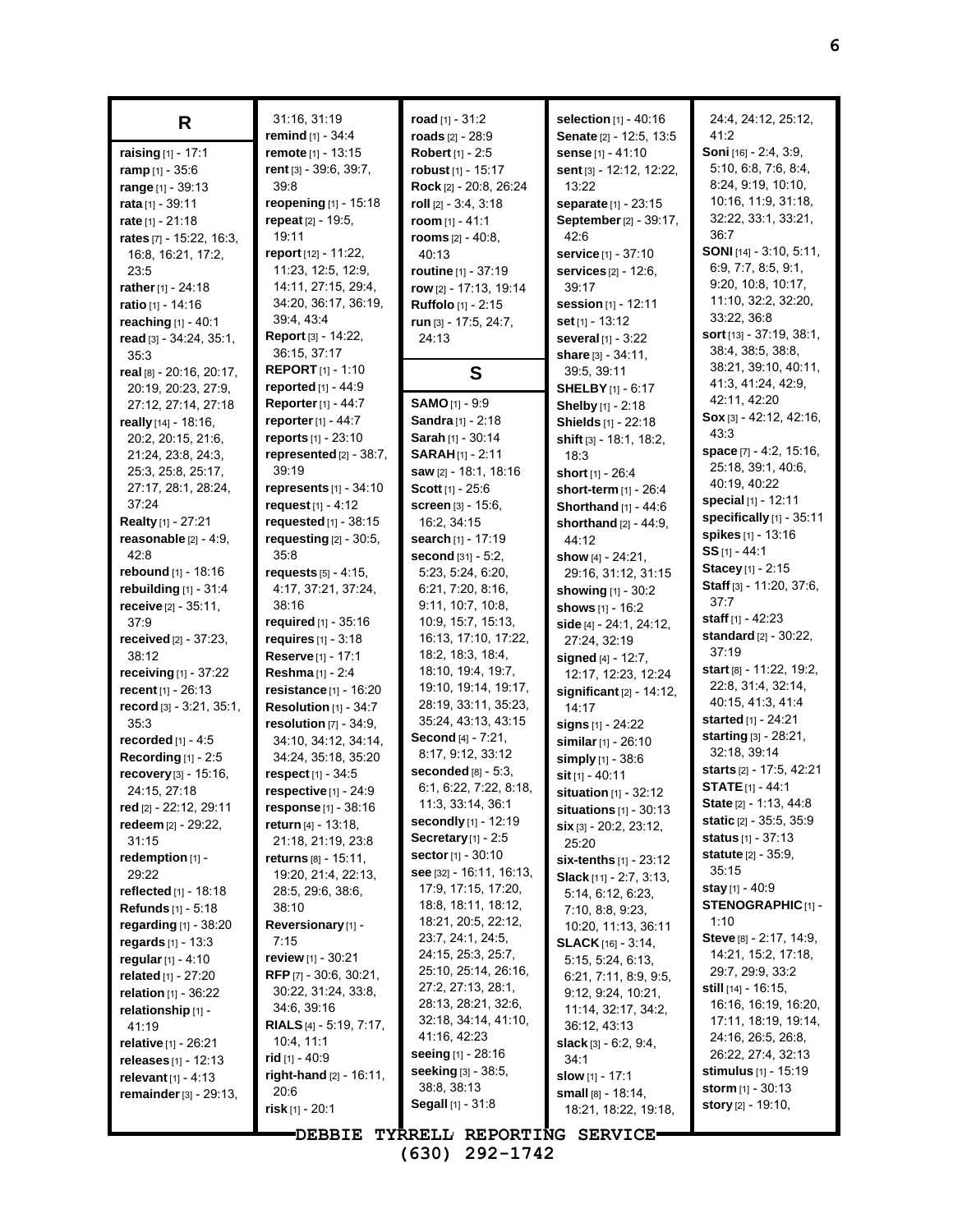## R

**raising** [1] - 17:1
**ramp** [1] - 35:6
**range** [1] - 39:13
**rata** [1] - 39:11
**rate** [1] - 21:18
**rates** [7] - 15:22, 16:3, 16:8, 16:21, 17:2, 23:5
**rather** [1] - 24:18
**ratio** [1] - 14:16
**reaching** [1] - 40:1
**read** [3] - 34:24, 35:1, 35:3
**real** [8] - 20:16, 20:17, 20:19, 20:23, 27:9, 27:12, 27:14, 27:18
**really** [14] - 18:16, 20:2, 20:15, 21:6, 21:24, 23:8, 24:3, 25:3, 25:8, 25:17, 27:17, 28:1, 28:24, 37:24
**Realty** [1] - 27:21
**reasonable** [2] - 4:9, 42:8
**rebound** [1] - 18:16
**rebuilding** [1] - 31:4
**receive** [2] - 35:11, 37:9
**received** [2] - 37:23, 38:12
**receiving** [1] - 37:22
**recent** [1] - 26:13
**record** [3] - 3:21, 35:1, 35:3
**recorded** [1] - 4:5
**Recording** [1] - 2:5
**recovery** [3] - 15:16, 24:15, 27:18
**red** [2] - 22:12, 29:11
**redeem** [2] - 29:22, 31:15
**redemption** [1] - 29:22
**reflected** [1] - 18:18
**Refunds** [1] - 5:18
**regarding** [1] - 38:20
**regards** [1] - 13:3
**regular** [1] - 4:10
**related** [1] - 27:20
**relation** [1] - 36:22
**relationship** [1] - 41:19
**relative** [1] - 26:21
**releases** [1] - 12:13
**relevant** [1] - 4:13
**remainder** [3] - 29:13, 31:16, 31:19
**remind** [1] - 34:4
**remote** [1] - 13:15
**rent** [3] - 39:6, 39:7, 39:8
**reopening** [1] - 15:18
**repeat** [2] - 19:5, 19:11
**report** [12] - 11:22, 11:23, 12:5, 12:9, 14:11, 27:15, 29:4, 34:20, 36:17, 36:19, 39:4, 43:4
**Report** [3] - 14:22, 36:15, 37:17
**REPORT** [1] - 1:10
**reported** [1] - 44:9
**Reporter** [1] - 44:7
**reporter** [1] - 44:7
**reports** [1] - 23:10
**represented** [2] - 38:7, 39:19
**represents** [1] - 34:10
**request** [1] - 4:12
**requested** [1] - 38:15
**requesting** [2] - 30:5, 35:8
**requests** [5] - 4:15, 4:17, 37:21, 37:24, 38:16
**required** [1] - 35:16
**requires** [1] - 3:18
**Reserve** [1] - 17:1
**Reshma** [1] - 2:4
**resistance** [1] - 16:20
**Resolution** [1] - 34:7
**resolution** [7] - 34:9, 34:10, 34:12, 34:14, 34:24, 35:18, 35:20
**respect** [1] - 34:5
**respective** [1] - 24:9
**response** [1] - 38:16
**return** [4] - 13:18, 21:18, 21:19, 23:8
**returns** [8] - 15:11, 19:20, 21:4, 22:13, 28:5, 29:6, 38:6, 38:10
**Reversionary** [1] - 7:15
**review** [1] - 30:21
**RFP** [7] - 30:6, 30:21, 30:22, 31:24, 33:8, 34:6, 39:16
**RIALS** [4] - 5:19, 7:17, 10:4, 11:1
**rid** [1] - 40:9
**right-hand** [2] - 16:11, 20:6
**risk** [1] - 20:1
**road** [1] - 31:2
**roads** [2] - 28:9
**Robert** [1] - 2:5
**robust** [1] - 15:17
**Rock** [2] - 20:8, 26:24
**roll** [2] - 3:4, 3:18
**room** [1] - 41:1
**rooms** [2] - 40:8, 40:13
**routine** [1] - 37:19
**row** [2] - 17:13, 19:14
**Ruffolo** [1] - 2:15
**run** [3] - 17:5, 24:7, 24:13

## S

**SAMO** [1] - 9:9
**Sandra** [1] - 2:18
**Sarah** [1] - 30:14
**SARAH** [1] - 2:11
**saw** [2] - 18:1, 18:16
**Scott** [1] - 25:6
**screen** [3] - 15:6, 16:2, 34:15
**search** [1] - 17:19
**second** [31] - 5:2, 5:23, 5:24, 6:20, 6:21, 7:20, 8:16, 9:11, 10:7, 10:8, 10:9, 15:7, 15:13, 16:13, 17:10, 17:22, 18:2, 18:3, 18:4, 18:10, 19:4, 19:7, 19:10, 19:14, 19:17, 28:19, 33:11, 35:23, 35:24, 43:13, 43:15
**Second** [4] - 7:21, 8:17, 9:12, 33:12
**seconded** [8] - 5:3, 6:1, 6:22, 7:22, 8:18, 11:3, 33:14, 36:1
**secondly** [1] - 12:19
**Secretary** [1] - 2:5
**sector** [1] - 30:10
**see** [32] - 16:11, 16:13, 17:9, 17:15, 17:20, 18:8, 18:11, 18:12, 18:21, 20:5, 22:12, 23:7, 24:1, 24:5, 24:15, 25:3, 25:7, 25:10, 25:14, 26:16, 27:2, 27:13, 28:1, 28:13, 28:21, 32:6, 32:18, 34:14, 41:10, 41:16, 42:23
**seeing** [1] - 28:16
**seeking** [3] - 38:5, 38:8, 38:13
**Segall** [1] - 31:8
**selection** [1] - 40:16
**Senate** [2] - 12:5, 13:5
**sense** [1] - 41:10
**sent** [3] - 12:12, 12:22, 13:22
**separate** [1] - 23:15
**September** [2] - 39:17, 42:6
**service** [1] - 37:10
**services** [2] - 12:6, 39:17
**session** [1] - 12:11
**set** [1] - 13:12
**several** [1] - 3:22
**share** [3] - 34:11, 39:5, 39:11
**SHELBY** [1] - 6:17
**Shelby** [1] - 2:18
**Shields** [1] - 22:18
**shift** [3] - 18:1, 18:2, 18:3
**short** [1] - 26:4
**short-term** [1] - 26:4
**Shorthand** [1] - 44:6
**shorthand** [2] - 44:9, 44:12
**show** [4] - 24:21, 29:16, 31:12, 31:15
**showing** [1] - 30:2
**shows** [1] - 16:2
**side** [4] - 24:1, 24:12, 27:24, 32:19
**signed** [4] - 12:7, 12:17, 12:23, 12:24
**significant** [2] - 14:12, 14:17
**signs** [1] - 24:22
**similar** [1] - 26:10
**simply** [1] - 38:6
**sit** [1] - 40:11
**situation** [1] - 32:12
**situations** [1] - 30:13
**six** [3] - 20:2, 23:12, 25:20
**six-tenths** [1] - 23:12
**Slack** [11] - 2:7, 3:13, 5:14, 6:12, 6:23, 7:10, 8:8, 9:23, 10:20, 11:13, 36:11
**SLACK** [16] - 3:14, 5:15, 5:24, 6:13, 6:21, 7:11, 8:9, 9:5, 9:12, 9:24, 10:21, 11:14, 32:17, 34:2, 36:12, 43:13
**slack** [3] - 6:2, 9:4, 34:1
**slow** [1] - 17:1
**small** [8] - 18:14, 18:21, 18:22, 19:18, 24:4, 24:12, 25:12, 41:2
**Soni** [16] - 2:4, 3:9, 5:10, 6:8, 7:6, 8:4, 8:24, 9:19, 10:10, 10:16, 11:9, 31:18, 32:22, 33:1, 33:21, 36:7
**SONI** [14] - 3:10, 5:11, 6:9, 7:7, 8:5, 9:1, 9:20, 10:8, 10:17, 11:10, 32:2, 32:20, 33:22, 36:8
**sort** [13] - 37:19, 38:1, 38:4, 38:5, 38:8, 38:21, 39:10, 40:11, 41:3, 41:24, 42:9, 42:11, 42:20
**Sox** [3] - 42:12, 42:16, 43:3
**space** [7] - 4:2, 15:16, 25:18, 39:1, 40:6, 40:19, 40:22
**special** [1] - 12:11
**specifically** [1] - 35:11
**spikes** [1] - 13:16
**SS** [1] - 44:1
**Stacey** [1] - 2:15
**Staff** [3] - 11:20, 37:6, 37:7
**staff** [1] - 42:23
**standard** [2] - 30:22, 37:19
**start** [8] - 11:22, 19:2, 22:8, 31:4, 32:14, 40:15, 41:3, 41:4
**started** [1] - 24:21
**starting** [3] - 28:21, 32:18, 39:14
**starts** [2] - 17:5, 42:21
**STATE** [1] - 44:1
**State** [2] - 1:13, 44:8
**static** [2] - 35:5, 35:9
**status** [1] - 37:13
**statute** [2] - 35:9, 35:15
**stay** [1] - 40:9
**STENOGRAPHIC** [1] - 1:10
**Steve** [8] - 2:17, 14:9, 14:21, 15:2, 17:18, 29:7, 29:9, 33:2
**still** [14] - 16:15, 16:16, 16:19, 16:20, 17:11, 18:19, 19:14, 24:16, 26:5, 26:8, 26:22, 27:4, 32:13
**stimulus** [1] - 15:19
**storm** [1] - 30:13
**story** [2] - 19:10,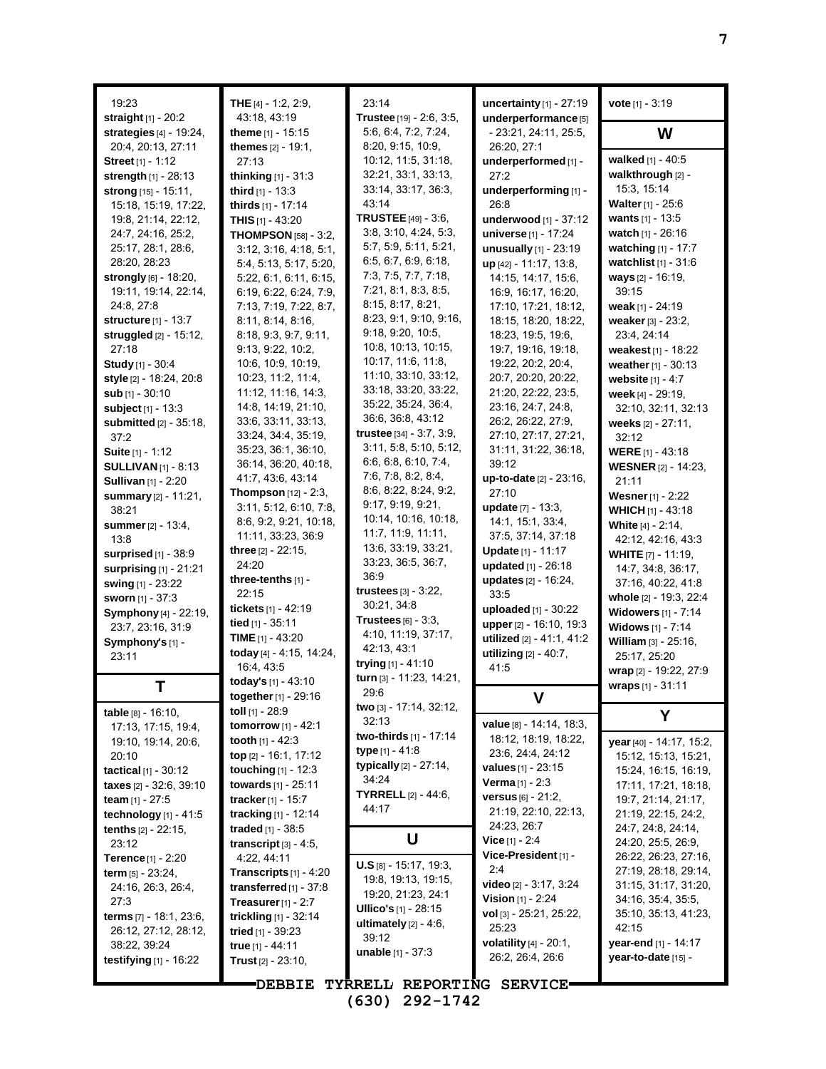19:23
**straight** [1] - 20:2
**strategies** [4] - 19:24, 20:4, 20:13, 27:11
**Street** [1] - 1:12
**strength** [1] - 28:13
**strong** [15] - 15:11, 15:18, 15:19, 17:22, 19:8, 21:14, 22:12, 24:7, 24:16, 25:2, 25:17, 28:1, 28:6, 28:20, 28:23
**strongly** [6] - 18:20, 19:11, 19:14, 22:14, 24:8, 27:8
**structure** [1] - 13:7
**struggled** [2] - 15:12, 27:18
**Study** [1] - 30:4
**style** [2] - 18:24, 20:8
**sub** [1] - 30:10
**subject** [1] - 13:3
**submitted** [2] - 35:18, 37:2
**Suite** [1] - 1:12
**SULLIVAN** [1] - 8:13
**Sullivan** [1] - 2:20
**summary** [2] - 11:21, 38:21
**summer** [2] - 13:4, 13:8
**surprised** [1] - 38:9
**surprising** [1] - 21:21
**swing** [1] - 23:22
**sworn** [1] - 37:3
**Symphony** [4] - 22:19, 23:7, 23:16, 31:9
**Symphony's** [1] - 23:11

## T

**table** [8] - 16:10, 17:13, 17:15, 19:4, 19:10, 19:14, 20:6, 20:10
**tactical** [1] - 30:12
**taxes** [2] - 32:6, 39:10
**team** [1] - 27:5
**technology** [1] - 41:5
**tenths** [2] - 22:15, 23:12
**Terence** [1] - 2:20
**term** [5] - 23:24, 24:16, 26:3, 26:4, 27:3
**terms** [7] - 18:1, 23:6, 26:12, 27:12, 28:12, 38:22, 39:24
**testifying** [1] - 16:22
**THE** [4] - 1:2, 2:9, 43:18, 43:19
**theme** [1] - 15:15
**themes** [2] - 19:1, 27:13
**thinking** [1] - 31:3
**third** [1] - 13:3
**thirds** [1] - 17:14
**THIS** [1] - 43:20
**THOMPSON** [58] - 3:2, 3:12, 3:16, 4:18, 5:1, 5:4, 5:13, 5:17, 5:20, 5:22, 6:1, 6:11, 6:15, 6:19, 6:22, 6:24, 7:9, 7:13, 7:19, 7:22, 8:7, 8:11, 8:14, 8:16, 8:18, 9:3, 9:7, 9:11, 9:13, 9:22, 10:2, 10:6, 10:9, 10:19, 10:23, 11:2, 11:4, 11:12, 11:16, 14:3, 14:8, 14:19, 21:10, 33:6, 33:11, 33:13, 33:24, 34:4, 35:19, 35:23, 36:1, 36:10, 36:14, 36:20, 40:18, 41:7, 43:6, 43:14
**Thompson** [12] - 2:3, 3:11, 5:12, 6:10, 7:8, 8:6, 9:2, 9:21, 10:18, 11:11, 33:23, 36:9
**three** [2] - 22:15, 24:20
**three-tenths** [1] - 22:15
**tickets** [1] - 42:19
**tied** [1] - 35:11
**TIME** [1] - 43:20
**today** [4] - 4:15, 14:24, 16:4, 43:5
**today's** [1] - 43:10
**together** [1] - 29:16
**toll** [1] - 28:9
**tomorrow** [1] - 42:1
**tooth** [1] - 42:3
**top** [2] - 16:1, 17:12
**touching** [1] - 12:3
**towards** [1] - 25:11
**tracker** [1] - 15:7
**tracking** [1] - 12:14
**traded** [1] - 38:5
**transcript** [3] - 4:5, 4:22, 44:11
**Transcripts** [1] - 4:20
**transferred** [1] - 37:8
**Treasurer** [1] - 2:7
**trickling** [1] - 32:14
**tried** [1] - 39:23
**true** [1] - 44:11
**Trust** [2] - 23:10, 23:14
**Trustee** [19] - 2:6, 3:5, 5:6, 6:4, 7:2, 7:24, 8:20, 9:15, 10:9, 10:12, 11:5, 31:18, 32:21, 33:1, 33:13, 33:14, 33:17, 36:3, 43:14
**TRUSTEE** [49] - 3:6, 3:8, 3:10, 4:24, 5:3, 5:7, 5:9, 5:11, 5:21, 6:5, 6:7, 6:9, 6:18, 7:3, 7:5, 7:7, 7:18, 7:21, 8:1, 8:3, 8:5, 8:15, 8:17, 8:21, 8:23, 9:1, 9:10, 9:16, 9:18, 9:20, 10:5, 10:8, 10:13, 10:15, 10:17, 11:6, 11:8, 11:10, 33:10, 33:12, 33:18, 33:20, 33:22, 35:22, 35:24, 36:4, 36:6, 36:8, 43:12
**trustee** [34] - 3:7, 3:9, 3:11, 5:8, 5:10, 5:12, 6:6, 6:8, 6:10, 7:4, 7:6, 7:8, 8:2, 8:4, 8:6, 8:22, 8:24, 9:2, 9:17, 9:19, 9:21, 10:14, 10:16, 10:18, 11:7, 11:9, 11:11, 13:6, 33:19, 33:21, 33:23, 36:5, 36:7, 36:9
**trustees** [3] - 3:22, 30:21, 34:8
**Trustees** [6] - 3:3, 4:10, 11:19, 37:17, 42:13, 43:1
**trying** [1] - 41:10
**turn** [3] - 11:23, 14:21, 29:6
**two** [3] - 17:14, 32:12, 32:13
**two-thirds** [1] - 17:14
**type** [1] - 41:8
**typically** [2] - 27:14, 34:24
**TYRRELL** [2] - 44:6, 44:17

## U

**U.S** [8] - 15:17, 19:3, 19:8, 19:13, 19:15, 19:20, 21:23, 24:1
**Ullico's** [1] - 28:15
**ultimately** [2] - 4:6, 39:12
**unable** [1] - 37:3
**uncertainty** [1] - 27:19
**underperformance** [5] - 23:21, 24:11, 25:5, 26:20, 27:1
**underperformed** [1] - 27:2
**underperforming** [1] - 26:8
**underwood** [1] - 37:12
**universe** [1] - 17:24
**unusually** [1] - 23:19
**up** [42] - 11:17, 13:8, 14:15, 14:17, 15:6, 16:9, 16:17, 16:20, 17:10, 17:21, 18:12, 18:15, 18:20, 18:22, 18:23, 19:5, 19:6, 19:7, 19:16, 19:18, 19:22, 20:2, 20:4, 20:7, 20:20, 20:22, 21:20, 22:22, 23:5, 23:16, 24:7, 24:8, 26:2, 26:22, 27:9, 27:10, 27:17, 27:21, 31:11, 31:22, 36:18, 39:12
**up-to-date** [2] - 23:16, 27:10
**update** [7] - 13:3, 14:1, 15:1, 33:4, 37:5, 37:14, 37:18
**Update** [1] - 11:17
**updated** [1] - 26:18
**updates** [2] - 16:24, 33:5
**uploaded** [1] - 30:22
**upper** [2] - 16:10, 19:3
**utilized** [2] - 41:1, 41:2
**utilizing** [2] - 40:7, 41:5

## V

**value** [8] - 14:14, 18:3, 18:12, 18:19, 18:22, 23:6, 24:4, 24:12
**values** [1] - 23:15
**Verma** [1] - 2:3
**versus** [6] - 21:2, 21:19, 22:10, 22:13, 24:23, 26:7
**Vice** [1] - 2:4
**Vice-President** [1] - 2:4
**video** [2] - 3:17, 3:24
**Vision** [1] - 2:24
**vol** [3] - 25:21, 25:22, 25:23
**volatility** [4] - 20:1, 26:2, 26:4, 26:6
**vote** [1] - 3:19

## W

**walked** [1] - 40:5
**walkthrough** [2] - 15:3, 15:14
**Walter** [1] - 25:6
**wants** [1] - 13:5
**watch** [1] - 26:16
**watching** [1] - 17:7
**watchlist** [1] - 31:6
**ways** [2] - 16:19, 39:15
**weak** [1] - 24:19
**weaker** [3] - 23:2, 23:4, 24:14
**weakest** [1] - 18:22
**weather** [1] - 30:13
**website** [1] - 4:7
**week** [4] - 29:19, 32:10, 32:11, 32:13
**weeks** [2] - 27:11, 32:12
**WERE** [1] - 43:18
**WESNER** [2] - 14:23, 21:11
**Wesner** [1] - 2:22
**WHICH** [1] - 43:18
**White** [4] - 2:14, 42:12, 42:16, 43:3
**WHITE** [7] - 11:19, 14:7, 34:8, 36:17, 37:16, 40:22, 41:8
**whole** [2] - 19:3, 22:4
**Widowers** [1] - 7:14
**Widows** [1] - 7:14
**William** [3] - 25:16, 25:17, 25:20
**wrap** [2] - 19:22, 27:9
**wraps** [1] - 31:11

## Y

**year** [40] - 14:17, 15:2, 15:12, 15:13, 15:21, 15:24, 16:15, 16:19, 17:11, 17:21, 18:18, 19:7, 21:14, 21:17, 21:19, 22:15, 24:2, 24:7, 24:8, 24:14, 24:20, 25:5, 26:9, 26:22, 26:23, 27:16, 27:19, 28:18, 29:14, 31:15, 31:17, 31:20, 34:16, 35:4, 35:5, 35:10, 35:13, 41:23, 42:15
**year-end** [1] - 14:17
**year-to-date** [15] -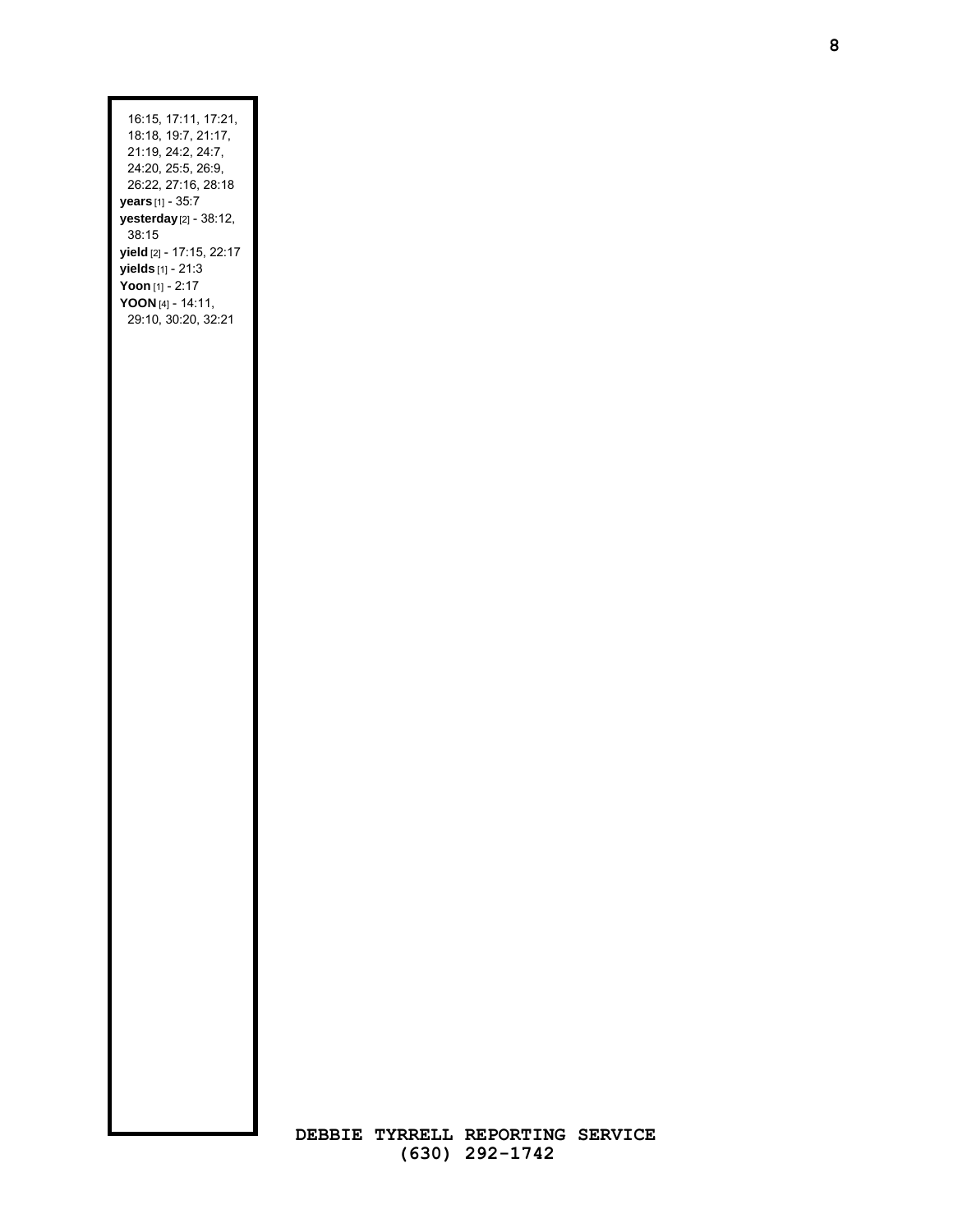16:15, 17:11, 17:21, 18:18, 19:7, 21:17, 21:19, 24:2, 24:7, 24:20, 25:5, 26:9, 26:22, 27:16, 28:18

**years** [1] - 35:7

**yesterday** [2] - 38:12, 38:15

**yield** [2] - 17:15, 22:17

**yields** [1] - 21:3

**Yoon** [1] - 2:17

**YOON** [4] - 14:11, 29:10, 30:20, 32:21

**DEBBIE TYRRELL REPORTING SERVICE**
**(630) 292-1742**